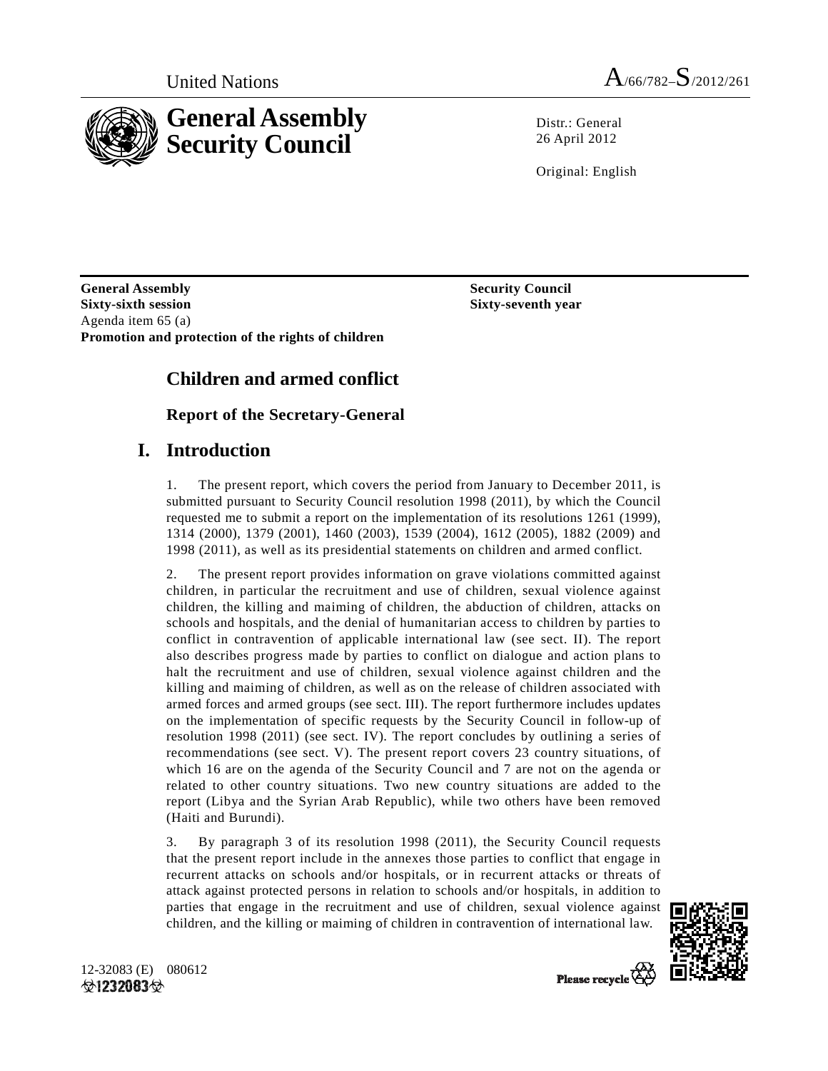United Nations A/66/782–S/2012/261

# General Assembly Security Council

Distr.: General
26 April 2012

Original: English

**General Assembly**
**Sixty-sixth session**
Agenda item 65 (a)
**Promotion and protection of the rights of children**

**Security Council**
**Sixty-seventh year**

# Children and armed conflict

## Report of the Secretary-General

## I. Introduction

1. The present report, which covers the period from January to December 2011, is submitted pursuant to Security Council resolution 1998 (2011), by which the Council requested me to submit a report on the implementation of its resolutions 1261 (1999), 1314 (2000), 1379 (2001), 1460 (2003), 1539 (2004), 1612 (2005), 1882 (2009) and 1998 (2011), as well as its presidential statements on children and armed conflict.

2. The present report provides information on grave violations committed against children, in particular the recruitment and use of children, sexual violence against children, the killing and maiming of children, the abduction of children, attacks on schools and hospitals, and the denial of humanitarian access to children by parties to conflict in contravention of applicable international law (see sect. II). The report also describes progress made by parties to conflict on dialogue and action plans to halt the recruitment and use of children, sexual violence against children and the killing and maiming of children, as well as on the release of children associated with armed forces and armed groups (see sect. III). The report furthermore includes updates on the implementation of specific requests by the Security Council in follow-up of resolution 1998 (2011) (see sect. IV). The report concludes by outlining a series of recommendations (see sect. V). The present report covers 23 country situations, of which 16 are on the agenda of the Security Council and 7 are not on the agenda or related to other country situations. Two new country situations are added to the report (Libya and the Syrian Arab Republic), while two others have been removed (Haiti and Burundi).

3. By paragraph 3 of its resolution 1998 (2011), the Security Council requests that the present report include in the annexes those parties to conflict that engage in recurrent attacks on schools and/or hospitals, or in recurrent attacks or threats of attack against protected persons in relation to schools and/or hospitals, in addition to parties that engage in the recruitment and use of children, sexual violence against children, and the killing or maiming of children in contravention of international law.

12-32083 (E) 080612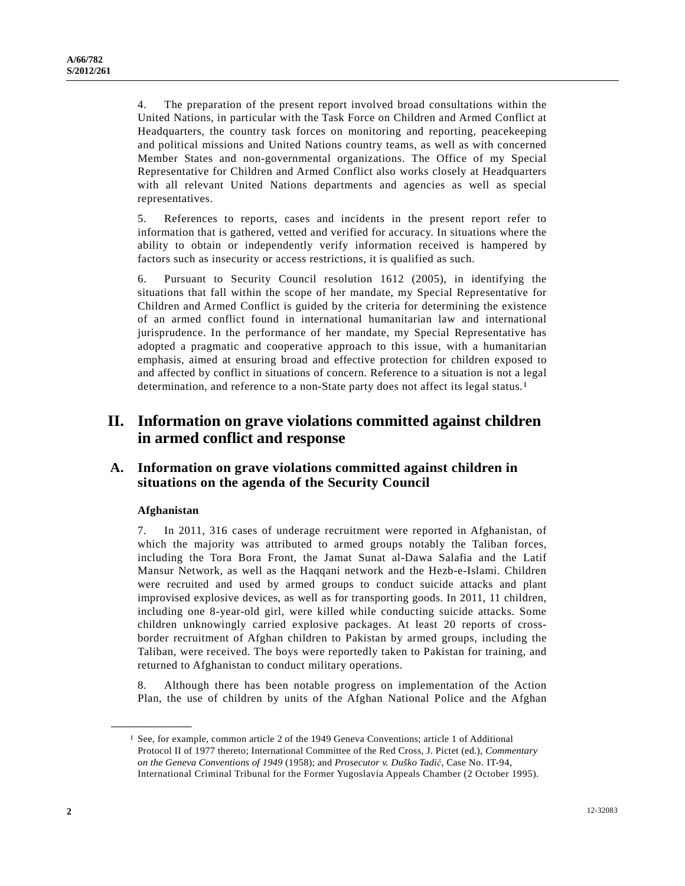4. The preparation of the present report involved broad consultations within the United Nations, in particular with the Task Force on Children and Armed Conflict at Headquarters, the country task forces on monitoring and reporting, peacekeeping and political missions and United Nations country teams, as well as with concerned Member States and non-governmental organizations. The Office of my Special Representative for Children and Armed Conflict also works closely at Headquarters with all relevant United Nations departments and agencies as well as special representatives.

5. References to reports, cases and incidents in the present report refer to information that is gathered, vetted and verified for accuracy. In situations where the ability to obtain or independently verify information received is hampered by factors such as insecurity or access restrictions, it is qualified as such.

6. Pursuant to Security Council resolution 1612 (2005), in identifying the situations that fall within the scope of her mandate, my Special Representative for Children and Armed Conflict is guided by the criteria for determining the existence of an armed conflict found in international humanitarian law and international jurisprudence. In the performance of her mandate, my Special Representative has adopted a pragmatic and cooperative approach to this issue, with a humanitarian emphasis, aimed at ensuring broad and effective protection for children exposed to and affected by conflict in situations of concern. Reference to a situation is not a legal determination, and reference to a non-State party does not affect its legal status.[1]

# II. Information on grave violations committed against children in armed conflict and response

## A. Information on grave violations committed against children in situations on the agenda of the Security Council

### Afghanistan

7. In 2011, 316 cases of underage recruitment were reported in Afghanistan, of which the majority was attributed to armed groups notably the Taliban forces, including the Tora Bora Front, the Jamat Sunat al-Dawa Salafia and the Latif Mansur Network, as well as the Haqqani network and the Hezb-e-Islami. Children were recruited and used by armed groups to conduct suicide attacks and plant improvised explosive devices, as well as for transporting goods. In 2011, 11 children, including one 8-year-old girl, were killed while conducting suicide attacks. Some children unknowingly carried explosive packages. At least 20 reports of cross-border recruitment of Afghan children to Pakistan by armed groups, including the Taliban, were received. The boys were reportedly taken to Pakistan for training, and returned to Afghanistan to conduct military operations.

8. Although there has been notable progress on implementation of the Action Plan, the use of children by units of the Afghan National Police and the Afghan

---

[1] See, for example, common article 2 of the 1949 Geneva Conventions; article 1 of Additional Protocol II of 1977 thereto; International Committee of the Red Cross, J. Pictet (ed.), *Commentary on the Geneva Conventions of 1949* (1958); and *Prosecutor v. Duško Tadić*, Case No. IT-94, International Criminal Tribunal for the Former Yugoslavia Appeals Chamber (2 October 1995).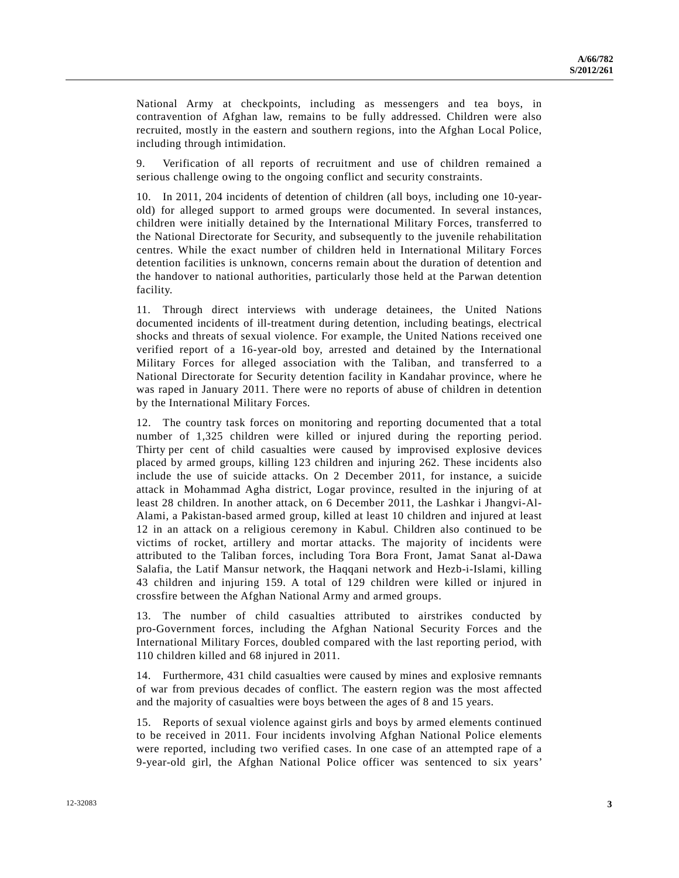National Army at checkpoints, including as messengers and tea boys, in contravention of Afghan law, remains to be fully addressed. Children were also recruited, mostly in the eastern and southern regions, into the Afghan Local Police, including through intimidation.

9. Verification of all reports of recruitment and use of children remained a serious challenge owing to the ongoing conflict and security constraints.

10. In 2011, 204 incidents of detention of children (all boys, including one 10-year-old) for alleged support to armed groups were documented. In several instances, children were initially detained by the International Military Forces, transferred to the National Directorate for Security, and subsequently to the juvenile rehabilitation centres. While the exact number of children held in International Military Forces detention facilities is unknown, concerns remain about the duration of detention and the handover to national authorities, particularly those held at the Parwan detention facility.

11. Through direct interviews with underage detainees, the United Nations documented incidents of ill-treatment during detention, including beatings, electrical shocks and threats of sexual violence. For example, the United Nations received one verified report of a 16-year-old boy, arrested and detained by the International Military Forces for alleged association with the Taliban, and transferred to a National Directorate for Security detention facility in Kandahar province, where he was raped in January 2011. There were no reports of abuse of children in detention by the International Military Forces.

12. The country task forces on monitoring and reporting documented that a total number of 1,325 children were killed or injured during the reporting period. Thirty per cent of child casualties were caused by improvised explosive devices placed by armed groups, killing 123 children and injuring 262. These incidents also include the use of suicide attacks. On 2 December 2011, for instance, a suicide attack in Mohammad Agha district, Logar province, resulted in the injuring of at least 28 children. In another attack, on 6 December 2011, the Lashkar i Jhangvi-Al-Alami, a Pakistan-based armed group, killed at least 10 children and injured at least 12 in an attack on a religious ceremony in Kabul. Children also continued to be victims of rocket, artillery and mortar attacks. The majority of incidents were attributed to the Taliban forces, including Tora Bora Front, Jamat Sanat al-Dawa Salafia, the Latif Mansur network, the Haqqani network and Hezb-i-Islami, killing 43 children and injuring 159. A total of 129 children were killed or injured in crossfire between the Afghan National Army and armed groups.

13. The number of child casualties attributed to airstrikes conducted by pro-Government forces, including the Afghan National Security Forces and the International Military Forces, doubled compared with the last reporting period, with 110 children killed and 68 injured in 2011.

14. Furthermore, 431 child casualties were caused by mines and explosive remnants of war from previous decades of conflict. The eastern region was the most affected and the majority of casualties were boys between the ages of 8 and 15 years.

15. Reports of sexual violence against girls and boys by armed elements continued to be received in 2011. Four incidents involving Afghan National Police elements were reported, including two verified cases. In one case of an attempted rape of a 9-year-old girl, the Afghan National Police officer was sentenced to six years'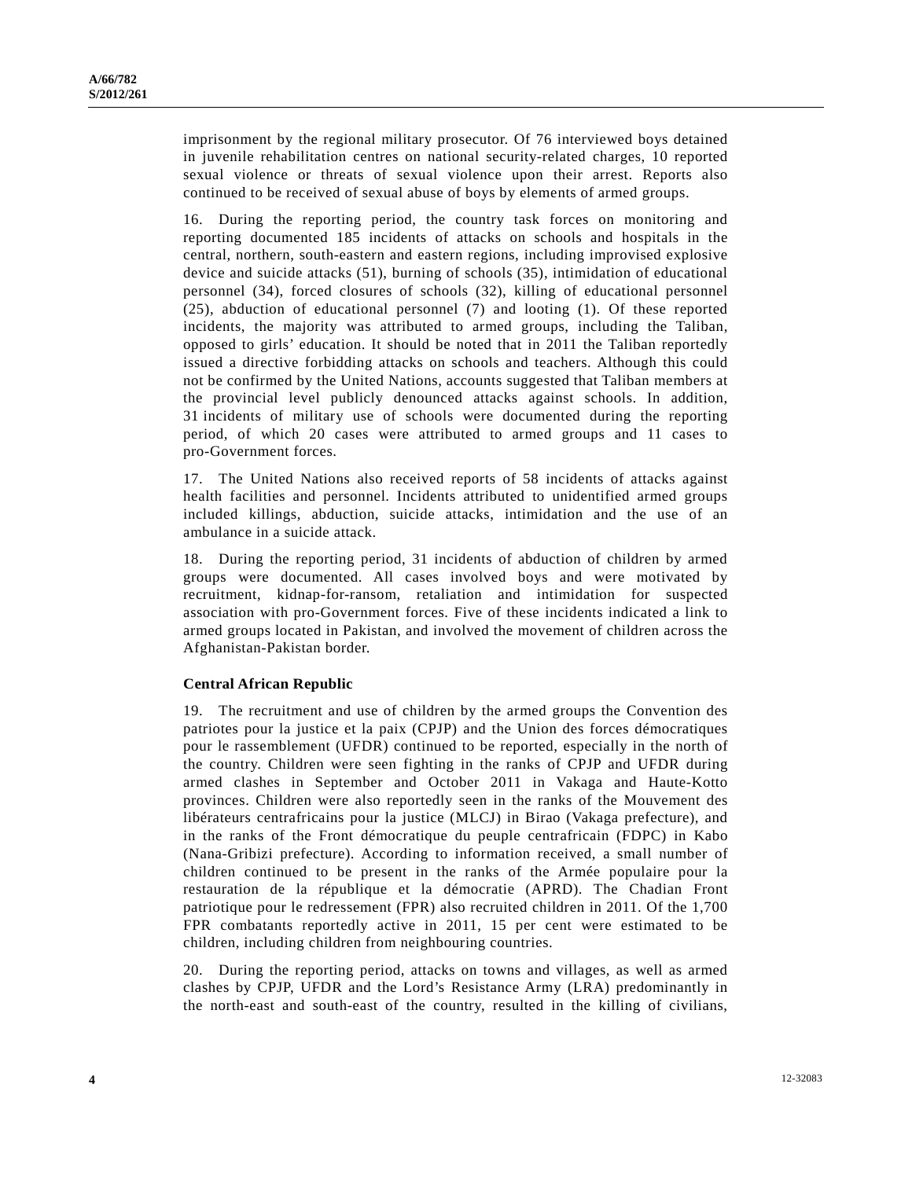imprisonment by the regional military prosecutor. Of 76 interviewed boys detained in juvenile rehabilitation centres on national security-related charges, 10 reported sexual violence or threats of sexual violence upon their arrest. Reports also continued to be received of sexual abuse of boys by elements of armed groups.

16. During the reporting period, the country task forces on monitoring and reporting documented 185 incidents of attacks on schools and hospitals in the central, northern, south-eastern and eastern regions, including improvised explosive device and suicide attacks (51), burning of schools (35), intimidation of educational personnel (34), forced closures of schools (32), killing of educational personnel (25), abduction of educational personnel (7) and looting (1). Of these reported incidents, the majority was attributed to armed groups, including the Taliban, opposed to girls' education. It should be noted that in 2011 the Taliban reportedly issued a directive forbidding attacks on schools and teachers. Although this could not be confirmed by the United Nations, accounts suggested that Taliban members at the provincial level publicly denounced attacks against schools. In addition, 31 incidents of military use of schools were documented during the reporting period, of which 20 cases were attributed to armed groups and 11 cases to pro-Government forces.

17. The United Nations also received reports of 58 incidents of attacks against health facilities and personnel. Incidents attributed to unidentified armed groups included killings, abduction, suicide attacks, intimidation and the use of an ambulance in a suicide attack.

18. During the reporting period, 31 incidents of abduction of children by armed groups were documented. All cases involved boys and were motivated by recruitment, kidnap-for-ransom, retaliation and intimidation for suspected association with pro-Government forces. Five of these incidents indicated a link to armed groups located in Pakistan, and involved the movement of children across the Afghanistan-Pakistan border.

### Central African Republic

19. The recruitment and use of children by the armed groups the Convention des patriotes pour la justice et la paix (CPJP) and the Union des forces démocratiques pour le rassemblement (UFDR) continued to be reported, especially in the north of the country. Children were seen fighting in the ranks of CPJP and UFDR during armed clashes in September and October 2011 in Vakaga and Haute-Kotto provinces. Children were also reportedly seen in the ranks of the Mouvement des libérateurs centrafricains pour la justice (MLCJ) in Birao (Vakaga prefecture), and in the ranks of the Front démocratique du peuple centrafricain (FDPC) in Kabo (Nana-Gribizi prefecture). According to information received, a small number of children continued to be present in the ranks of the Armée populaire pour la restauration de la république et la démocratie (APRD). The Chadian Front patriotique pour le redressement (FPR) also recruited children in 2011. Of the 1,700 FPR combatants reportedly active in 2011, 15 per cent were estimated to be children, including children from neighbouring countries.

20. During the reporting period, attacks on towns and villages, as well as armed clashes by CPJP, UFDR and the Lord's Resistance Army (LRA) predominantly in the north-east and south-east of the country, resulted in the killing of civilians,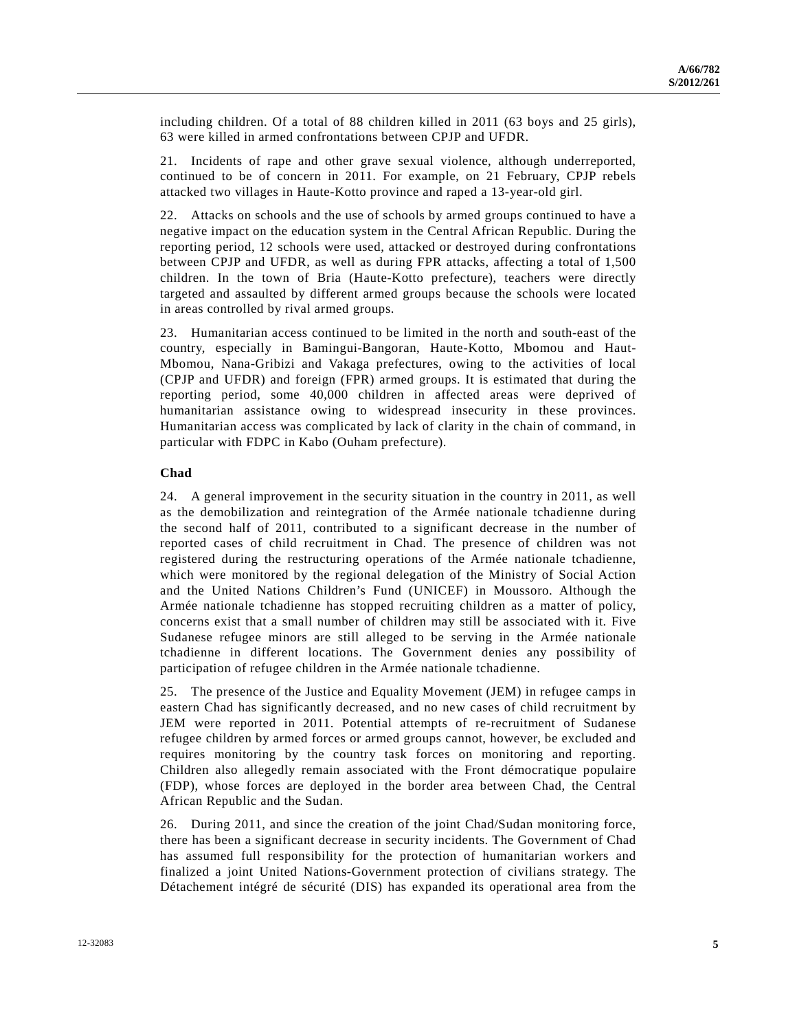including children. Of a total of 88 children killed in 2011 (63 boys and 25 girls), 63 were killed in armed confrontations between CPJP and UFDR.

21. Incidents of rape and other grave sexual violence, although underreported, continued to be of concern in 2011. For example, on 21 February, CPJP rebels attacked two villages in Haute-Kotto province and raped a 13-year-old girl.

22. Attacks on schools and the use of schools by armed groups continued to have a negative impact on the education system in the Central African Republic. During the reporting period, 12 schools were used, attacked or destroyed during confrontations between CPJP and UFDR, as well as during FPR attacks, affecting a total of 1,500 children. In the town of Bria (Haute-Kotto prefecture), teachers were directly targeted and assaulted by different armed groups because the schools were located in areas controlled by rival armed groups.

23. Humanitarian access continued to be limited in the north and south-east of the country, especially in Bamingui-Bangoran, Haute-Kotto, Mbomou and Haut-Mbomou, Nana-Gribizi and Vakaga prefectures, owing to the activities of local (CPJP and UFDR) and foreign (FPR) armed groups. It is estimated that during the reporting period, some 40,000 children in affected areas were deprived of humanitarian assistance owing to widespread insecurity in these provinces. Humanitarian access was complicated by lack of clarity in the chain of command, in particular with FDPC in Kabo (Ouham prefecture).

### Chad

24. A general improvement in the security situation in the country in 2011, as well as the demobilization and reintegration of the Armée nationale tchadienne during the second half of 2011, contributed to a significant decrease in the number of reported cases of child recruitment in Chad. The presence of children was not registered during the restructuring operations of the Armée nationale tchadienne, which were monitored by the regional delegation of the Ministry of Social Action and the United Nations Children's Fund (UNICEF) in Moussoro. Although the Armée nationale tchadienne has stopped recruiting children as a matter of policy, concerns exist that a small number of children may still be associated with it. Five Sudanese refugee minors are still alleged to be serving in the Armée nationale tchadienne in different locations. The Government denies any possibility of participation of refugee children in the Armée nationale tchadienne.

25. The presence of the Justice and Equality Movement (JEM) in refugee camps in eastern Chad has significantly decreased, and no new cases of child recruitment by JEM were reported in 2011. Potential attempts of re-recruitment of Sudanese refugee children by armed forces or armed groups cannot, however, be excluded and requires monitoring by the country task forces on monitoring and reporting. Children also allegedly remain associated with the Front démocratique populaire (FDP), whose forces are deployed in the border area between Chad, the Central African Republic and the Sudan.

26. During 2011, and since the creation of the joint Chad/Sudan monitoring force, there has been a significant decrease in security incidents. The Government of Chad has assumed full responsibility for the protection of humanitarian workers and finalized a joint United Nations-Government protection of civilians strategy. The Détachement intégré de sécurité (DIS) has expanded its operational area from the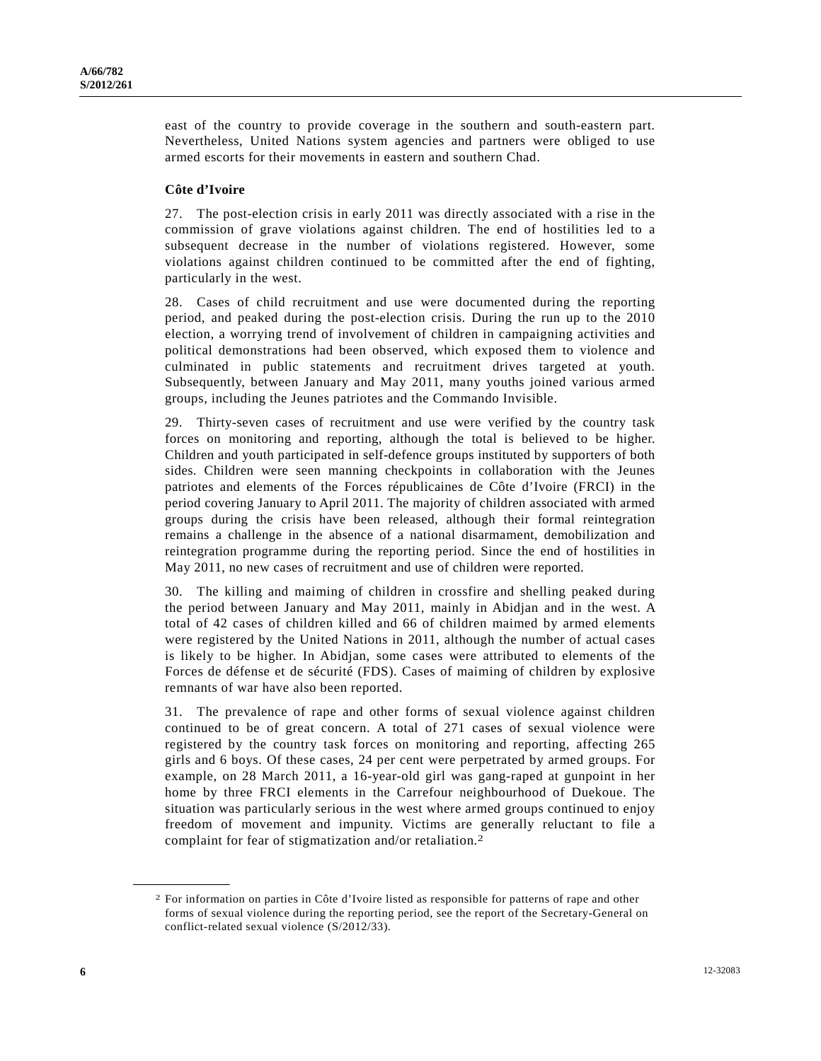east of the country to provide coverage in the southern and south-eastern part. Nevertheless, United Nations system agencies and partners were obliged to use armed escorts for their movements in eastern and southern Chad.

### Côte d'Ivoire

27. The post-election crisis in early 2011 was directly associated with a rise in the commission of grave violations against children. The end of hostilities led to a subsequent decrease in the number of violations registered. However, some violations against children continued to be committed after the end of fighting, particularly in the west.

28. Cases of child recruitment and use were documented during the reporting period, and peaked during the post-election crisis. During the run up to the 2010 election, a worrying trend of involvement of children in campaigning activities and political demonstrations had been observed, which exposed them to violence and culminated in public statements and recruitment drives targeted at youth. Subsequently, between January and May 2011, many youths joined various armed groups, including the Jeunes patriotes and the Commando Invisible.

29. Thirty-seven cases of recruitment and use were verified by the country task forces on monitoring and reporting, although the total is believed to be higher. Children and youth participated in self-defence groups instituted by supporters of both sides. Children were seen manning checkpoints in collaboration with the Jeunes patriotes and elements of the Forces républicaines de Côte d'Ivoire (FRCI) in the period covering January to April 2011. The majority of children associated with armed groups during the crisis have been released, although their formal reintegration remains a challenge in the absence of a national disarmament, demobilization and reintegration programme during the reporting period. Since the end of hostilities in May 2011, no new cases of recruitment and use of children were reported.

30. The killing and maiming of children in crossfire and shelling peaked during the period between January and May 2011, mainly in Abidjan and in the west. A total of 42 cases of children killed and 66 of children maimed by armed elements were registered by the United Nations in 2011, although the number of actual cases is likely to be higher. In Abidjan, some cases were attributed to elements of the Forces de défense et de sécurité (FDS). Cases of maiming of children by explosive remnants of war have also been reported.

31. The prevalence of rape and other forms of sexual violence against children continued to be of great concern. A total of 271 cases of sexual violence were registered by the country task forces on monitoring and reporting, affecting 265 girls and 6 boys. Of these cases, 24 per cent were perpetrated by armed groups. For example, on 28 March 2011, a 16-year-old girl was gang-raped at gunpoint in her home by three FRCI elements in the Carrefour neighbourhood of Duekoue. The situation was particularly serious in the west where armed groups continued to enjoy freedom of movement and impunity. Victims are generally reluctant to file a complaint for fear of stigmatization and/or retaliation.[2]

---

[2] For information on parties in Côte d'Ivoire listed as responsible for patterns of rape and other forms of sexual violence during the reporting period, see the report of the Secretary-General on conflict-related sexual violence (S/2012/33).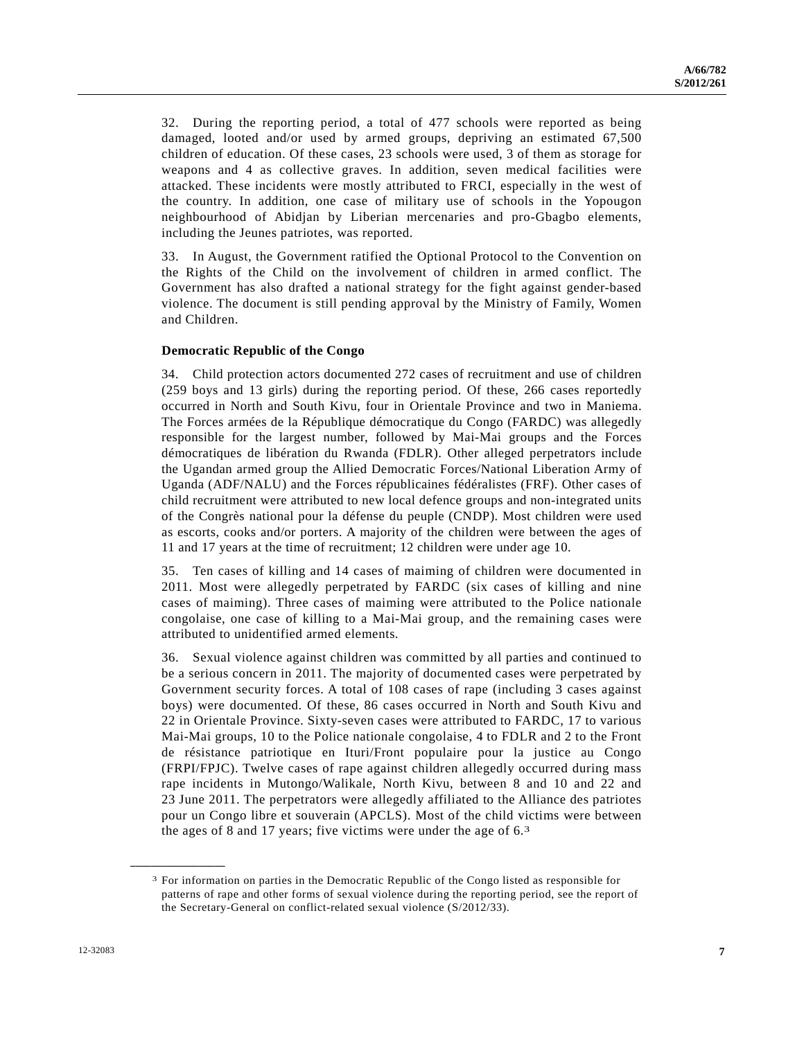32. During the reporting period, a total of 477 schools were reported as being damaged, looted and/or used by armed groups, depriving an estimated 67,500 children of education. Of these cases, 23 schools were used, 3 of them as storage for weapons and 4 as collective graves. In addition, seven medical facilities were attacked. These incidents were mostly attributed to FRCI, especially in the west of the country. In addition, one case of military use of schools in the Yopougon neighbourhood of Abidjan by Liberian mercenaries and pro-Gbagbo elements, including the Jeunes patriotes, was reported.

33. In August, the Government ratified the Optional Protocol to the Convention on the Rights of the Child on the involvement of children in armed conflict. The Government has also drafted a national strategy for the fight against gender-based violence. The document is still pending approval by the Ministry of Family, Women and Children.

**Democratic Republic of the Congo**

34. Child protection actors documented 272 cases of recruitment and use of children (259 boys and 13 girls) during the reporting period. Of these, 266 cases reportedly occurred in North and South Kivu, four in Orientale Province and two in Maniema. The Forces armées de la République démocratique du Congo (FARDC) was allegedly responsible for the largest number, followed by Mai-Mai groups and the Forces démocratiques de libération du Rwanda (FDLR). Other alleged perpetrators include the Ugandan armed group the Allied Democratic Forces/National Liberation Army of Uganda (ADF/NALU) and the Forces républicaines fédéralistes (FRF). Other cases of child recruitment were attributed to new local defence groups and non-integrated units of the Congrès national pour la défense du peuple (CNDP). Most children were used as escorts, cooks and/or porters. A majority of the children were between the ages of 11 and 17 years at the time of recruitment; 12 children were under age 10.

35. Ten cases of killing and 14 cases of maiming of children were documented in 2011. Most were allegedly perpetrated by FARDC (six cases of killing and nine cases of maiming). Three cases of maiming were attributed to the Police nationale congolaise, one case of killing to a Mai-Mai group, and the remaining cases were attributed to unidentified armed elements.

36. Sexual violence against children was committed by all parties and continued to be a serious concern in 2011. The majority of documented cases were perpetrated by Government security forces. A total of 108 cases of rape (including 3 cases against boys) were documented. Of these, 86 cases occurred in North and South Kivu and 22 in Orientale Province. Sixty-seven cases were attributed to FARDC, 17 to various Mai-Mai groups, 10 to the Police nationale congolaise, 4 to FDLR and 2 to the Front de résistance patriotique en Ituri/Front populaire pour la justice au Congo (FRPI/FPJC). Twelve cases of rape against children allegedly occurred during mass rape incidents in Mutongo/Walikale, North Kivu, between 8 and 10 and 22 and 23 June 2011. The perpetrators were allegedly affiliated to the Alliance des patriotes pour un Congo libre et souverain (APCLS). Most of the child victims were between the ages of 8 and 17 years; five victims were under the age of 6.[3]

[3] For information on parties in the Democratic Republic of the Congo listed as responsible for patterns of rape and other forms of sexual violence during the reporting period, see the report of the Secretary-General on conflict-related sexual violence (S/2012/33).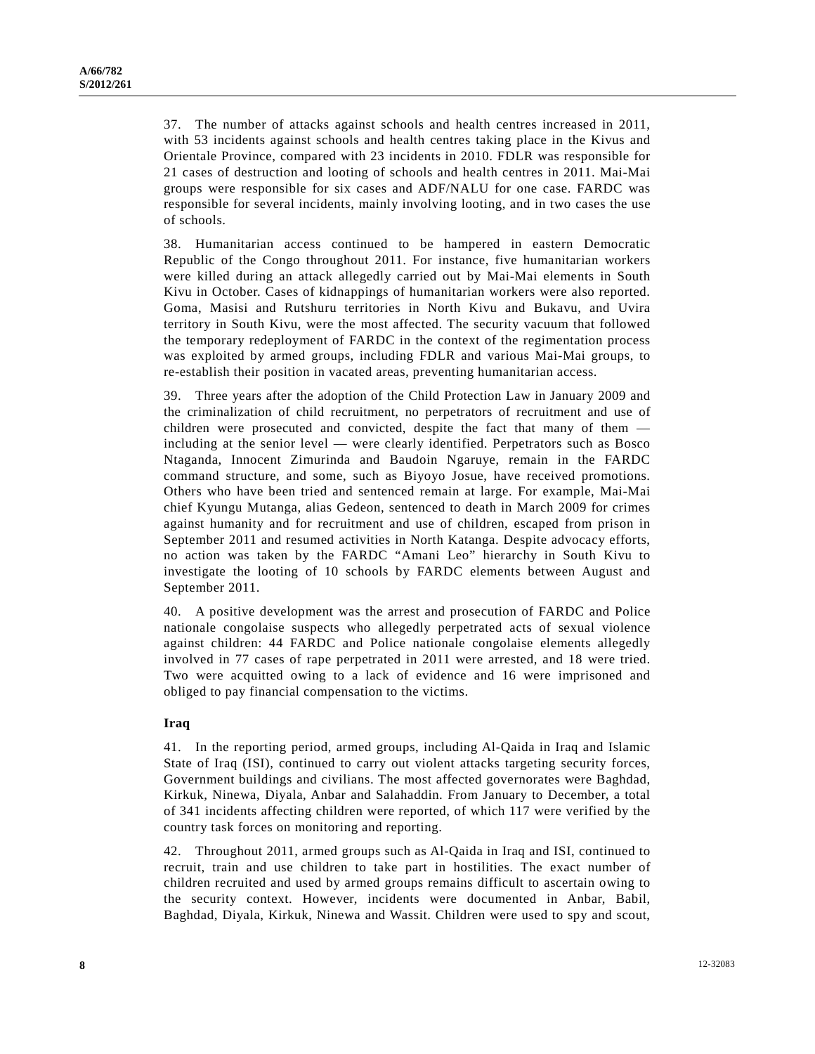37. The number of attacks against schools and health centres increased in 2011, with 53 incidents against schools and health centres taking place in the Kivus and Orientale Province, compared with 23 incidents in 2010. FDLR was responsible for 21 cases of destruction and looting of schools and health centres in 2011. Mai-Mai groups were responsible for six cases and ADF/NALU for one case. FARDC was responsible for several incidents, mainly involving looting, and in two cases the use of schools.

38. Humanitarian access continued to be hampered in eastern Democratic Republic of the Congo throughout 2011. For instance, five humanitarian workers were killed during an attack allegedly carried out by Mai-Mai elements in South Kivu in October. Cases of kidnappings of humanitarian workers were also reported. Goma, Masisi and Rutshuru territories in North Kivu and Bukavu, and Uvira territory in South Kivu, were the most affected. The security vacuum that followed the temporary redeployment of FARDC in the context of the regimentation process was exploited by armed groups, including FDLR and various Mai-Mai groups, to re-establish their position in vacated areas, preventing humanitarian access.

39. Three years after the adoption of the Child Protection Law in January 2009 and the criminalization of child recruitment, no perpetrators of recruitment and use of children were prosecuted and convicted, despite the fact that many of them — including at the senior level — were clearly identified. Perpetrators such as Bosco Ntaganda, Innocent Zimurinda and Baudoin Ngaruye, remain in the FARDC command structure, and some, such as Biyoyo Josue, have received promotions. Others who have been tried and sentenced remain at large. For example, Mai-Mai chief Kyungu Mutanga, alias Gedeon, sentenced to death in March 2009 for crimes against humanity and for recruitment and use of children, escaped from prison in September 2011 and resumed activities in North Katanga. Despite advocacy efforts, no action was taken by the FARDC "Amani Leo" hierarchy in South Kivu to investigate the looting of 10 schools by FARDC elements between August and September 2011.

40. A positive development was the arrest and prosecution of FARDC and Police nationale congolaise suspects who allegedly perpetrated acts of sexual violence against children: 44 FARDC and Police nationale congolaise elements allegedly involved in 77 cases of rape perpetrated in 2011 were arrested, and 18 were tried. Two were acquitted owing to a lack of evidence and 16 were imprisoned and obliged to pay financial compensation to the victims.

### Iraq

41. In the reporting period, armed groups, including Al-Qaida in Iraq and Islamic State of Iraq (ISI), continued to carry out violent attacks targeting security forces, Government buildings and civilians. The most affected governorates were Baghdad, Kirkuk, Ninewa, Diyala, Anbar and Salahaddin. From January to December, a total of 341 incidents affecting children were reported, of which 117 were verified by the country task forces on monitoring and reporting.

42. Throughout 2011, armed groups such as Al-Qaida in Iraq and ISI, continued to recruit, train and use children to take part in hostilities. The exact number of children recruited and used by armed groups remains difficult to ascertain owing to the security context. However, incidents were documented in Anbar, Babil, Baghdad, Diyala, Kirkuk, Ninewa and Wassit. Children were used to spy and scout,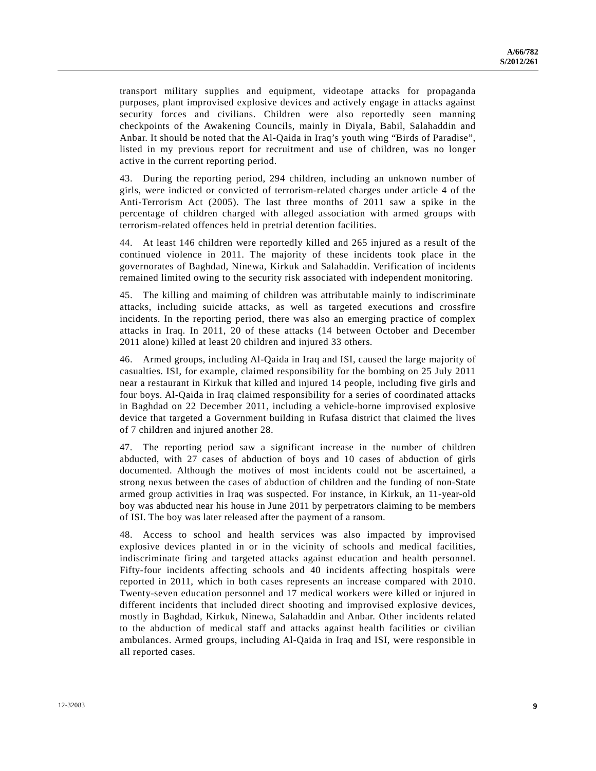transport military supplies and equipment, videotape attacks for propaganda purposes, plant improvised explosive devices and actively engage in attacks against security forces and civilians. Children were also reportedly seen manning checkpoints of the Awakening Councils, mainly in Diyala, Babil, Salahaddin and Anbar. It should be noted that the Al-Qaida in Iraq's youth wing "Birds of Paradise", listed in my previous report for recruitment and use of children, was no longer active in the current reporting period.

43. During the reporting period, 294 children, including an unknown number of girls, were indicted or convicted of terrorism-related charges under article 4 of the Anti-Terrorism Act (2005). The last three months of 2011 saw a spike in the percentage of children charged with alleged association with armed groups with terrorism-related offences held in pretrial detention facilities.

44. At least 146 children were reportedly killed and 265 injured as a result of the continued violence in 2011. The majority of these incidents took place in the governorates of Baghdad, Ninewa, Kirkuk and Salahaddin. Verification of incidents remained limited owing to the security risk associated with independent monitoring.

45. The killing and maiming of children was attributable mainly to indiscriminate attacks, including suicide attacks, as well as targeted executions and crossfire incidents. In the reporting period, there was also an emerging practice of complex attacks in Iraq. In 2011, 20 of these attacks (14 between October and December 2011 alone) killed at least 20 children and injured 33 others.

46. Armed groups, including Al-Qaida in Iraq and ISI, caused the large majority of casualties. ISI, for example, claimed responsibility for the bombing on 25 July 2011 near a restaurant in Kirkuk that killed and injured 14 people, including five girls and four boys. Al-Qaida in Iraq claimed responsibility for a series of coordinated attacks in Baghdad on 22 December 2011, including a vehicle-borne improvised explosive device that targeted a Government building in Rufasa district that claimed the lives of 7 children and injured another 28.

47. The reporting period saw a significant increase in the number of children abducted, with 27 cases of abduction of boys and 10 cases of abduction of girls documented. Although the motives of most incidents could not be ascertained, a strong nexus between the cases of abduction of children and the funding of non-State armed group activities in Iraq was suspected. For instance, in Kirkuk, an 11-year-old boy was abducted near his house in June 2011 by perpetrators claiming to be members of ISI. The boy was later released after the payment of a ransom.

48. Access to school and health services was also impacted by improvised explosive devices planted in or in the vicinity of schools and medical facilities, indiscriminate firing and targeted attacks against education and health personnel. Fifty-four incidents affecting schools and 40 incidents affecting hospitals were reported in 2011, which in both cases represents an increase compared with 2010. Twenty-seven education personnel and 17 medical workers were killed or injured in different incidents that included direct shooting and improvised explosive devices, mostly in Baghdad, Kirkuk, Ninewa, Salahaddin and Anbar. Other incidents related to the abduction of medical staff and attacks against health facilities or civilian ambulances. Armed groups, including Al-Qaida in Iraq and ISI, were responsible in all reported cases.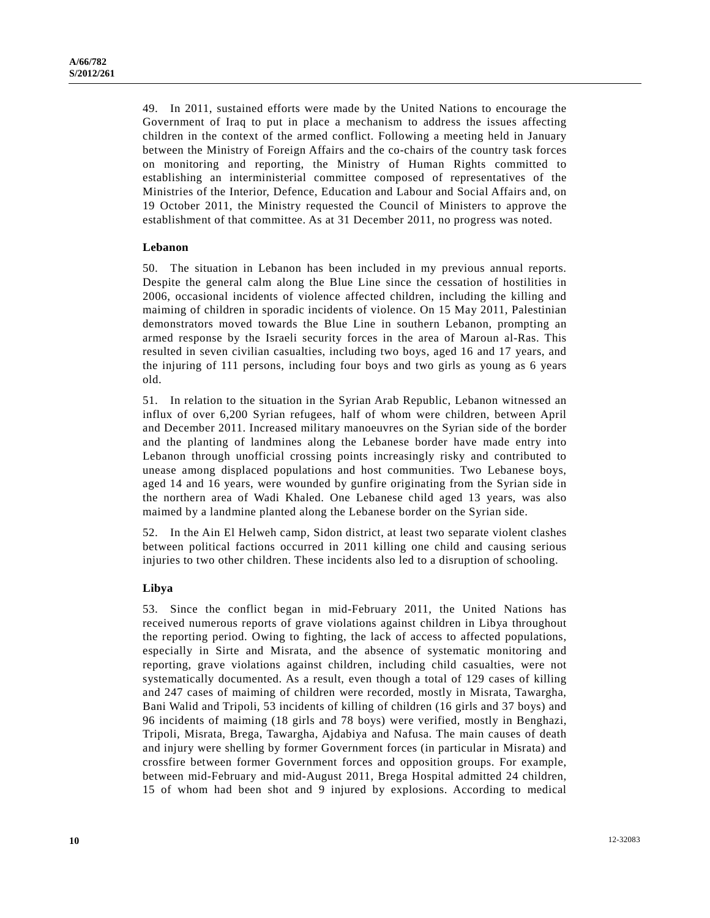49. In 2011, sustained efforts were made by the United Nations to encourage the Government of Iraq to put in place a mechanism to address the issues affecting children in the context of the armed conflict. Following a meeting held in January between the Ministry of Foreign Affairs and the co-chairs of the country task forces on monitoring and reporting, the Ministry of Human Rights committed to establishing an interministerial committee composed of representatives of the Ministries of the Interior, Defence, Education and Labour and Social Affairs and, on 19 October 2011, the Ministry requested the Council of Ministers to approve the establishment of that committee. As at 31 December 2011, no progress was noted.

### Lebanon

50. The situation in Lebanon has been included in my previous annual reports. Despite the general calm along the Blue Line since the cessation of hostilities in 2006, occasional incidents of violence affected children, including the killing and maiming of children in sporadic incidents of violence. On 15 May 2011, Palestinian demonstrators moved towards the Blue Line in southern Lebanon, prompting an armed response by the Israeli security forces in the area of Maroun al-Ras. This resulted in seven civilian casualties, including two boys, aged 16 and 17 years, and the injuring of 111 persons, including four boys and two girls as young as 6 years old.

51. In relation to the situation in the Syrian Arab Republic, Lebanon witnessed an influx of over 6,200 Syrian refugees, half of whom were children, between April and December 2011. Increased military manoeuvres on the Syrian side of the border and the planting of landmines along the Lebanese border have made entry into Lebanon through unofficial crossing points increasingly risky and contributed to unease among displaced populations and host communities. Two Lebanese boys, aged 14 and 16 years, were wounded by gunfire originating from the Syrian side in the northern area of Wadi Khaled. One Lebanese child aged 13 years, was also maimed by a landmine planted along the Lebanese border on the Syrian side.

52. In the Ain El Helweh camp, Sidon district, at least two separate violent clashes between political factions occurred in 2011 killing one child and causing serious injuries to two other children. These incidents also led to a disruption of schooling.

### Libya

53. Since the conflict began in mid-February 2011, the United Nations has received numerous reports of grave violations against children in Libya throughout the reporting period. Owing to fighting, the lack of access to affected populations, especially in Sirte and Misrata, and the absence of systematic monitoring and reporting, grave violations against children, including child casualties, were not systematically documented. As a result, even though a total of 129 cases of killing and 247 cases of maiming of children were recorded, mostly in Misrata, Tawargha, Bani Walid and Tripoli, 53 incidents of killing of children (16 girls and 37 boys) and 96 incidents of maiming (18 girls and 78 boys) were verified, mostly in Benghazi, Tripoli, Misrata, Brega, Tawargha, Ajdabiya and Nafusa. The main causes of death and injury were shelling by former Government forces (in particular in Misrata) and crossfire between former Government forces and opposition groups. For example, between mid-February and mid-August 2011, Brega Hospital admitted 24 children, 15 of whom had been shot and 9 injured by explosions. According to medical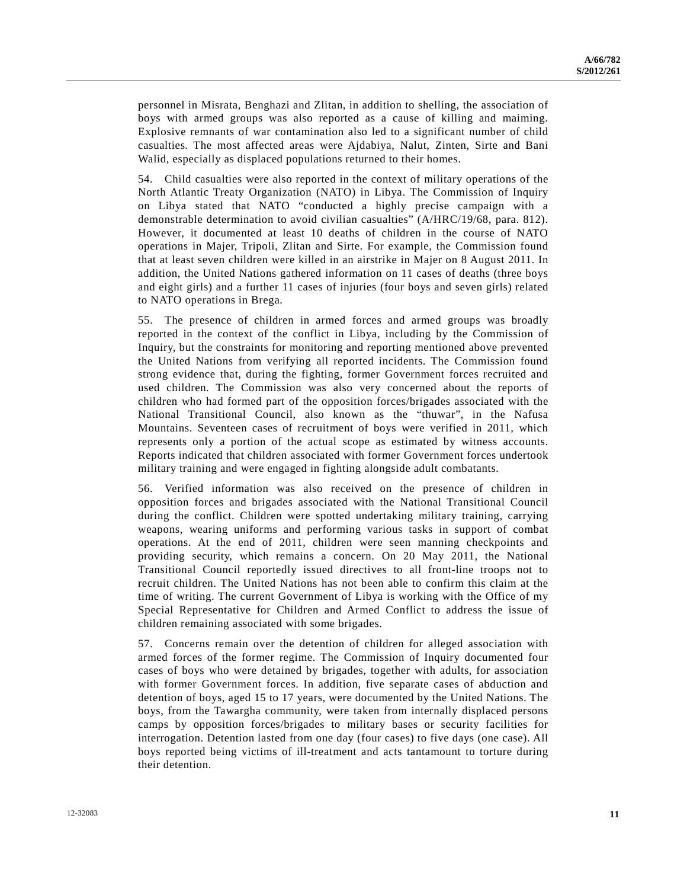personnel in Misrata, Benghazi and Zlitan, in addition to shelling, the association of boys with armed groups was also reported as a cause of killing and maiming. Explosive remnants of war contamination also led to a significant number of child casualties. The most affected areas were Ajdabiya, Nalut, Zinten, Sirte and Bani Walid, especially as displaced populations returned to their homes.

54. Child casualties were also reported in the context of military operations of the North Atlantic Treaty Organization (NATO) in Libya. The Commission of Inquiry on Libya stated that NATO "conducted a highly precise campaign with a demonstrable determination to avoid civilian casualties" (A/HRC/19/68, para. 812). However, it documented at least 10 deaths of children in the course of NATO operations in Majer, Tripoli, Zlitan and Sirte. For example, the Commission found that at least seven children were killed in an airstrike in Majer on 8 August 2011. In addition, the United Nations gathered information on 11 cases of deaths (three boys and eight girls) and a further 11 cases of injuries (four boys and seven girls) related to NATO operations in Brega.

55. The presence of children in armed forces and armed groups was broadly reported in the context of the conflict in Libya, including by the Commission of Inquiry, but the constraints for monitoring and reporting mentioned above prevented the United Nations from verifying all reported incidents. The Commission found strong evidence that, during the fighting, former Government forces recruited and used children. The Commission was also very concerned about the reports of children who had formed part of the opposition forces/brigades associated with the National Transitional Council, also known as the "thuwar", in the Nafusa Mountains. Seventeen cases of recruitment of boys were verified in 2011, which represents only a portion of the actual scope as estimated by witness accounts. Reports indicated that children associated with former Government forces undertook military training and were engaged in fighting alongside adult combatants.

56. Verified information was also received on the presence of children in opposition forces and brigades associated with the National Transitional Council during the conflict. Children were spotted undertaking military training, carrying weapons, wearing uniforms and performing various tasks in support of combat operations. At the end of 2011, children were seen manning checkpoints and providing security, which remains a concern. On 20 May 2011, the National Transitional Council reportedly issued directives to all front-line troops not to recruit children. The United Nations has not been able to confirm this claim at the time of writing. The current Government of Libya is working with the Office of my Special Representative for Children and Armed Conflict to address the issue of children remaining associated with some brigades.

57. Concerns remain over the detention of children for alleged association with armed forces of the former regime. The Commission of Inquiry documented four cases of boys who were detained by brigades, together with adults, for association with former Government forces. In addition, five separate cases of abduction and detention of boys, aged 15 to 17 years, were documented by the United Nations. The boys, from the Tawargha community, were taken from internally displaced persons camps by opposition forces/brigades to military bases or security facilities for interrogation. Detention lasted from one day (four cases) to five days (one case). All boys reported being victims of ill-treatment and acts tantamount to torture during their detention.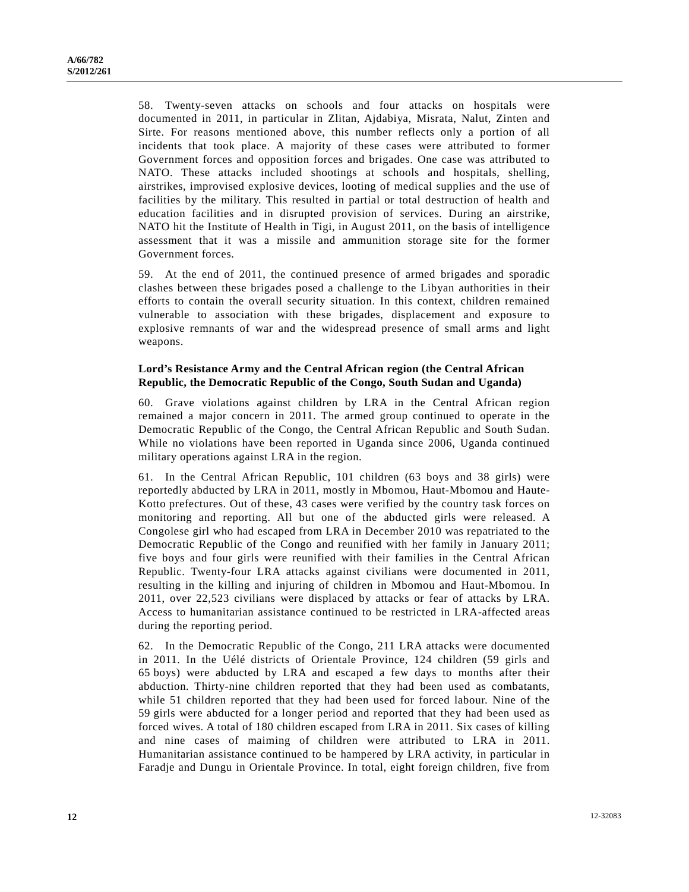58. Twenty-seven attacks on schools and four attacks on hospitals were documented in 2011, in particular in Zlitan, Ajdabiya, Misrata, Nalut, Zinten and Sirte. For reasons mentioned above, this number reflects only a portion of all incidents that took place. A majority of these cases were attributed to former Government forces and opposition forces and brigades. One case was attributed to NATO. These attacks included shootings at schools and hospitals, shelling, airstrikes, improvised explosive devices, looting of medical supplies and the use of facilities by the military. This resulted in partial or total destruction of health and education facilities and in disrupted provision of services. During an airstrike, NATO hit the Institute of Health in Tigi, in August 2011, on the basis of intelligence assessment that it was a missile and ammunition storage site for the former Government forces.

59. At the end of 2011, the continued presence of armed brigades and sporadic clashes between these brigades posed a challenge to the Libyan authorities in their efforts to contain the overall security situation. In this context, children remained vulnerable to association with these brigades, displacement and exposure to explosive remnants of war and the widespread presence of small arms and light weapons.

**Lord's Resistance Army and the Central African region (the Central African Republic, the Democratic Republic of the Congo, South Sudan and Uganda)**

60. Grave violations against children by LRA in the Central African region remained a major concern in 2011. The armed group continued to operate in the Democratic Republic of the Congo, the Central African Republic and South Sudan. While no violations have been reported in Uganda since 2006, Uganda continued military operations against LRA in the region.

61. In the Central African Republic, 101 children (63 boys and 38 girls) were reportedly abducted by LRA in 2011, mostly in Mbomou, Haut-Mbomou and Haute-Kotto prefectures. Out of these, 43 cases were verified by the country task forces on monitoring and reporting. All but one of the abducted girls were released. A Congolese girl who had escaped from LRA in December 2010 was repatriated to the Democratic Republic of the Congo and reunified with her family in January 2011; five boys and four girls were reunified with their families in the Central African Republic. Twenty-four LRA attacks against civilians were documented in 2011, resulting in the killing and injuring of children in Mbomou and Haut-Mbomou. In 2011, over 22,523 civilians were displaced by attacks or fear of attacks by LRA. Access to humanitarian assistance continued to be restricted in LRA-affected areas during the reporting period.

62. In the Democratic Republic of the Congo, 211 LRA attacks were documented in 2011. In the Uélé districts of Orientale Province, 124 children (59 girls and 65 boys) were abducted by LRA and escaped a few days to months after their abduction. Thirty-nine children reported that they had been used as combatants, while 51 children reported that they had been used for forced labour. Nine of the 59 girls were abducted for a longer period and reported that they had been used as forced wives. A total of 180 children escaped from LRA in 2011. Six cases of killing and nine cases of maiming of children were attributed to LRA in 2011. Humanitarian assistance continued to be hampered by LRA activity, in particular in Faradje and Dungu in Orientale Province. In total, eight foreign children, five from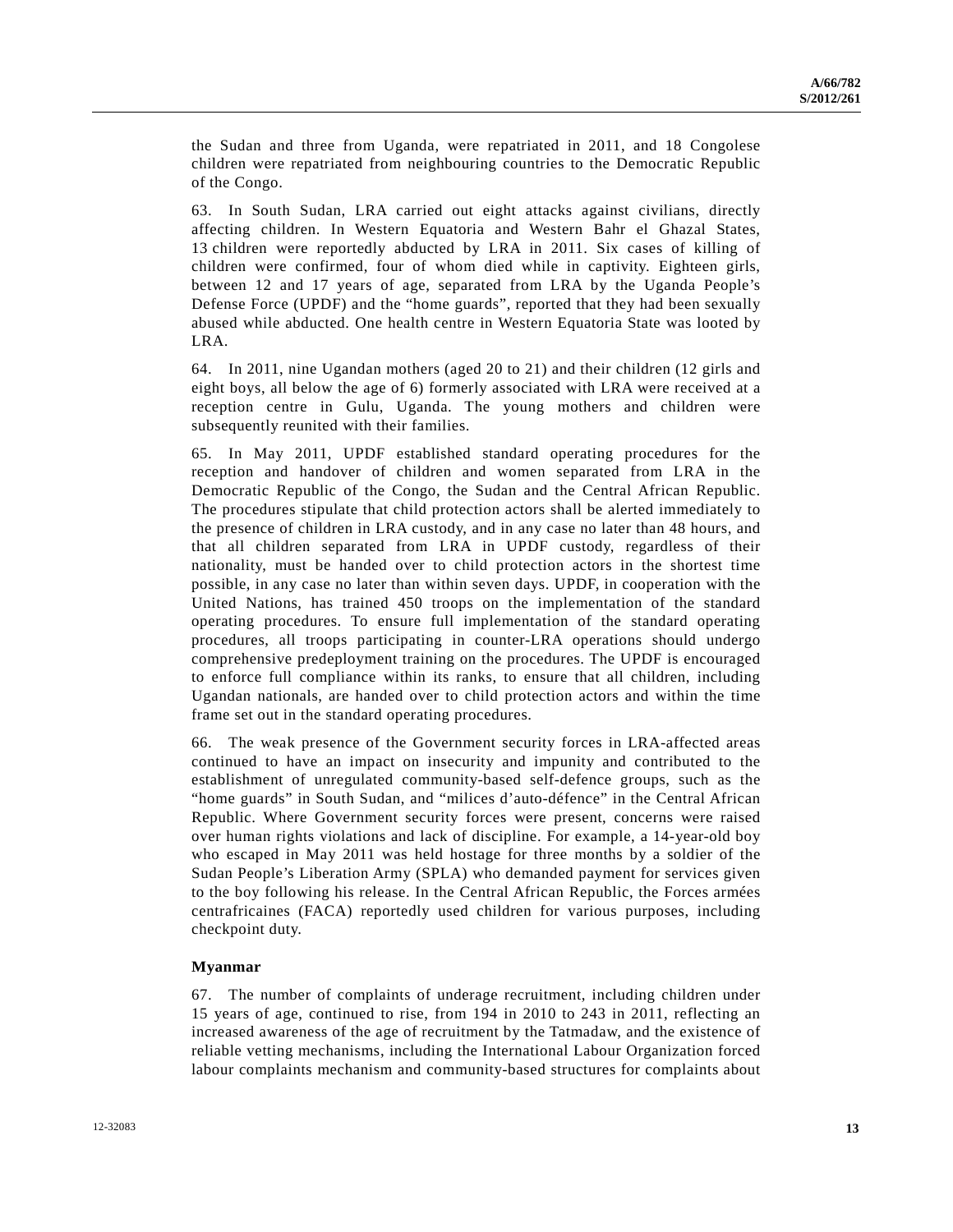the Sudan and three from Uganda, were repatriated in 2011, and 18 Congolese children were repatriated from neighbouring countries to the Democratic Republic of the Congo.

63. In South Sudan, LRA carried out eight attacks against civilians, directly affecting children. In Western Equatoria and Western Bahr el Ghazal States, 13 children were reportedly abducted by LRA in 2011. Six cases of killing of children were confirmed, four of whom died while in captivity. Eighteen girls, between 12 and 17 years of age, separated from LRA by the Uganda People's Defense Force (UPDF) and the "home guards", reported that they had been sexually abused while abducted. One health centre in Western Equatoria State was looted by LRA.

64. In 2011, nine Ugandan mothers (aged 20 to 21) and their children (12 girls and eight boys, all below the age of 6) formerly associated with LRA were received at a reception centre in Gulu, Uganda. The young mothers and children were subsequently reunited with their families.

65. In May 2011, UPDF established standard operating procedures for the reception and handover of children and women separated from LRA in the Democratic Republic of the Congo, the Sudan and the Central African Republic. The procedures stipulate that child protection actors shall be alerted immediately to the presence of children in LRA custody, and in any case no later than 48 hours, and that all children separated from LRA in UPDF custody, regardless of their nationality, must be handed over to child protection actors in the shortest time possible, in any case no later than within seven days. UPDF, in cooperation with the United Nations, has trained 450 troops on the implementation of the standard operating procedures. To ensure full implementation of the standard operating procedures, all troops participating in counter-LRA operations should undergo comprehensive predeployment training on the procedures. The UPDF is encouraged to enforce full compliance within its ranks, to ensure that all children, including Ugandan nationals, are handed over to child protection actors and within the time frame set out in the standard operating procedures.

66. The weak presence of the Government security forces in LRA-affected areas continued to have an impact on insecurity and impunity and contributed to the establishment of unregulated community-based self-defence groups, such as the "home guards" in South Sudan, and "milices d'auto-défence" in the Central African Republic. Where Government security forces were present, concerns were raised over human rights violations and lack of discipline. For example, a 14-year-old boy who escaped in May 2011 was held hostage for three months by a soldier of the Sudan People's Liberation Army (SPLA) who demanded payment for services given to the boy following his release. In the Central African Republic, the Forces armées centrafricaines (FACA) reportedly used children for various purposes, including checkpoint duty.

### Myanmar

67. The number of complaints of underage recruitment, including children under 15 years of age, continued to rise, from 194 in 2010 to 243 in 2011, reflecting an increased awareness of the age of recruitment by the Tatmadaw, and the existence of reliable vetting mechanisms, including the International Labour Organization forced labour complaints mechanism and community-based structures for complaints about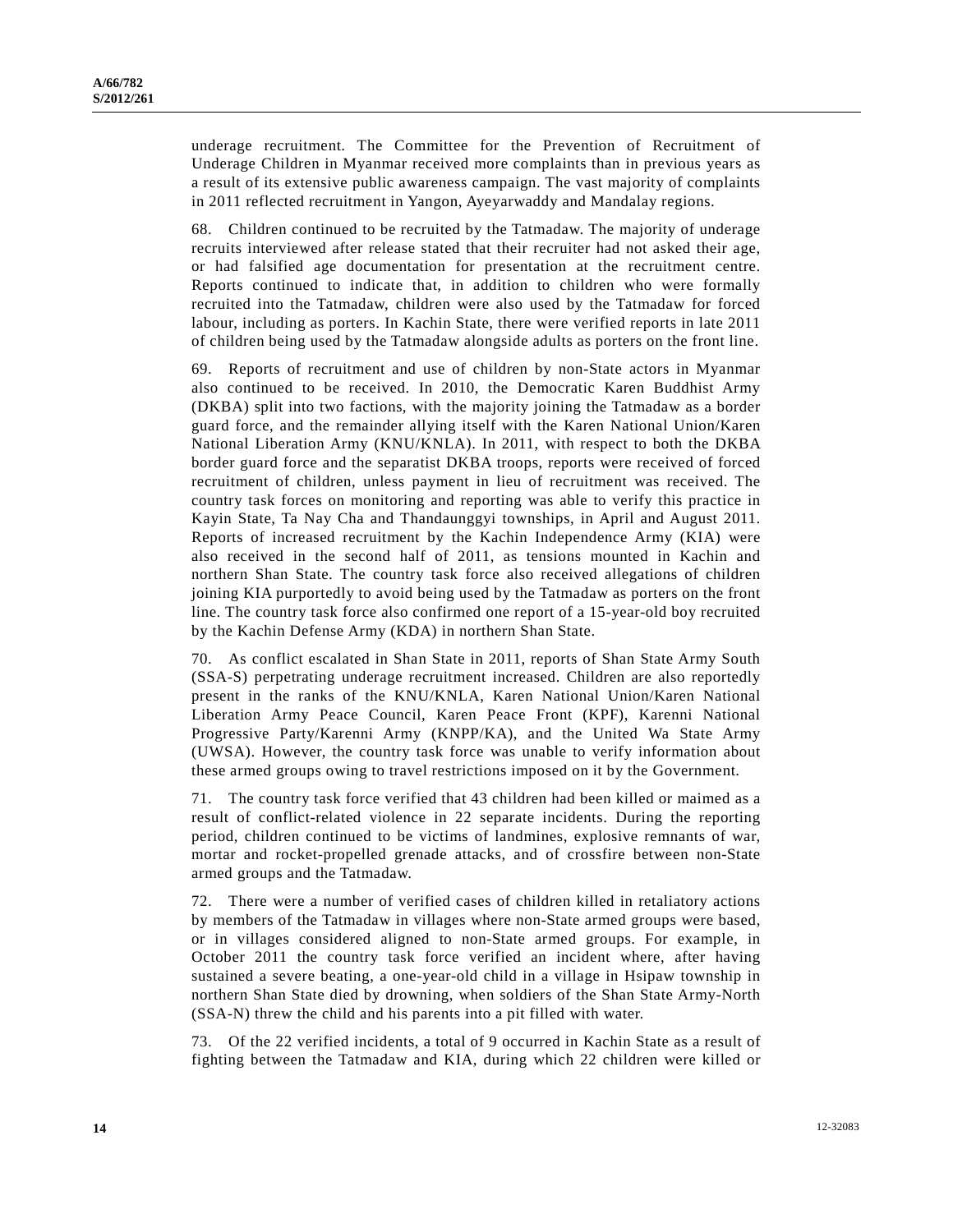underage recruitment. The Committee for the Prevention of Recruitment of Underage Children in Myanmar received more complaints than in previous years as a result of its extensive public awareness campaign. The vast majority of complaints in 2011 reflected recruitment in Yangon, Ayeyarwaddy and Mandalay regions.

68. Children continued to be recruited by the Tatmadaw. The majority of underage recruits interviewed after release stated that their recruiter had not asked their age, or had falsified age documentation for presentation at the recruitment centre. Reports continued to indicate that, in addition to children who were formally recruited into the Tatmadaw, children were also used by the Tatmadaw for forced labour, including as porters. In Kachin State, there were verified reports in late 2011 of children being used by the Tatmadaw alongside adults as porters on the front line.

69. Reports of recruitment and use of children by non-State actors in Myanmar also continued to be received. In 2010, the Democratic Karen Buddhist Army (DKBA) split into two factions, with the majority joining the Tatmadaw as a border guard force, and the remainder allying itself with the Karen National Union/Karen National Liberation Army (KNU/KNLA). In 2011, with respect to both the DKBA border guard force and the separatist DKBA troops, reports were received of forced recruitment of children, unless payment in lieu of recruitment was received. The country task forces on monitoring and reporting was able to verify this practice in Kayin State, Ta Nay Cha and Thandaunggyi townships, in April and August 2011. Reports of increased recruitment by the Kachin Independence Army (KIA) were also received in the second half of 2011, as tensions mounted in Kachin and northern Shan State. The country task force also received allegations of children joining KIA purportedly to avoid being used by the Tatmadaw as porters on the front line. The country task force also confirmed one report of a 15-year-old boy recruited by the Kachin Defense Army (KDA) in northern Shan State.

70. As conflict escalated in Shan State in 2011, reports of Shan State Army South (SSA-S) perpetrating underage recruitment increased. Children are also reportedly present in the ranks of the KNU/KNLA, Karen National Union/Karen National Liberation Army Peace Council, Karen Peace Front (KPF), Karenni National Progressive Party/Karenni Army (KNPP/KA), and the United Wa State Army (UWSA). However, the country task force was unable to verify information about these armed groups owing to travel restrictions imposed on it by the Government.

71. The country task force verified that 43 children had been killed or maimed as a result of conflict-related violence in 22 separate incidents. During the reporting period, children continued to be victims of landmines, explosive remnants of war, mortar and rocket-propelled grenade attacks, and of crossfire between non-State armed groups and the Tatmadaw.

72. There were a number of verified cases of children killed in retaliatory actions by members of the Tatmadaw in villages where non-State armed groups were based, or in villages considered aligned to non-State armed groups. For example, in October 2011 the country task force verified an incident where, after having sustained a severe beating, a one-year-old child in a village in Hsipaw township in northern Shan State died by drowning, when soldiers of the Shan State Army-North (SSA-N) threw the child and his parents into a pit filled with water.

73. Of the 22 verified incidents, a total of 9 occurred in Kachin State as a result of fighting between the Tatmadaw and KIA, during which 22 children were killed or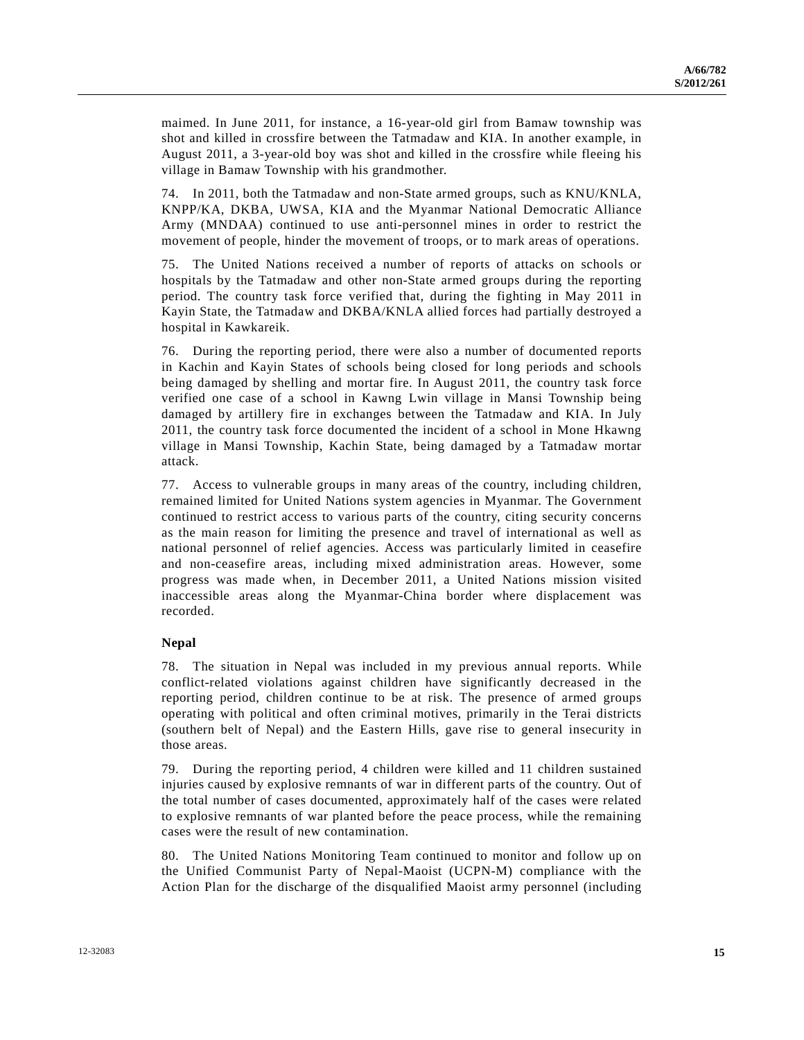maimed. In June 2011, for instance, a 16-year-old girl from Bamaw township was shot and killed in crossfire between the Tatmadaw and KIA. In another example, in August 2011, a 3-year-old boy was shot and killed in the crossfire while fleeing his village in Bamaw Township with his grandmother.

74. In 2011, both the Tatmadaw and non-State armed groups, such as KNU/KNLA, KNPP/KA, DKBA, UWSA, KIA and the Myanmar National Democratic Alliance Army (MNDAA) continued to use anti-personnel mines in order to restrict the movement of people, hinder the movement of troops, or to mark areas of operations.

75. The United Nations received a number of reports of attacks on schools or hospitals by the Tatmadaw and other non-State armed groups during the reporting period. The country task force verified that, during the fighting in May 2011 in Kayin State, the Tatmadaw and DKBA/KNLA allied forces had partially destroyed a hospital in Kawkareik.

76. During the reporting period, there were also a number of documented reports in Kachin and Kayin States of schools being closed for long periods and schools being damaged by shelling and mortar fire. In August 2011, the country task force verified one case of a school in Kawng Lwin village in Mansi Township being damaged by artillery fire in exchanges between the Tatmadaw and KIA. In July 2011, the country task force documented the incident of a school in Mone Hkawng village in Mansi Township, Kachin State, being damaged by a Tatmadaw mortar attack.

77. Access to vulnerable groups in many areas of the country, including children, remained limited for United Nations system agencies in Myanmar. The Government continued to restrict access to various parts of the country, citing security concerns as the main reason for limiting the presence and travel of international as well as national personnel of relief agencies. Access was particularly limited in ceasefire and non-ceasefire areas, including mixed administration areas. However, some progress was made when, in December 2011, a United Nations mission visited inaccessible areas along the Myanmar-China border where displacement was recorded.

**Nepal**

78. The situation in Nepal was included in my previous annual reports. While conflict-related violations against children have significantly decreased in the reporting period, children continue to be at risk. The presence of armed groups operating with political and often criminal motives, primarily in the Terai districts (southern belt of Nepal) and the Eastern Hills, gave rise to general insecurity in those areas.

79. During the reporting period, 4 children were killed and 11 children sustained injuries caused by explosive remnants of war in different parts of the country. Out of the total number of cases documented, approximately half of the cases were related to explosive remnants of war planted before the peace process, while the remaining cases were the result of new contamination.

80. The United Nations Monitoring Team continued to monitor and follow up on the Unified Communist Party of Nepal-Maoist (UCPN-M) compliance with the Action Plan for the discharge of the disqualified Maoist army personnel (including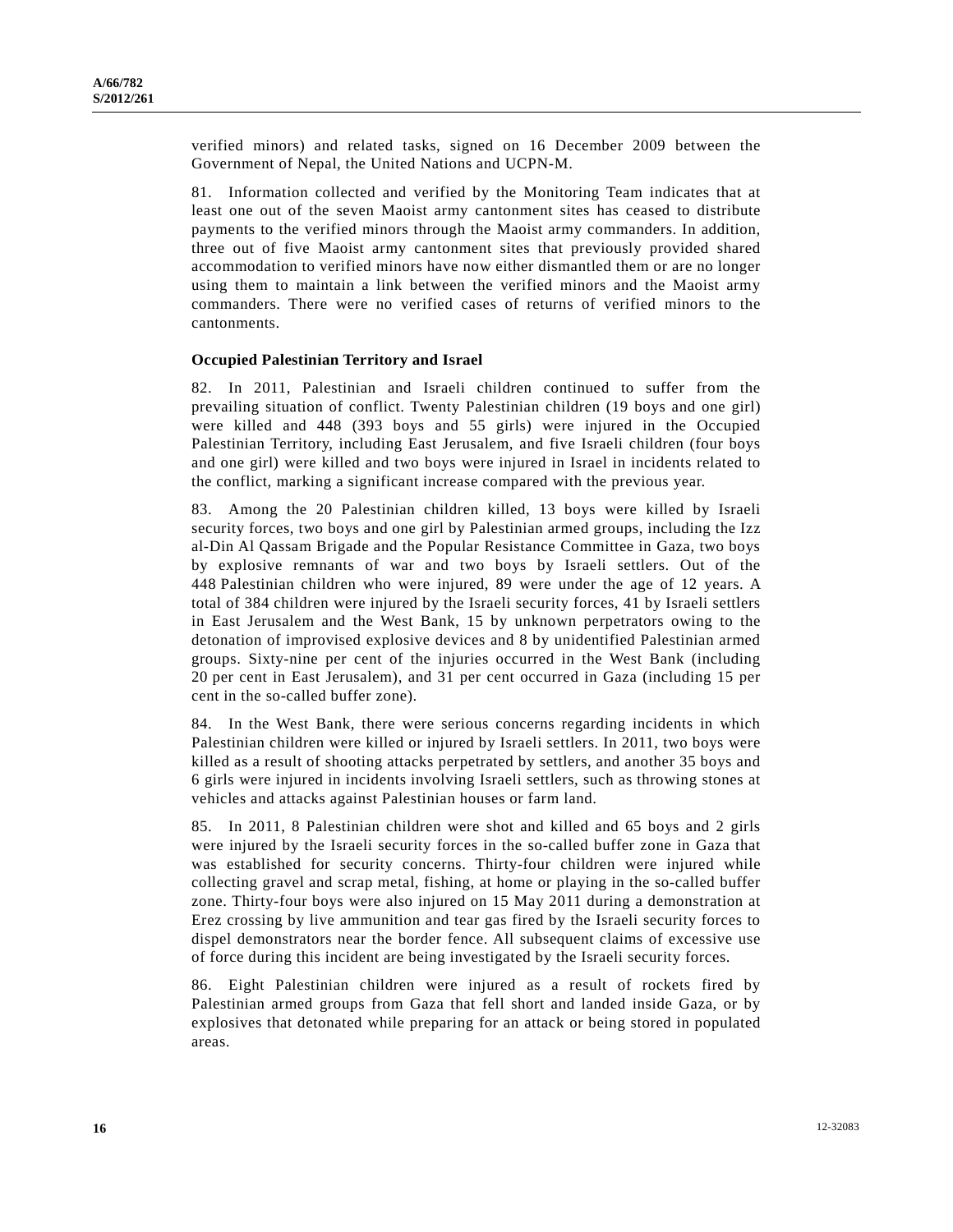verified minors) and related tasks, signed on 16 December 2009 between the Government of Nepal, the United Nations and UCPN-M.

81. Information collected and verified by the Monitoring Team indicates that at least one out of the seven Maoist army cantonment sites has ceased to distribute payments to the verified minors through the Maoist army commanders. In addition, three out of five Maoist army cantonment sites that previously provided shared accommodation to verified minors have now either dismantled them or are no longer using them to maintain a link between the verified minors and the Maoist army commanders. There were no verified cases of returns of verified minors to the cantonments.

**Occupied Palestinian Territory and Israel**

82. In 2011, Palestinian and Israeli children continued to suffer from the prevailing situation of conflict. Twenty Palestinian children (19 boys and one girl) were killed and 448 (393 boys and 55 girls) were injured in the Occupied Palestinian Territory, including East Jerusalem, and five Israeli children (four boys and one girl) were killed and two boys were injured in Israel in incidents related to the conflict, marking a significant increase compared with the previous year.

83. Among the 20 Palestinian children killed, 13 boys were killed by Israeli security forces, two boys and one girl by Palestinian armed groups, including the Izz al-Din Al Qassam Brigade and the Popular Resistance Committee in Gaza, two boys by explosive remnants of war and two boys by Israeli settlers. Out of the 448 Palestinian children who were injured, 89 were under the age of 12 years. A total of 384 children were injured by the Israeli security forces, 41 by Israeli settlers in East Jerusalem and the West Bank, 15 by unknown perpetrators owing to the detonation of improvised explosive devices and 8 by unidentified Palestinian armed groups. Sixty-nine per cent of the injuries occurred in the West Bank (including 20 per cent in East Jerusalem), and 31 per cent occurred in Gaza (including 15 per cent in the so-called buffer zone).

84. In the West Bank, there were serious concerns regarding incidents in which Palestinian children were killed or injured by Israeli settlers. In 2011, two boys were killed as a result of shooting attacks perpetrated by settlers, and another 35 boys and 6 girls were injured in incidents involving Israeli settlers, such as throwing stones at vehicles and attacks against Palestinian houses or farm land.

85. In 2011, 8 Palestinian children were shot and killed and 65 boys and 2 girls were injured by the Israeli security forces in the so-called buffer zone in Gaza that was established for security concerns. Thirty-four children were injured while collecting gravel and scrap metal, fishing, at home or playing in the so-called buffer zone. Thirty-four boys were also injured on 15 May 2011 during a demonstration at Erez crossing by live ammunition and tear gas fired by the Israeli security forces to dispel demonstrators near the border fence. All subsequent claims of excessive use of force during this incident are being investigated by the Israeli security forces.

86. Eight Palestinian children were injured as a result of rockets fired by Palestinian armed groups from Gaza that fell short and landed inside Gaza, or by explosives that detonated while preparing for an attack or being stored in populated areas.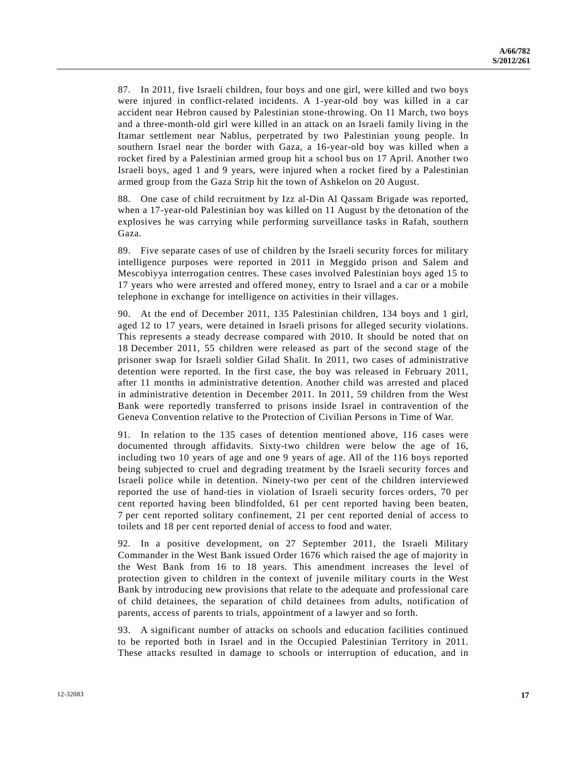87. In 2011, five Israeli children, four boys and one girl, were killed and two boys were injured in conflict-related incidents. A 1-year-old boy was killed in a car accident near Hebron caused by Palestinian stone-throwing. On 11 March, two boys and a three-month-old girl were killed in an attack on an Israeli family living in the Itamar settlement near Nablus, perpetrated by two Palestinian young people. In southern Israel near the border with Gaza, a 16-year-old boy was killed when a rocket fired by a Palestinian armed group hit a school bus on 17 April. Another two Israeli boys, aged 1 and 9 years, were injured when a rocket fired by a Palestinian armed group from the Gaza Strip hit the town of Ashkelon on 20 August.

88. One case of child recruitment by Izz al-Din Al Qassam Brigade was reported, when a 17-year-old Palestinian boy was killed on 11 August by the detonation of the explosives he was carrying while performing surveillance tasks in Rafah, southern Gaza.

89. Five separate cases of use of children by the Israeli security forces for military intelligence purposes were reported in 2011 in Meggido prison and Salem and Mescobiyya interrogation centres. These cases involved Palestinian boys aged 15 to 17 years who were arrested and offered money, entry to Israel and a car or a mobile telephone in exchange for intelligence on activities in their villages.

90. At the end of December 2011, 135 Palestinian children, 134 boys and 1 girl, aged 12 to 17 years, were detained in Israeli prisons for alleged security violations. This represents a steady decrease compared with 2010. It should be noted that on 18 December 2011, 55 children were released as part of the second stage of the prisoner swap for Israeli soldier Gilad Shalit. In 2011, two cases of administrative detention were reported. In the first case, the boy was released in February 2011, after 11 months in administrative detention. Another child was arrested and placed in administrative detention in December 2011. In 2011, 59 children from the West Bank were reportedly transferred to prisons inside Israel in contravention of the Geneva Convention relative to the Protection of Civilian Persons in Time of War.

91. In relation to the 135 cases of detention mentioned above, 116 cases were documented through affidavits. Sixty-two children were below the age of 16, including two 10 years of age and one 9 years of age. All of the 116 boys reported being subjected to cruel and degrading treatment by the Israeli security forces and Israeli police while in detention. Ninety-two per cent of the children interviewed reported the use of hand-ties in violation of Israeli security forces orders, 70 per cent reported having been blindfolded, 61 per cent reported having been beaten, 7 per cent reported solitary confinement, 21 per cent reported denial of access to toilets and 18 per cent reported denial of access to food and water.

92. In a positive development, on 27 September 2011, the Israeli Military Commander in the West Bank issued Order 1676 which raised the age of majority in the West Bank from 16 to 18 years. This amendment increases the level of protection given to children in the context of juvenile military courts in the West Bank by introducing new provisions that relate to the adequate and professional care of child detainees, the separation of child detainees from adults, notification of parents, access of parents to trials, appointment of a lawyer and so forth.

93. A significant number of attacks on schools and education facilities continued to be reported both in Israel and in the Occupied Palestinian Territory in 2011. These attacks resulted in damage to schools or interruption of education, and in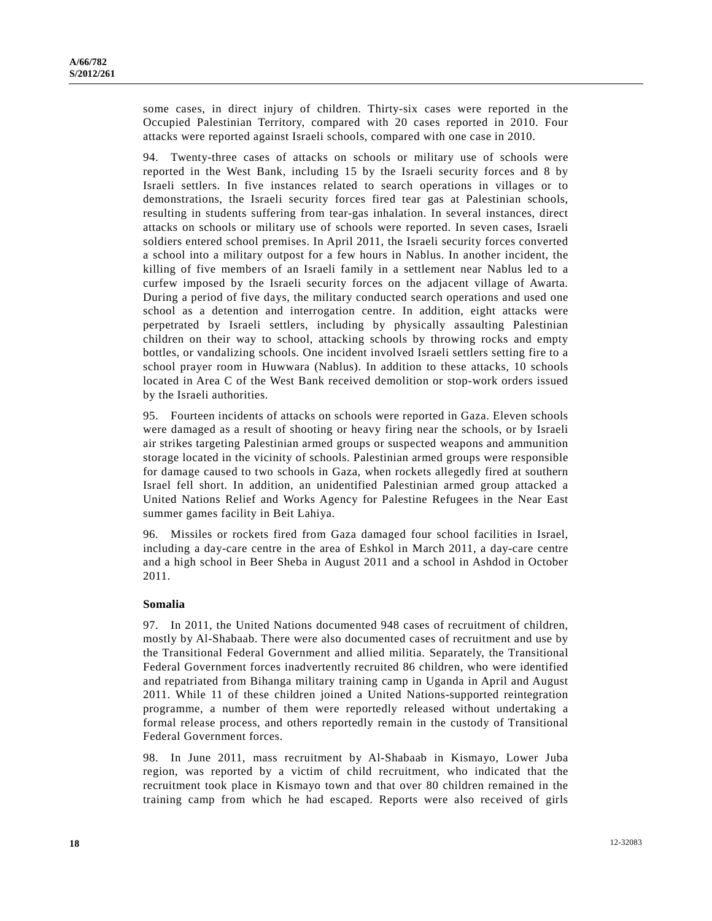some cases, in direct injury of children. Thirty-six cases were reported in the Occupied Palestinian Territory, compared with 20 cases reported in 2010. Four attacks were reported against Israeli schools, compared with one case in 2010.

94. Twenty-three cases of attacks on schools or military use of schools were reported in the West Bank, including 15 by the Israeli security forces and 8 by Israeli settlers. In five instances related to search operations in villages or to demonstrations, the Israeli security forces fired tear gas at Palestinian schools, resulting in students suffering from tear-gas inhalation. In several instances, direct attacks on schools or military use of schools were reported. In seven cases, Israeli soldiers entered school premises. In April 2011, the Israeli security forces converted a school into a military outpost for a few hours in Nablus. In another incident, the killing of five members of an Israeli family in a settlement near Nablus led to a curfew imposed by the Israeli security forces on the adjacent village of Awarta. During a period of five days, the military conducted search operations and used one school as a detention and interrogation centre. In addition, eight attacks were perpetrated by Israeli settlers, including by physically assaulting Palestinian children on their way to school, attacking schools by throwing rocks and empty bottles, or vandalizing schools. One incident involved Israeli settlers setting fire to a school prayer room in Huwwara (Nablus). In addition to these attacks, 10 schools located in Area C of the West Bank received demolition or stop-work orders issued by the Israeli authorities.

95. Fourteen incidents of attacks on schools were reported in Gaza. Eleven schools were damaged as a result of shooting or heavy firing near the schools, or by Israeli air strikes targeting Palestinian armed groups or suspected weapons and ammunition storage located in the vicinity of schools. Palestinian armed groups were responsible for damage caused to two schools in Gaza, when rockets allegedly fired at southern Israel fell short. In addition, an unidentified Palestinian armed group attacked a United Nations Relief and Works Agency for Palestine Refugees in the Near East summer games facility in Beit Lahiya.

96. Missiles or rockets fired from Gaza damaged four school facilities in Israel, including a day-care centre in the area of Eshkol in March 2011, a day-care centre and a high school in Beer Sheba in August 2011 and a school in Ashdod in October 2011.

### Somalia

97. In 2011, the United Nations documented 948 cases of recruitment of children, mostly by Al-Shabaab. There were also documented cases of recruitment and use by the Transitional Federal Government and allied militia. Separately, the Transitional Federal Government forces inadvertently recruited 86 children, who were identified and repatriated from Bihanga military training camp in Uganda in April and August 2011. While 11 of these children joined a United Nations-supported reintegration programme, a number of them were reportedly released without undertaking a formal release process, and others reportedly remain in the custody of Transitional Federal Government forces.

98. In June 2011, mass recruitment by Al-Shabaab in Kismayo, Lower Juba region, was reported by a victim of child recruitment, who indicated that the recruitment took place in Kismayo town and that over 80 children remained in the training camp from which he had escaped. Reports were also received of girls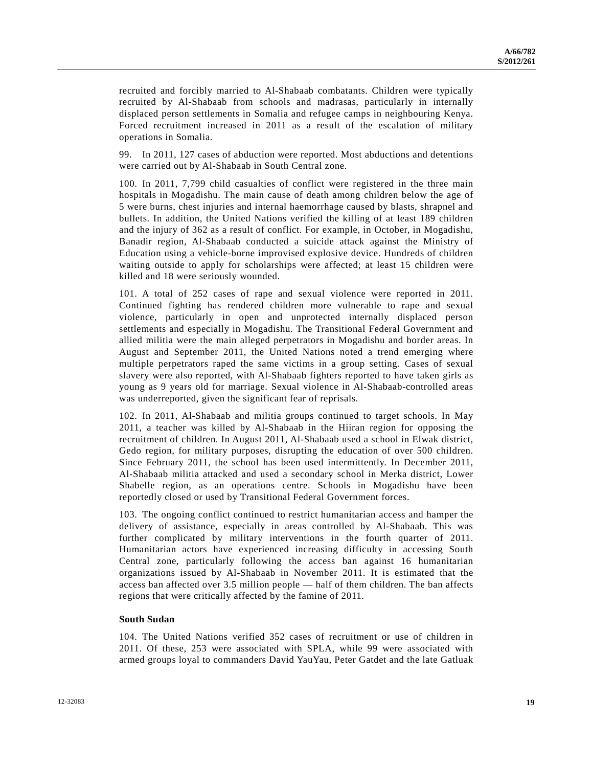recruited and forcibly married to Al-Shabaab combatants. Children were typically recruited by Al-Shabaab from schools and madrasas, particularly in internally displaced person settlements in Somalia and refugee camps in neighbouring Kenya. Forced recruitment increased in 2011 as a result of the escalation of military operations in Somalia.

99. In 2011, 127 cases of abduction were reported. Most abductions and detentions were carried out by Al-Shabaab in South Central zone.

100. In 2011, 7,799 child casualties of conflict were registered in the three main hospitals in Mogadishu. The main cause of death among children below the age of 5 were burns, chest injuries and internal haemorrhage caused by blasts, shrapnel and bullets. In addition, the United Nations verified the killing of at least 189 children and the injury of 362 as a result of conflict. For example, in October, in Mogadishu, Banadir region, Al-Shabaab conducted a suicide attack against the Ministry of Education using a vehicle-borne improvised explosive device. Hundreds of children waiting outside to apply for scholarships were affected; at least 15 children were killed and 18 were seriously wounded.

101. A total of 252 cases of rape and sexual violence were reported in 2011. Continued fighting has rendered children more vulnerable to rape and sexual violence, particularly in open and unprotected internally displaced person settlements and especially in Mogadishu. The Transitional Federal Government and allied militia were the main alleged perpetrators in Mogadishu and border areas. In August and September 2011, the United Nations noted a trend emerging where multiple perpetrators raped the same victims in a group setting. Cases of sexual slavery were also reported, with Al-Shabaab fighters reported to have taken girls as young as 9 years old for marriage. Sexual violence in Al-Shabaab-controlled areas was underreported, given the significant fear of reprisals.

102. In 2011, Al-Shabaab and militia groups continued to target schools. In May 2011, a teacher was killed by Al-Shabaab in the Hiiran region for opposing the recruitment of children. In August 2011, Al-Shabaab used a school in Elwak district, Gedo region, for military purposes, disrupting the education of over 500 children. Since February 2011, the school has been used intermittently. In December 2011, Al-Shabaab militia attacked and used a secondary school in Merka district, Lower Shabelle region, as an operations centre. Schools in Mogadishu have been reportedly closed or used by Transitional Federal Government forces.

103. The ongoing conflict continued to restrict humanitarian access and hamper the delivery of assistance, especially in areas controlled by Al-Shabaab. This was further complicated by military interventions in the fourth quarter of 2011. Humanitarian actors have experienced increasing difficulty in accessing South Central zone, particularly following the access ban against 16 humanitarian organizations issued by Al-Shabaab in November 2011. It is estimated that the access ban affected over 3.5 million people — half of them children. The ban affects regions that were critically affected by the famine of 2011.

**South Sudan**

104. The United Nations verified 352 cases of recruitment or use of children in 2011. Of these, 253 were associated with SPLA, while 99 were associated with armed groups loyal to commanders David YauYau, Peter Gatdet and the late Gatluak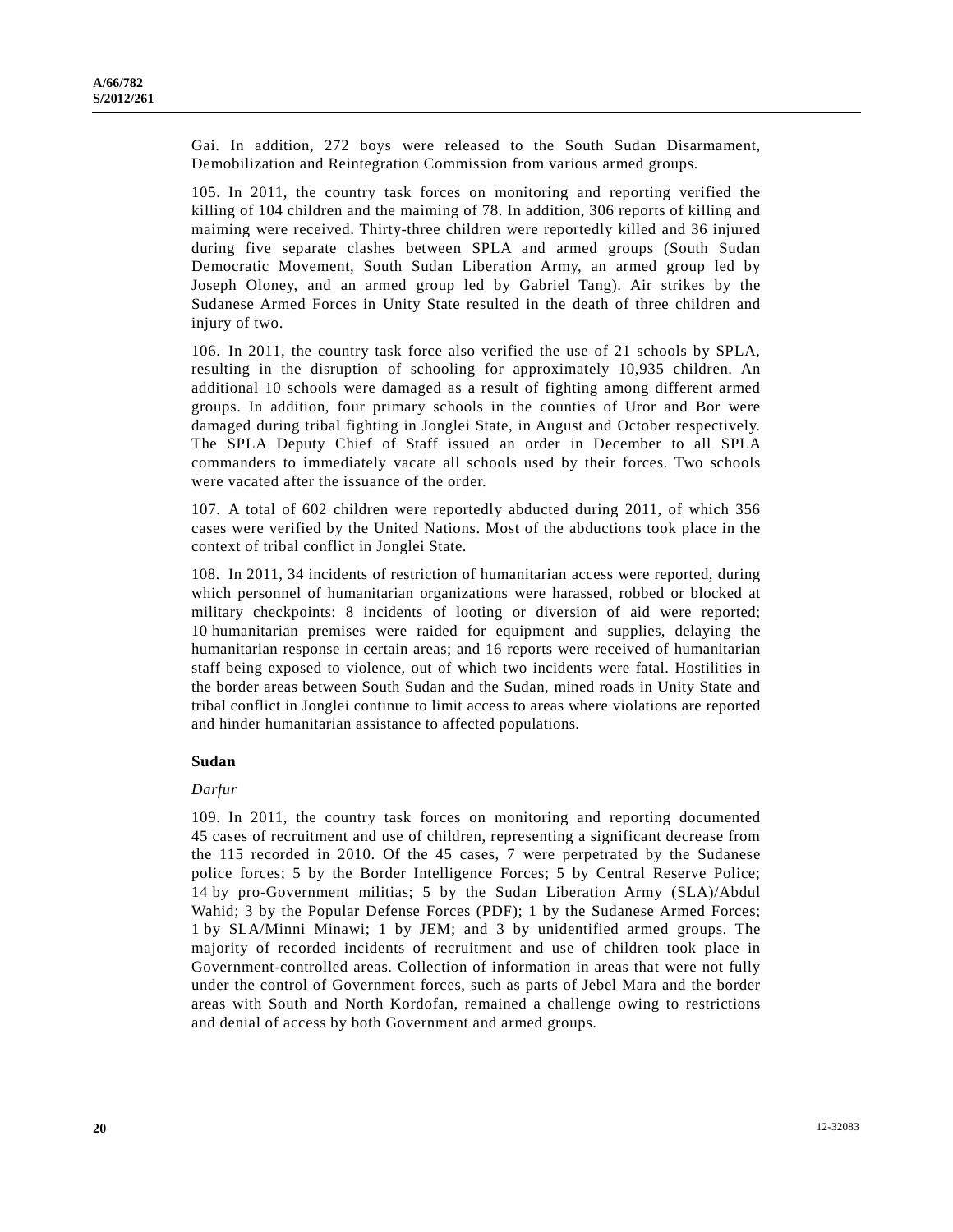Gai. In addition, 272 boys were released to the South Sudan Disarmament, Demobilization and Reintegration Commission from various armed groups.

105. In 2011, the country task forces on monitoring and reporting verified the killing of 104 children and the maiming of 78. In addition, 306 reports of killing and maiming were received. Thirty-three children were reportedly killed and 36 injured during five separate clashes between SPLA and armed groups (South Sudan Democratic Movement, South Sudan Liberation Army, an armed group led by Joseph Oloney, and an armed group led by Gabriel Tang). Air strikes by the Sudanese Armed Forces in Unity State resulted in the death of three children and injury of two.

106. In 2011, the country task force also verified the use of 21 schools by SPLA, resulting in the disruption of schooling for approximately 10,935 children. An additional 10 schools were damaged as a result of fighting among different armed groups. In addition, four primary schools in the counties of Uror and Bor were damaged during tribal fighting in Jonglei State, in August and October respectively. The SPLA Deputy Chief of Staff issued an order in December to all SPLA commanders to immediately vacate all schools used by their forces. Two schools were vacated after the issuance of the order.

107. A total of 602 children were reportedly abducted during 2011, of which 356 cases were verified by the United Nations. Most of the abductions took place in the context of tribal conflict in Jonglei State.

108. In 2011, 34 incidents of restriction of humanitarian access were reported, during which personnel of humanitarian organizations were harassed, robbed or blocked at military checkpoints: 8 incidents of looting or diversion of aid were reported; 10 humanitarian premises were raided for equipment and supplies, delaying the humanitarian response in certain areas; and 16 reports were received of humanitarian staff being exposed to violence, out of which two incidents were fatal. Hostilities in the border areas between South Sudan and the Sudan, mined roads in Unity State and tribal conflict in Jonglei continue to limit access to areas where violations are reported and hinder humanitarian assistance to affected populations.

### Sudan

*Darfur*

109. In 2011, the country task forces on monitoring and reporting documented 45 cases of recruitment and use of children, representing a significant decrease from the 115 recorded in 2010. Of the 45 cases, 7 were perpetrated by the Sudanese police forces; 5 by the Border Intelligence Forces; 5 by Central Reserve Police; 14 by pro-Government militias; 5 by the Sudan Liberation Army (SLA)/Abdul Wahid; 3 by the Popular Defense Forces (PDF); 1 by the Sudanese Armed Forces; 1 by SLA/Minni Minawi; 1 by JEM; and 3 by unidentified armed groups. The majority of recorded incidents of recruitment and use of children took place in Government-controlled areas. Collection of information in areas that were not fully under the control of Government forces, such as parts of Jebel Mara and the border areas with South and North Kordofan, remained a challenge owing to restrictions and denial of access by both Government and armed groups.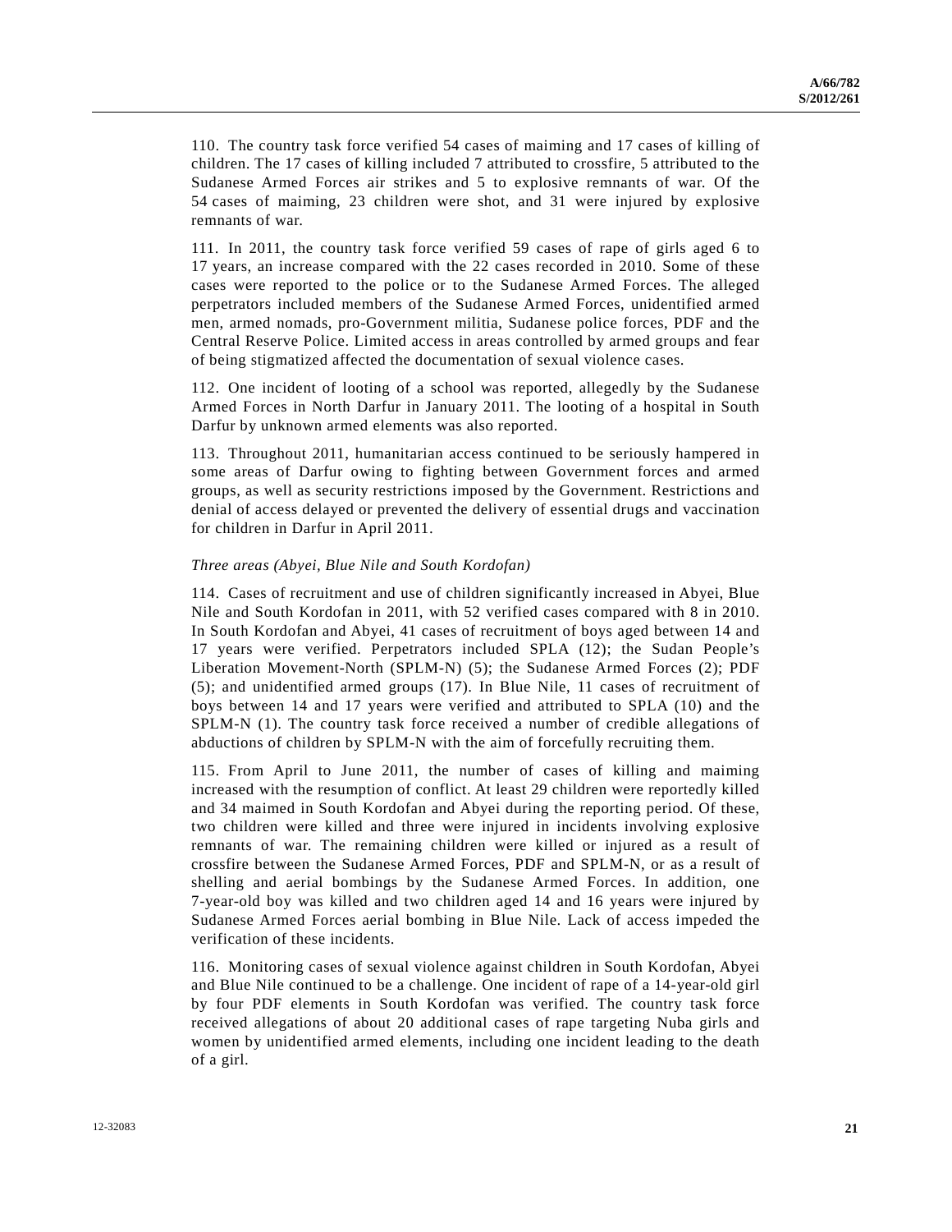110. The country task force verified 54 cases of maiming and 17 cases of killing of children. The 17 cases of killing included 7 attributed to crossfire, 5 attributed to the Sudanese Armed Forces air strikes and 5 to explosive remnants of war. Of the 54 cases of maiming, 23 children were shot, and 31 were injured by explosive remnants of war.

111. In 2011, the country task force verified 59 cases of rape of girls aged 6 to 17 years, an increase compared with the 22 cases recorded in 2010. Some of these cases were reported to the police or to the Sudanese Armed Forces. The alleged perpetrators included members of the Sudanese Armed Forces, unidentified armed men, armed nomads, pro-Government militia, Sudanese police forces, PDF and the Central Reserve Police. Limited access in areas controlled by armed groups and fear of being stigmatized affected the documentation of sexual violence cases.

112. One incident of looting of a school was reported, allegedly by the Sudanese Armed Forces in North Darfur in January 2011. The looting of a hospital in South Darfur by unknown armed elements was also reported.

113. Throughout 2011, humanitarian access continued to be seriously hampered in some areas of Darfur owing to fighting between Government forces and armed groups, as well as security restrictions imposed by the Government. Restrictions and denial of access delayed or prevented the delivery of essential drugs and vaccination for children in Darfur in April 2011.

*Three areas (Abyei, Blue Nile and South Kordofan)*

114. Cases of recruitment and use of children significantly increased in Abyei, Blue Nile and South Kordofan in 2011, with 52 verified cases compared with 8 in 2010. In South Kordofan and Abyei, 41 cases of recruitment of boys aged between 14 and 17 years were verified. Perpetrators included SPLA (12); the Sudan People's Liberation Movement-North (SPLM-N) (5); the Sudanese Armed Forces (2); PDF (5); and unidentified armed groups (17). In Blue Nile, 11 cases of recruitment of boys between 14 and 17 years were verified and attributed to SPLA (10) and the SPLM-N (1). The country task force received a number of credible allegations of abductions of children by SPLM-N with the aim of forcefully recruiting them.

115. From April to June 2011, the number of cases of killing and maiming increased with the resumption of conflict. At least 29 children were reportedly killed and 34 maimed in South Kordofan and Abyei during the reporting period. Of these, two children were killed and three were injured in incidents involving explosive remnants of war. The remaining children were killed or injured as a result of crossfire between the Sudanese Armed Forces, PDF and SPLM-N, or as a result of shelling and aerial bombings by the Sudanese Armed Forces. In addition, one 7-year-old boy was killed and two children aged 14 and 16 years were injured by Sudanese Armed Forces aerial bombing in Blue Nile. Lack of access impeded the verification of these incidents.

116. Monitoring cases of sexual violence against children in South Kordofan, Abyei and Blue Nile continued to be a challenge. One incident of rape of a 14-year-old girl by four PDF elements in South Kordofan was verified. The country task force received allegations of about 20 additional cases of rape targeting Nuba girls and women by unidentified armed elements, including one incident leading to the death of a girl.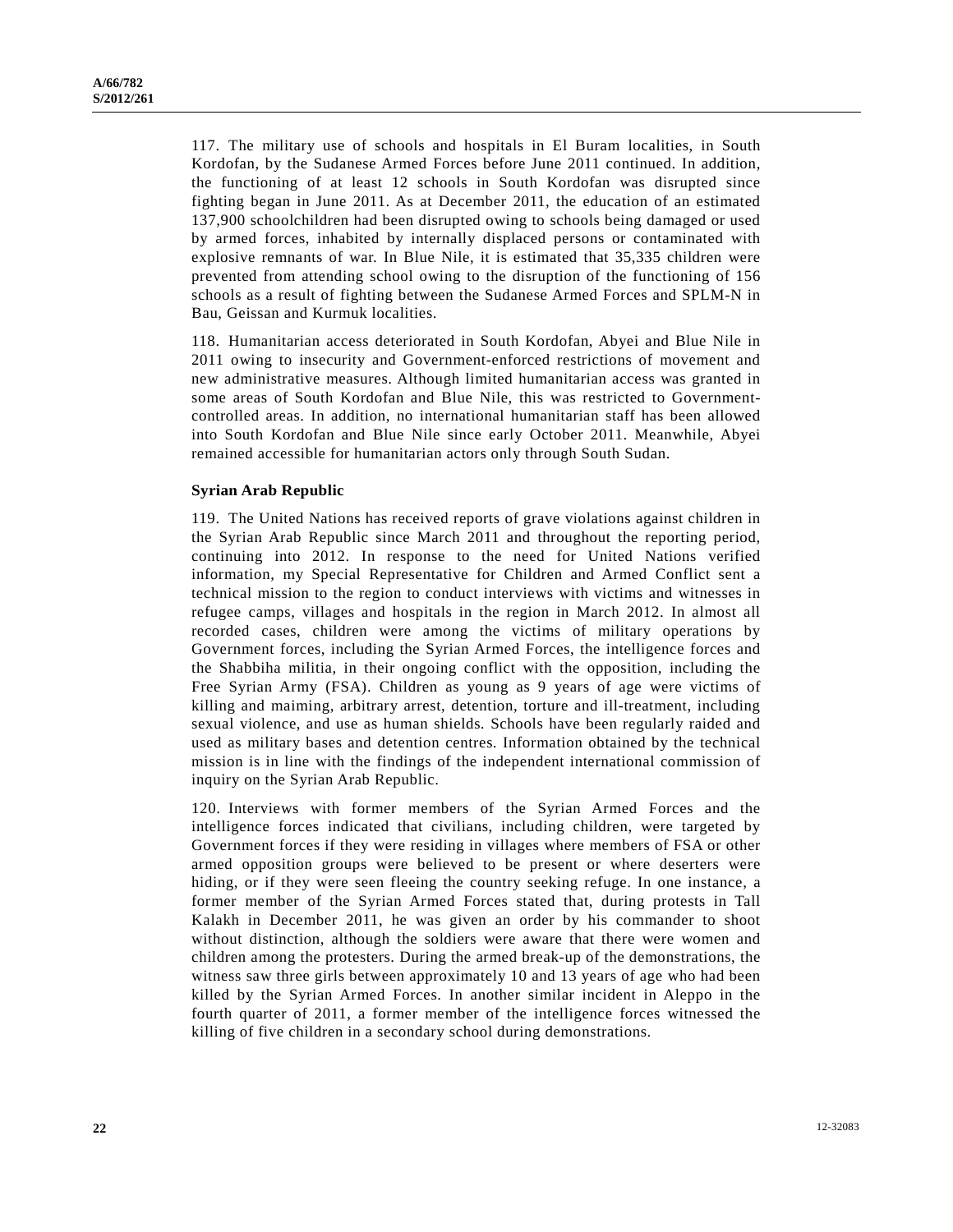117. The military use of schools and hospitals in El Buram localities, in South Kordofan, by the Sudanese Armed Forces before June 2011 continued. In addition, the functioning of at least 12 schools in South Kordofan was disrupted since fighting began in June 2011. As at December 2011, the education of an estimated 137,900 schoolchildren had been disrupted owing to schools being damaged or used by armed forces, inhabited by internally displaced persons or contaminated with explosive remnants of war. In Blue Nile, it is estimated that 35,335 children were prevented from attending school owing to the disruption of the functioning of 156 schools as a result of fighting between the Sudanese Armed Forces and SPLM-N in Bau, Geissan and Kurmuk localities.

118. Humanitarian access deteriorated in South Kordofan, Abyei and Blue Nile in 2011 owing to insecurity and Government-enforced restrictions of movement and new administrative measures. Although limited humanitarian access was granted in some areas of South Kordofan and Blue Nile, this was restricted to Government-controlled areas. In addition, no international humanitarian staff has been allowed into South Kordofan and Blue Nile since early October 2011. Meanwhile, Abyei remained accessible for humanitarian actors only through South Sudan.

**Syrian Arab Republic**

119. The United Nations has received reports of grave violations against children in the Syrian Arab Republic since March 2011 and throughout the reporting period, continuing into 2012. In response to the need for United Nations verified information, my Special Representative for Children and Armed Conflict sent a technical mission to the region to conduct interviews with victims and witnesses in refugee camps, villages and hospitals in the region in March 2012. In almost all recorded cases, children were among the victims of military operations by Government forces, including the Syrian Armed Forces, the intelligence forces and the Shabbiha militia, in their ongoing conflict with the opposition, including the Free Syrian Army (FSA). Children as young as 9 years of age were victims of killing and maiming, arbitrary arrest, detention, torture and ill-treatment, including sexual violence, and use as human shields. Schools have been regularly raided and used as military bases and detention centres. Information obtained by the technical mission is in line with the findings of the independent international commission of inquiry on the Syrian Arab Republic.

120. Interviews with former members of the Syrian Armed Forces and the intelligence forces indicated that civilians, including children, were targeted by Government forces if they were residing in villages where members of FSA or other armed opposition groups were believed to be present or where deserters were hiding, or if they were seen fleeing the country seeking refuge. In one instance, a former member of the Syrian Armed Forces stated that, during protests in Tall Kalakh in December 2011, he was given an order by his commander to shoot without distinction, although the soldiers were aware that there were women and children among the protesters. During the armed break-up of the demonstrations, the witness saw three girls between approximately 10 and 13 years of age who had been killed by the Syrian Armed Forces. In another similar incident in Aleppo in the fourth quarter of 2011, a former member of the intelligence forces witnessed the killing of five children in a secondary school during demonstrations.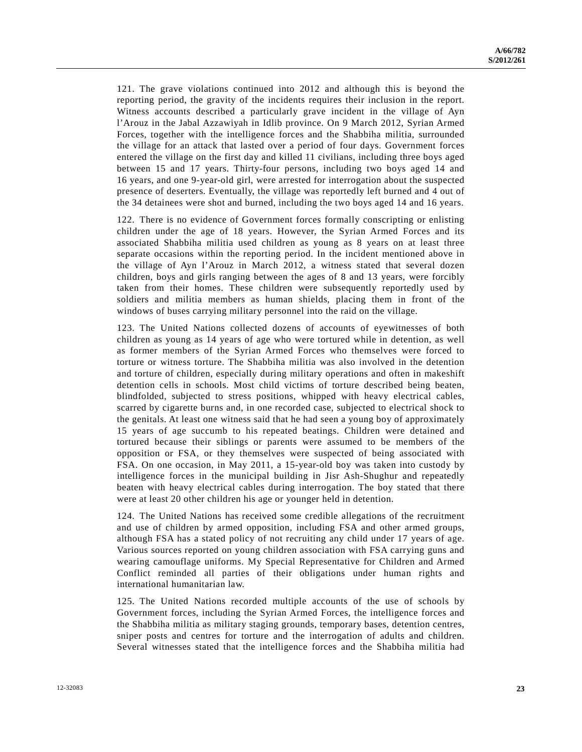121. The grave violations continued into 2012 and although this is beyond the reporting period, the gravity of the incidents requires their inclusion in the report. Witness accounts described a particularly grave incident in the village of Ayn l'Arouz in the Jabal Azzawiyah in Idlib province. On 9 March 2012, Syrian Armed Forces, together with the intelligence forces and the Shabbiha militia, surrounded the village for an attack that lasted over a period of four days. Government forces entered the village on the first day and killed 11 civilians, including three boys aged between 15 and 17 years. Thirty-four persons, including two boys aged 14 and 16 years, and one 9-year-old girl, were arrested for interrogation about the suspected presence of deserters. Eventually, the village was reportedly left burned and 4 out of the 34 detainees were shot and burned, including the two boys aged 14 and 16 years.

122. There is no evidence of Government forces formally conscripting or enlisting children under the age of 18 years. However, the Syrian Armed Forces and its associated Shabbiha militia used children as young as 8 years on at least three separate occasions within the reporting period. In the incident mentioned above in the village of Ayn l'Arouz in March 2012, a witness stated that several dozen children, boys and girls ranging between the ages of 8 and 13 years, were forcibly taken from their homes. These children were subsequently reportedly used by soldiers and militia members as human shields, placing them in front of the windows of buses carrying military personnel into the raid on the village.

123. The United Nations collected dozens of accounts of eyewitnesses of both children as young as 14 years of age who were tortured while in detention, as well as former members of the Syrian Armed Forces who themselves were forced to torture or witness torture. The Shabbiha militia was also involved in the detention and torture of children, especially during military operations and often in makeshift detention cells in schools. Most child victims of torture described being beaten, blindfolded, subjected to stress positions, whipped with heavy electrical cables, scarred by cigarette burns and, in one recorded case, subjected to electrical shock to the genitals. At least one witness said that he had seen a young boy of approximately 15 years of age succumb to his repeated beatings. Children were detained and tortured because their siblings or parents were assumed to be members of the opposition or FSA, or they themselves were suspected of being associated with FSA. On one occasion, in May 2011, a 15-year-old boy was taken into custody by intelligence forces in the municipal building in Jisr Ash-Shughur and repeatedly beaten with heavy electrical cables during interrogation. The boy stated that there were at least 20 other children his age or younger held in detention.

124. The United Nations has received some credible allegations of the recruitment and use of children by armed opposition, including FSA and other armed groups, although FSA has a stated policy of not recruiting any child under 17 years of age. Various sources reported on young children association with FSA carrying guns and wearing camouflage uniforms. My Special Representative for Children and Armed Conflict reminded all parties of their obligations under human rights and international humanitarian law.

125. The United Nations recorded multiple accounts of the use of schools by Government forces, including the Syrian Armed Forces, the intelligence forces and the Shabbiha militia as military staging grounds, temporary bases, detention centres, sniper posts and centres for torture and the interrogation of adults and children. Several witnesses stated that the intelligence forces and the Shabbiha militia had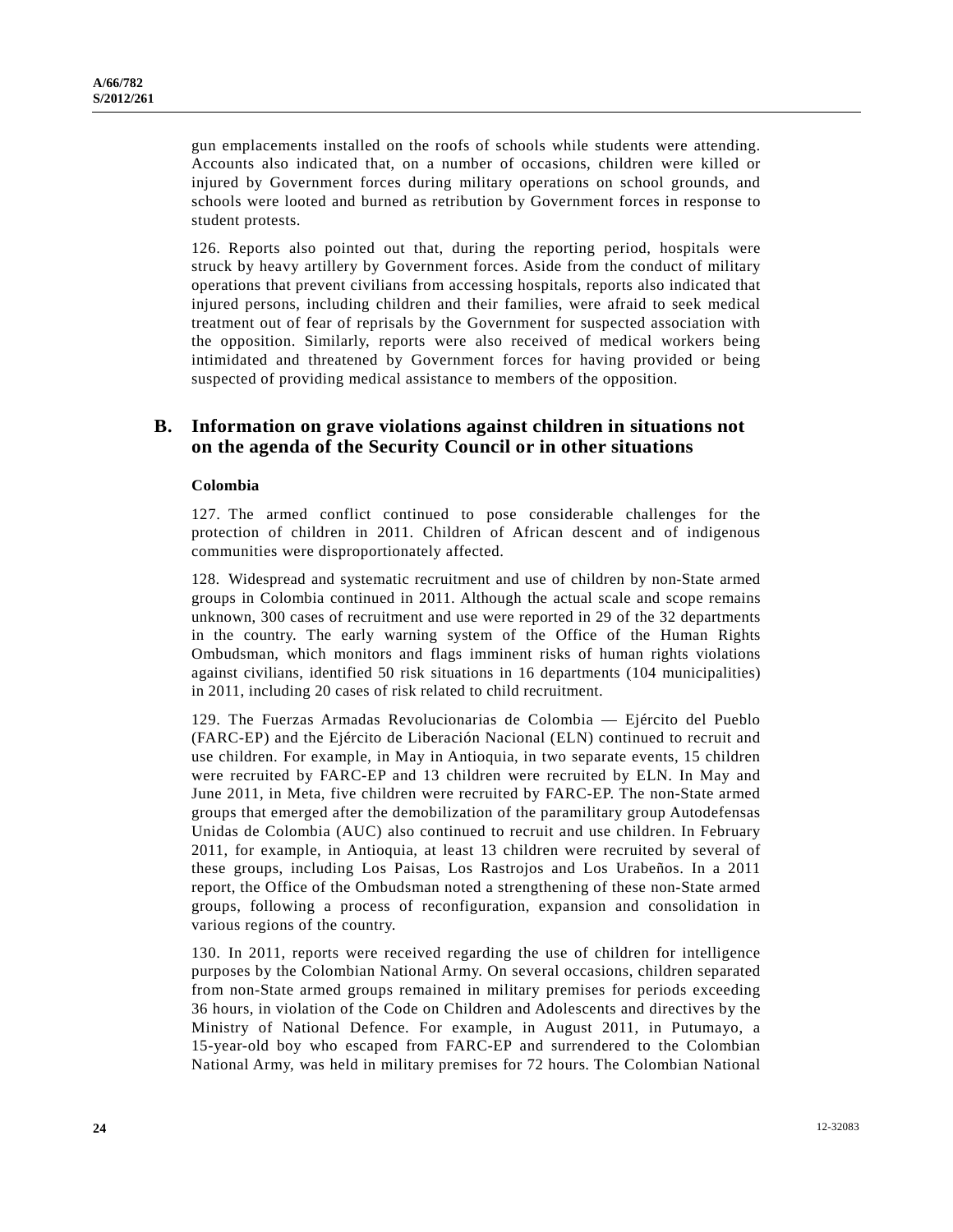gun emplacements installed on the roofs of schools while students were attending. Accounts also indicated that, on a number of occasions, children were killed or injured by Government forces during military operations on school grounds, and schools were looted and burned as retribution by Government forces in response to student protests.

126. Reports also pointed out that, during the reporting period, hospitals were struck by heavy artillery by Government forces. Aside from the conduct of military operations that prevent civilians from accessing hospitals, reports also indicated that injured persons, including children and their families, were afraid to seek medical treatment out of fear of reprisals by the Government for suspected association with the opposition. Similarly, reports were also received of medical workers being intimidated and threatened by Government forces for having provided or being suspected of providing medical assistance to members of the opposition.

## B. Information on grave violations against children in situations not on the agenda of the Security Council or in other situations

### Colombia

127. The armed conflict continued to pose considerable challenges for the protection of children in 2011. Children of African descent and of indigenous communities were disproportionately affected.

128. Widespread and systematic recruitment and use of children by non-State armed groups in Colombia continued in 2011. Although the actual scale and scope remains unknown, 300 cases of recruitment and use were reported in 29 of the 32 departments in the country. The early warning system of the Office of the Human Rights Ombudsman, which monitors and flags imminent risks of human rights violations against civilians, identified 50 risk situations in 16 departments (104 municipalities) in 2011, including 20 cases of risk related to child recruitment.

129. The Fuerzas Armadas Revolucionarias de Colombia — Ejército del Pueblo (FARC-EP) and the Ejército de Liberación Nacional (ELN) continued to recruit and use children. For example, in May in Antioquia, in two separate events, 15 children were recruited by FARC-EP and 13 children were recruited by ELN. In May and June 2011, in Meta, five children were recruited by FARC-EP. The non-State armed groups that emerged after the demobilization of the paramilitary group Autodefensas Unidas de Colombia (AUC) also continued to recruit and use children. In February 2011, for example, in Antioquia, at least 13 children were recruited by several of these groups, including Los Paisas, Los Rastrojos and Los Urabeños. In a 2011 report, the Office of the Ombudsman noted a strengthening of these non-State armed groups, following a process of reconfiguration, expansion and consolidation in various regions of the country.

130. In 2011, reports were received regarding the use of children for intelligence purposes by the Colombian National Army. On several occasions, children separated from non-State armed groups remained in military premises for periods exceeding 36 hours, in violation of the Code on Children and Adolescents and directives by the Ministry of National Defence. For example, in August 2011, in Putumayo, a 15-year-old boy who escaped from FARC-EP and surrendered to the Colombian National Army, was held in military premises for 72 hours. The Colombian National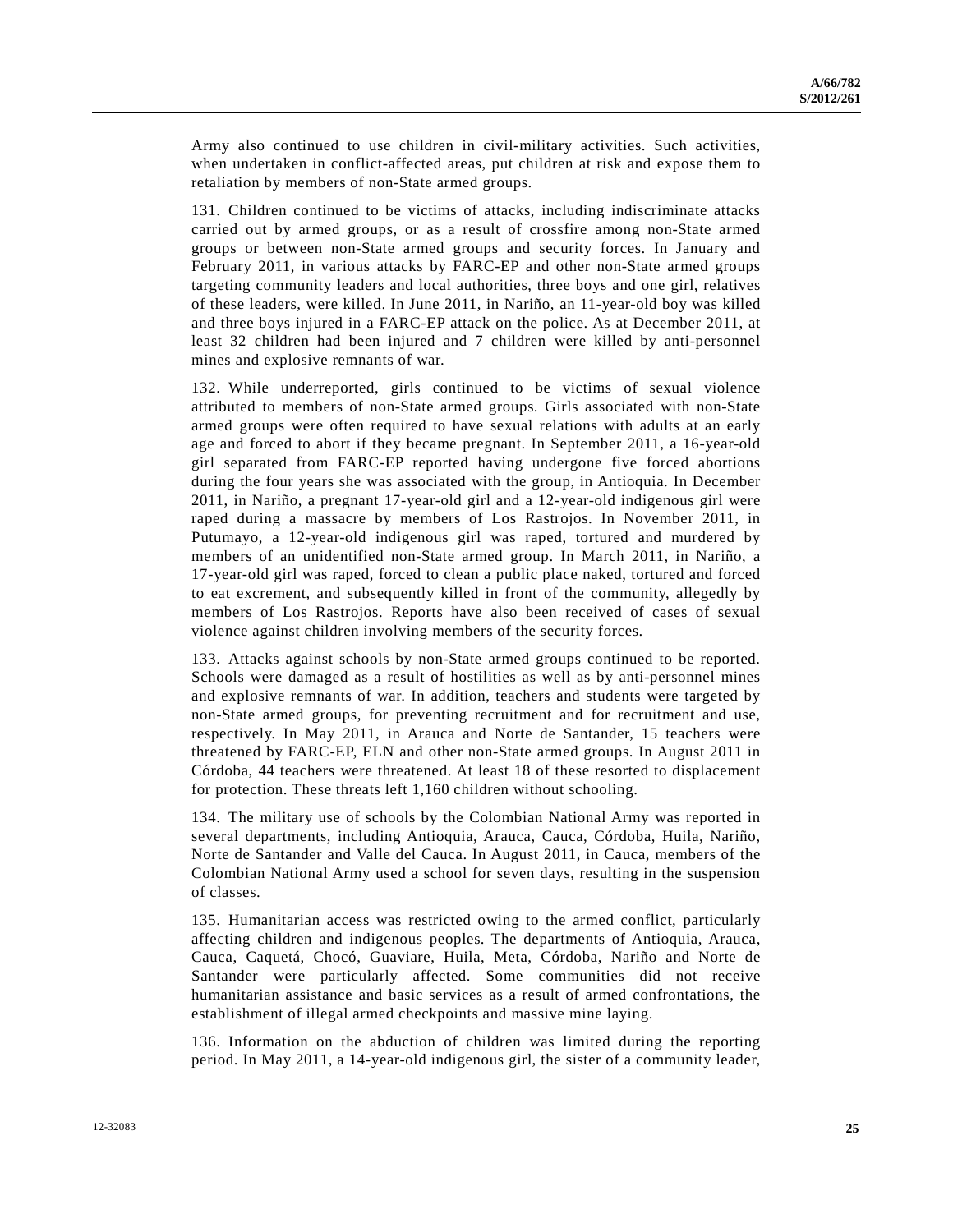Army also continued to use children in civil-military activities. Such activities, when undertaken in conflict-affected areas, put children at risk and expose them to retaliation by members of non-State armed groups.

131. Children continued to be victims of attacks, including indiscriminate attacks carried out by armed groups, or as a result of crossfire among non-State armed groups or between non-State armed groups and security forces. In January and February 2011, in various attacks by FARC-EP and other non-State armed groups targeting community leaders and local authorities, three boys and one girl, relatives of these leaders, were killed. In June 2011, in Nariño, an 11-year-old boy was killed and three boys injured in a FARC-EP attack on the police. As at December 2011, at least 32 children had been injured and 7 children were killed by anti-personnel mines and explosive remnants of war.

132. While underreported, girls continued to be victims of sexual violence attributed to members of non-State armed groups. Girls associated with non-State armed groups were often required to have sexual relations with adults at an early age and forced to abort if they became pregnant. In September 2011, a 16-year-old girl separated from FARC-EP reported having undergone five forced abortions during the four years she was associated with the group, in Antioquia. In December 2011, in Nariño, a pregnant 17-year-old girl and a 12-year-old indigenous girl were raped during a massacre by members of Los Rastrojos. In November 2011, in Putumayo, a 12-year-old indigenous girl was raped, tortured and murdered by members of an unidentified non-State armed group. In March 2011, in Nariño, a 17-year-old girl was raped, forced to clean a public place naked, tortured and forced to eat excrement, and subsequently killed in front of the community, allegedly by members of Los Rastrojos. Reports have also been received of cases of sexual violence against children involving members of the security forces.

133. Attacks against schools by non-State armed groups continued to be reported. Schools were damaged as a result of hostilities as well as by anti-personnel mines and explosive remnants of war. In addition, teachers and students were targeted by non-State armed groups, for preventing recruitment and for recruitment and use, respectively. In May 2011, in Arauca and Norte de Santander, 15 teachers were threatened by FARC-EP, ELN and other non-State armed groups. In August 2011 in Córdoba, 44 teachers were threatened. At least 18 of these resorted to displacement for protection. These threats left 1,160 children without schooling.

134. The military use of schools by the Colombian National Army was reported in several departments, including Antioquia, Arauca, Cauca, Córdoba, Huila, Nariño, Norte de Santander and Valle del Cauca. In August 2011, in Cauca, members of the Colombian National Army used a school for seven days, resulting in the suspension of classes.

135. Humanitarian access was restricted owing to the armed conflict, particularly affecting children and indigenous peoples. The departments of Antioquia, Arauca, Cauca, Caquetá, Chocó, Guaviare, Huila, Meta, Córdoba, Nariño and Norte de Santander were particularly affected. Some communities did not receive humanitarian assistance and basic services as a result of armed confrontations, the establishment of illegal armed checkpoints and massive mine laying.

136. Information on the abduction of children was limited during the reporting period. In May 2011, a 14-year-old indigenous girl, the sister of a community leader,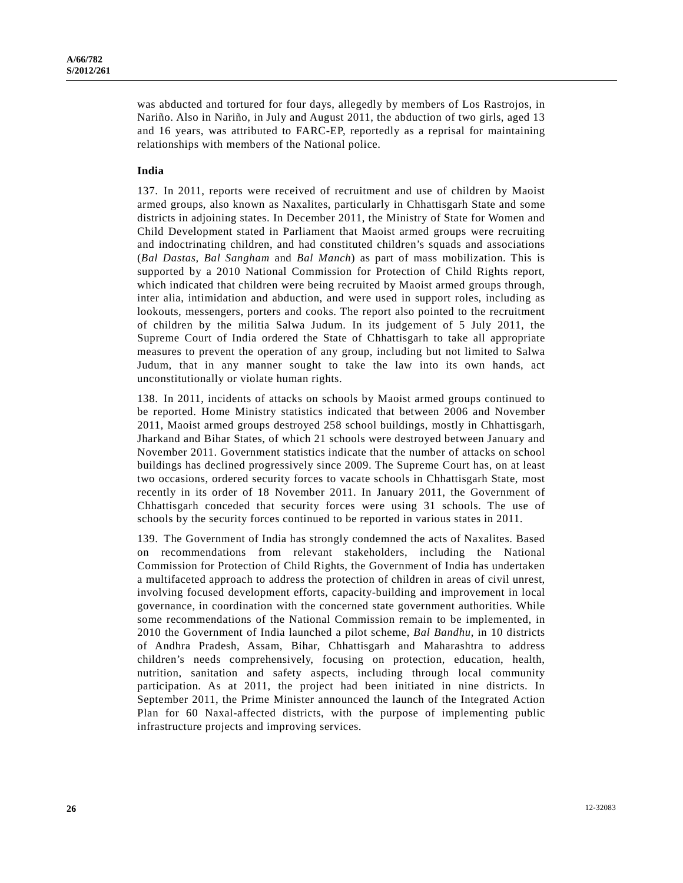was abducted and tortured for four days, allegedly by members of Los Rastrojos, in Nariño. Also in Nariño, in July and August 2011, the abduction of two girls, aged 13 and 16 years, was attributed to FARC-EP, reportedly as a reprisal for maintaining relationships with members of the National police.

**India**

137. In 2011, reports were received of recruitment and use of children by Maoist armed groups, also known as Naxalites, particularly in Chhattisgarh State and some districts in adjoining states. In December 2011, the Ministry of State for Women and Child Development stated in Parliament that Maoist armed groups were recruiting and indoctrinating children, and had constituted children's squads and associations (*Bal Dastas, Bal Sangham* and *Bal Manch*) as part of mass mobilization. This is supported by a 2010 National Commission for Protection of Child Rights report, which indicated that children were being recruited by Maoist armed groups through, inter alia, intimidation and abduction, and were used in support roles, including as lookouts, messengers, porters and cooks. The report also pointed to the recruitment of children by the militia Salwa Judum. In its judgement of 5 July 2011, the Supreme Court of India ordered the State of Chhattisgarh to take all appropriate measures to prevent the operation of any group, including but not limited to Salwa Judum, that in any manner sought to take the law into its own hands, act unconstitutionally or violate human rights.

138. In 2011, incidents of attacks on schools by Maoist armed groups continued to be reported. Home Ministry statistics indicated that between 2006 and November 2011, Maoist armed groups destroyed 258 school buildings, mostly in Chhattisgarh, Jharkand and Bihar States, of which 21 schools were destroyed between January and November 2011. Government statistics indicate that the number of attacks on school buildings has declined progressively since 2009. The Supreme Court has, on at least two occasions, ordered security forces to vacate schools in Chhattisgarh State, most recently in its order of 18 November 2011. In January 2011, the Government of Chhattisgarh conceded that security forces were using 31 schools. The use of schools by the security forces continued to be reported in various states in 2011.

139. The Government of India has strongly condemned the acts of Naxalites. Based on recommendations from relevant stakeholders, including the National Commission for Protection of Child Rights, the Government of India has undertaken a multifaceted approach to address the protection of children in areas of civil unrest, involving focused development efforts, capacity-building and improvement in local governance, in coordination with the concerned state government authorities. While some recommendations of the National Commission remain to be implemented, in 2010 the Government of India launched a pilot scheme, *Bal Bandhu*, in 10 districts of Andhra Pradesh, Assam, Bihar, Chhattisgarh and Maharashtra to address children's needs comprehensively, focusing on protection, education, health, nutrition, sanitation and safety aspects, including through local community participation. As at 2011, the project had been initiated in nine districts. In September 2011, the Prime Minister announced the launch of the Integrated Action Plan for 60 Naxal-affected districts, with the purpose of implementing public infrastructure projects and improving services.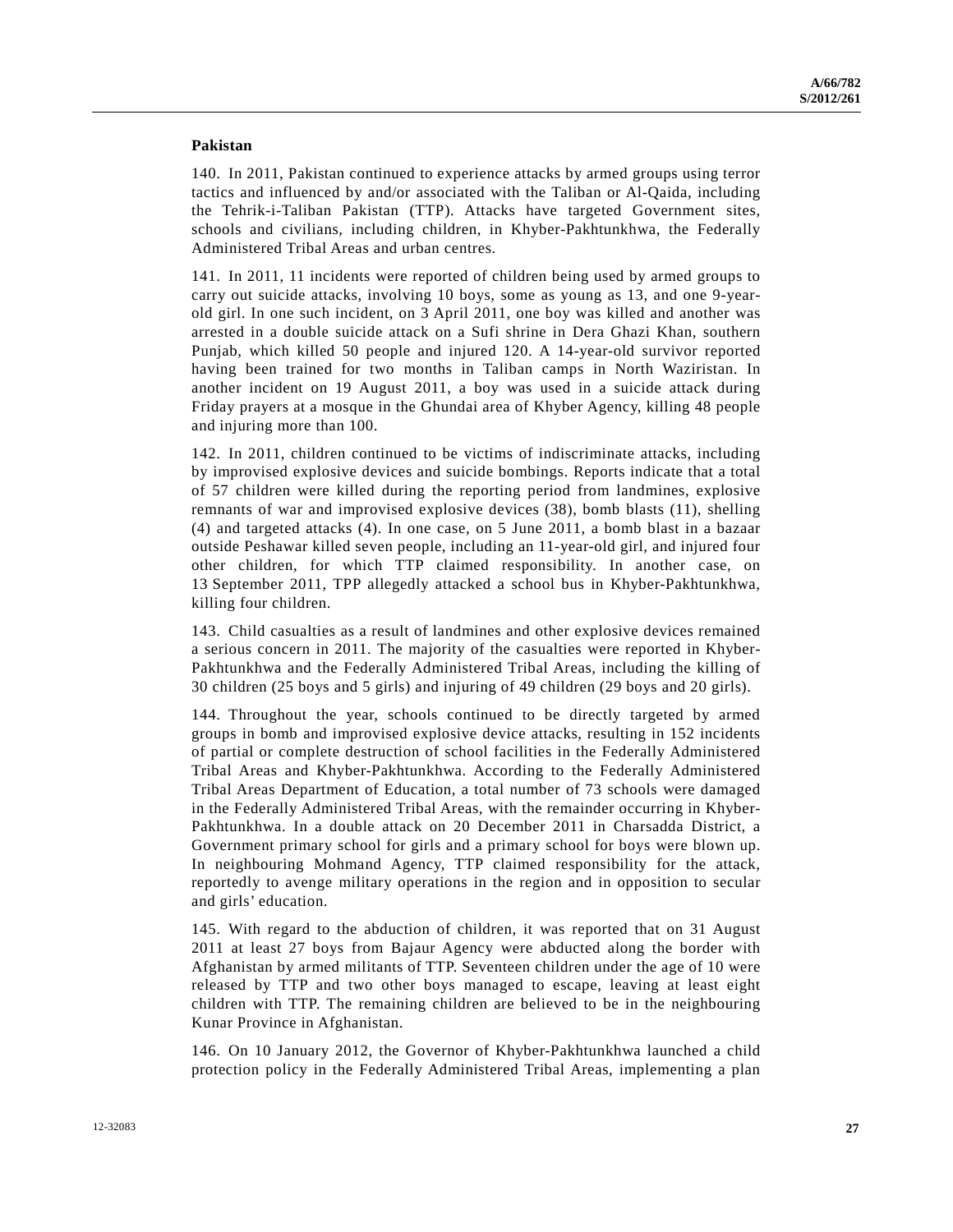**Pakistan**

140. In 2011, Pakistan continued to experience attacks by armed groups using terror tactics and influenced by and/or associated with the Taliban or Al-Qaida, including the Tehrik-i-Taliban Pakistan (TTP). Attacks have targeted Government sites, schools and civilians, including children, in Khyber-Pakhtunkhwa, the Federally Administered Tribal Areas and urban centres.

141. In 2011, 11 incidents were reported of children being used by armed groups to carry out suicide attacks, involving 10 boys, some as young as 13, and one 9-year-old girl. In one such incident, on 3 April 2011, one boy was killed and another was arrested in a double suicide attack on a Sufi shrine in Dera Ghazi Khan, southern Punjab, which killed 50 people and injured 120. A 14-year-old survivor reported having been trained for two months in Taliban camps in North Waziristan. In another incident on 19 August 2011, a boy was used in a suicide attack during Friday prayers at a mosque in the Ghundai area of Khyber Agency, killing 48 people and injuring more than 100.

142. In 2011, children continued to be victims of indiscriminate attacks, including by improvised explosive devices and suicide bombings. Reports indicate that a total of 57 children were killed during the reporting period from landmines, explosive remnants of war and improvised explosive devices (38), bomb blasts (11), shelling (4) and targeted attacks (4). In one case, on 5 June 2011, a bomb blast in a bazaar outside Peshawar killed seven people, including an 11-year-old girl, and injured four other children, for which TTP claimed responsibility. In another case, on 13 September 2011, TPP allegedly attacked a school bus in Khyber-Pakhtunkhwa, killing four children.

143. Child casualties as a result of landmines and other explosive devices remained a serious concern in 2011. The majority of the casualties were reported in Khyber-Pakhtunkhwa and the Federally Administered Tribal Areas, including the killing of 30 children (25 boys and 5 girls) and injuring of 49 children (29 boys and 20 girls).

144. Throughout the year, schools continued to be directly targeted by armed groups in bomb and improvised explosive device attacks, resulting in 152 incidents of partial or complete destruction of school facilities in the Federally Administered Tribal Areas and Khyber-Pakhtunkhwa. According to the Federally Administered Tribal Areas Department of Education, a total number of 73 schools were damaged in the Federally Administered Tribal Areas, with the remainder occurring in Khyber-Pakhtunkhwa. In a double attack on 20 December 2011 in Charsadda District, a Government primary school for girls and a primary school for boys were blown up. In neighbouring Mohmand Agency, TTP claimed responsibility for the attack, reportedly to avenge military operations in the region and in opposition to secular and girls' education.

145. With regard to the abduction of children, it was reported that on 31 August 2011 at least 27 boys from Bajaur Agency were abducted along the border with Afghanistan by armed militants of TTP. Seventeen children under the age of 10 were released by TTP and two other boys managed to escape, leaving at least eight children with TTP. The remaining children are believed to be in the neighbouring Kunar Province in Afghanistan.

146. On 10 January 2012, the Governor of Khyber-Pakhtunkhwa launched a child protection policy in the Federally Administered Tribal Areas, implementing a plan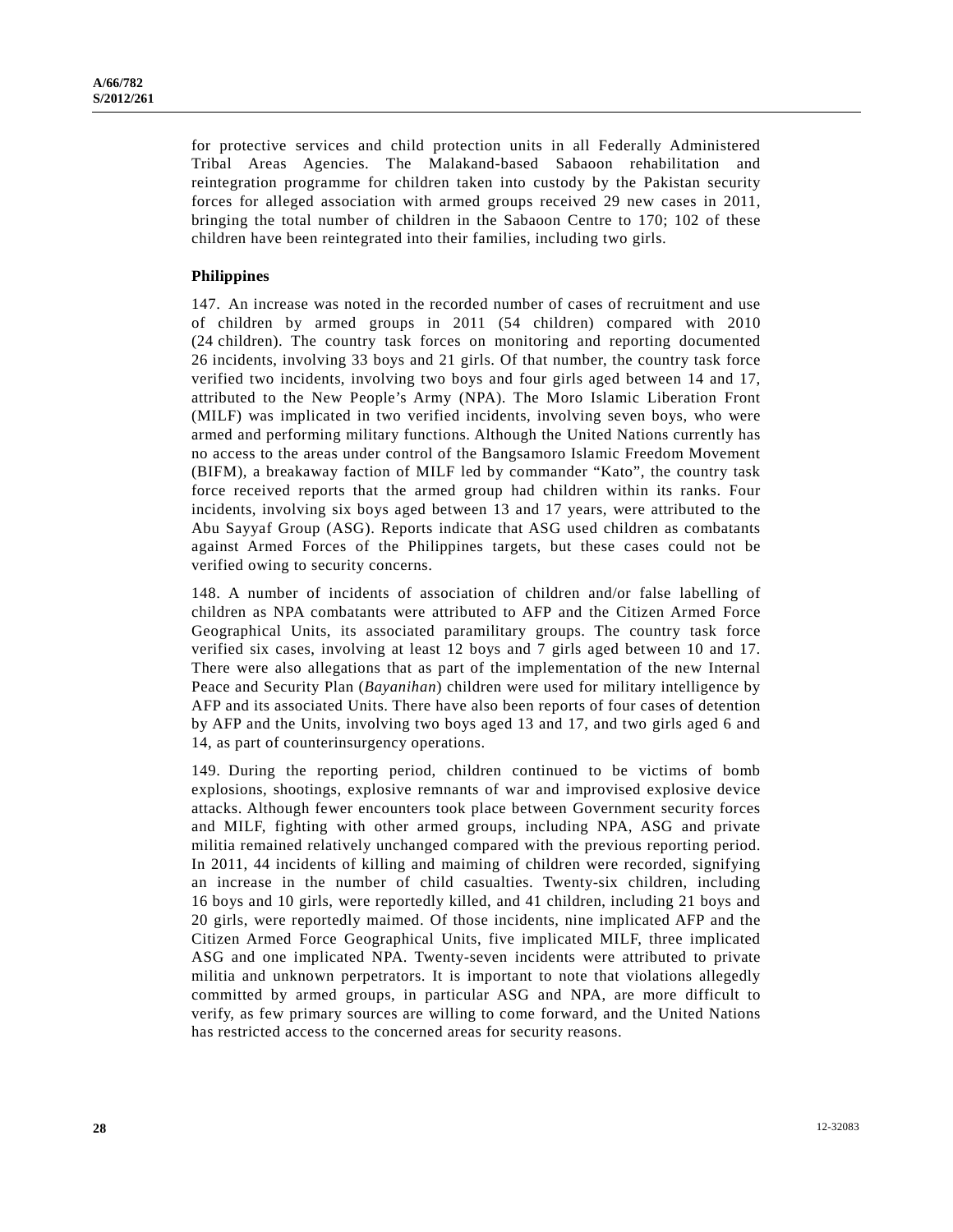for protective services and child protection units in all Federally Administered Tribal Areas Agencies. The Malakand-based Sabaoon rehabilitation and reintegration programme for children taken into custody by the Pakistan security forces for alleged association with armed groups received 29 new cases in 2011, bringing the total number of children in the Sabaoon Centre to 170; 102 of these children have been reintegrated into their families, including two girls.

### Philippines

147. An increase was noted in the recorded number of cases of recruitment and use of children by armed groups in 2011 (54 children) compared with 2010 (24 children). The country task forces on monitoring and reporting documented 26 incidents, involving 33 boys and 21 girls. Of that number, the country task force verified two incidents, involving two boys and four girls aged between 14 and 17, attributed to the New People's Army (NPA). The Moro Islamic Liberation Front (MILF) was implicated in two verified incidents, involving seven boys, who were armed and performing military functions. Although the United Nations currently has no access to the areas under control of the Bangsamoro Islamic Freedom Movement (BIFM), a breakaway faction of MILF led by commander "Kato", the country task force received reports that the armed group had children within its ranks. Four incidents, involving six boys aged between 13 and 17 years, were attributed to the Abu Sayyaf Group (ASG). Reports indicate that ASG used children as combatants against Armed Forces of the Philippines targets, but these cases could not be verified owing to security concerns.

148. A number of incidents of association of children and/or false labelling of children as NPA combatants were attributed to AFP and the Citizen Armed Force Geographical Units, its associated paramilitary groups. The country task force verified six cases, involving at least 12 boys and 7 girls aged between 10 and 17. There were also allegations that as part of the implementation of the new Internal Peace and Security Plan (*Bayanihan*) children were used for military intelligence by AFP and its associated Units. There have also been reports of four cases of detention by AFP and the Units, involving two boys aged 13 and 17, and two girls aged 6 and 14, as part of counterinsurgency operations.

149. During the reporting period, children continued to be victims of bomb explosions, shootings, explosive remnants of war and improvised explosive device attacks. Although fewer encounters took place between Government security forces and MILF, fighting with other armed groups, including NPA, ASG and private militia remained relatively unchanged compared with the previous reporting period. In 2011, 44 incidents of killing and maiming of children were recorded, signifying an increase in the number of child casualties. Twenty-six children, including 16 boys and 10 girls, were reportedly killed, and 41 children, including 21 boys and 20 girls, were reportedly maimed. Of those incidents, nine implicated AFP and the Citizen Armed Force Geographical Units, five implicated MILF, three implicated ASG and one implicated NPA. Twenty-seven incidents were attributed to private militia and unknown perpetrators. It is important to note that violations allegedly committed by armed groups, in particular ASG and NPA, are more difficult to verify, as few primary sources are willing to come forward, and the United Nations has restricted access to the concerned areas for security reasons.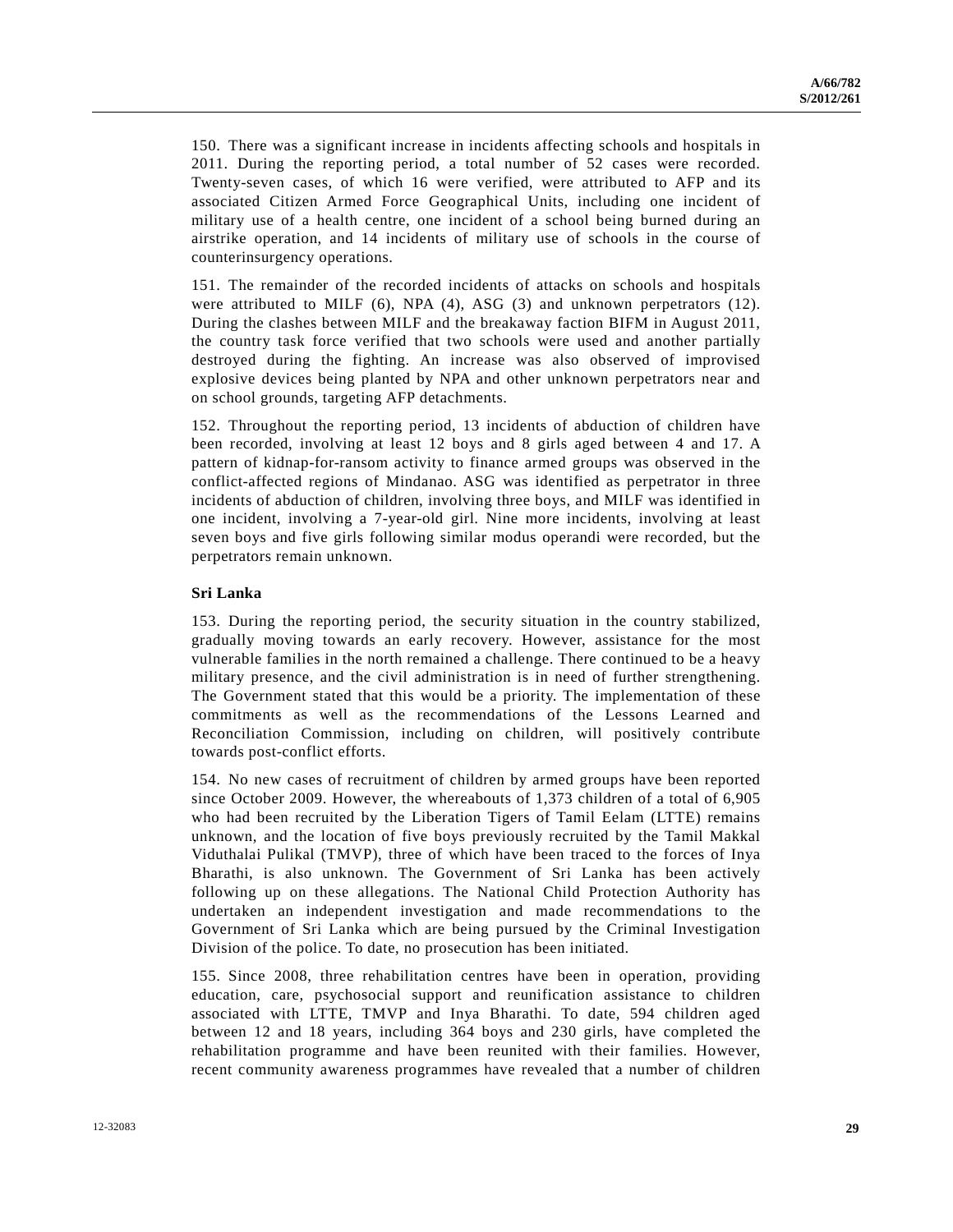150. There was a significant increase in incidents affecting schools and hospitals in 2011. During the reporting period, a total number of 52 cases were recorded. Twenty-seven cases, of which 16 were verified, were attributed to AFP and its associated Citizen Armed Force Geographical Units, including one incident of military use of a health centre, one incident of a school being burned during an airstrike operation, and 14 incidents of military use of schools in the course of counterinsurgency operations.

151. The remainder of the recorded incidents of attacks on schools and hospitals were attributed to MILF (6), NPA (4), ASG (3) and unknown perpetrators (12). During the clashes between MILF and the breakaway faction BIFM in August 2011, the country task force verified that two schools were used and another partially destroyed during the fighting. An increase was also observed of improvised explosive devices being planted by NPA and other unknown perpetrators near and on school grounds, targeting AFP detachments.

152. Throughout the reporting period, 13 incidents of abduction of children have been recorded, involving at least 12 boys and 8 girls aged between 4 and 17. A pattern of kidnap-for-ransom activity to finance armed groups was observed in the conflict-affected regions of Mindanao. ASG was identified as perpetrator in three incidents of abduction of children, involving three boys, and MILF was identified in one incident, involving a 7-year-old girl. Nine more incidents, involving at least seven boys and five girls following similar modus operandi were recorded, but the perpetrators remain unknown.

**Sri Lanka**

153. During the reporting period, the security situation in the country stabilized, gradually moving towards an early recovery. However, assistance for the most vulnerable families in the north remained a challenge. There continued to be a heavy military presence, and the civil administration is in need of further strengthening. The Government stated that this would be a priority. The implementation of these commitments as well as the recommendations of the Lessons Learned and Reconciliation Commission, including on children, will positively contribute towards post-conflict efforts.

154. No new cases of recruitment of children by armed groups have been reported since October 2009. However, the whereabouts of 1,373 children of a total of 6,905 who had been recruited by the Liberation Tigers of Tamil Eelam (LTTE) remains unknown, and the location of five boys previously recruited by the Tamil Makkal Viduthalai Pulikal (TMVP), three of which have been traced to the forces of Inya Bharathi, is also unknown. The Government of Sri Lanka has been actively following up on these allegations. The National Child Protection Authority has undertaken an independent investigation and made recommendations to the Government of Sri Lanka which are being pursued by the Criminal Investigation Division of the police. To date, no prosecution has been initiated.

155. Since 2008, three rehabilitation centres have been in operation, providing education, care, psychosocial support and reunification assistance to children associated with LTTE, TMVP and Inya Bharathi. To date, 594 children aged between 12 and 18 years, including 364 boys and 230 girls, have completed the rehabilitation programme and have been reunited with their families. However, recent community awareness programmes have revealed that a number of children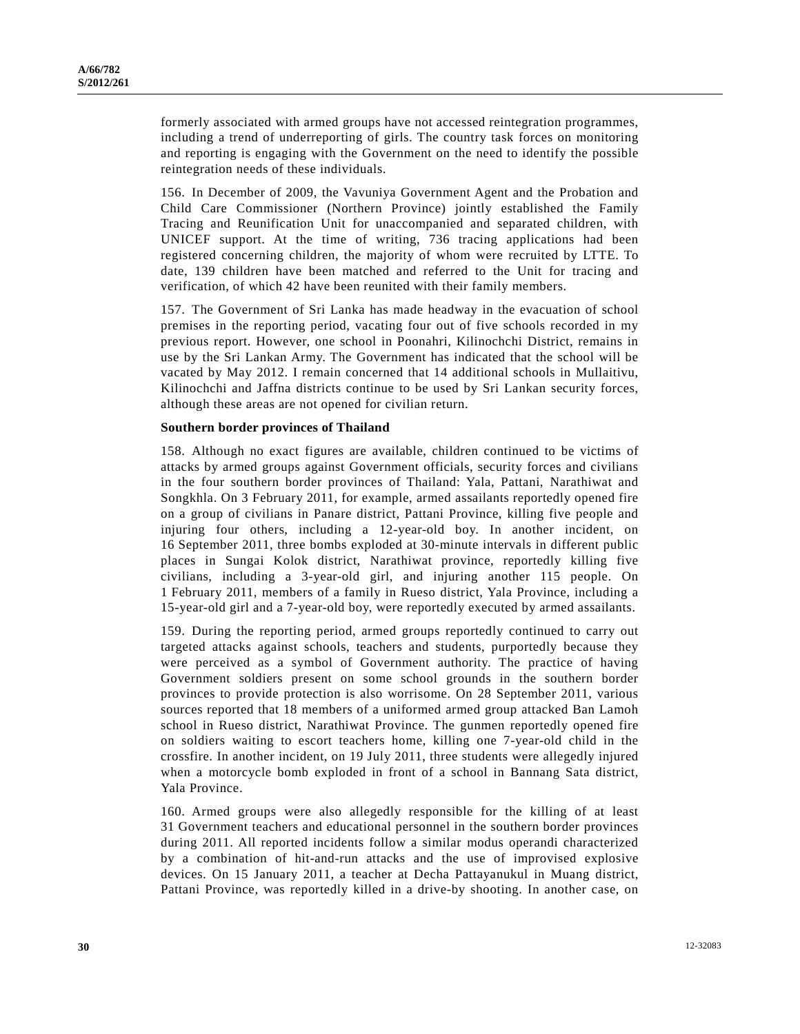formerly associated with armed groups have not accessed reintegration programmes, including a trend of underreporting of girls. The country task forces on monitoring and reporting is engaging with the Government on the need to identify the possible reintegration needs of these individuals.

156. In December of 2009, the Vavuniya Government Agent and the Probation and Child Care Commissioner (Northern Province) jointly established the Family Tracing and Reunification Unit for unaccompanied and separated children, with UNICEF support. At the time of writing, 736 tracing applications had been registered concerning children, the majority of whom were recruited by LTTE. To date, 139 children have been matched and referred to the Unit for tracing and verification, of which 42 have been reunited with their family members.

157. The Government of Sri Lanka has made headway in the evacuation of school premises in the reporting period, vacating four out of five schools recorded in my previous report. However, one school in Poonahri, Kilinochchi District, remains in use by the Sri Lankan Army. The Government has indicated that the school will be vacated by May 2012. I remain concerned that 14 additional schools in Mullaitivu, Kilinochchi and Jaffna districts continue to be used by Sri Lankan security forces, although these areas are not opened for civilian return.

**Southern border provinces of Thailand**

158. Although no exact figures are available, children continued to be victims of attacks by armed groups against Government officials, security forces and civilians in the four southern border provinces of Thailand: Yala, Pattani, Narathiwat and Songkhla. On 3 February 2011, for example, armed assailants reportedly opened fire on a group of civilians in Panare district, Pattani Province, killing five people and injuring four others, including a 12-year-old boy. In another incident, on 16 September 2011, three bombs exploded at 30-minute intervals in different public places in Sungai Kolok district, Narathiwat province, reportedly killing five civilians, including a 3-year-old girl, and injuring another 115 people. On 1 February 2011, members of a family in Rueso district, Yala Province, including a 15-year-old girl and a 7-year-old boy, were reportedly executed by armed assailants.

159. During the reporting period, armed groups reportedly continued to carry out targeted attacks against schools, teachers and students, purportedly because they were perceived as a symbol of Government authority. The practice of having Government soldiers present on some school grounds in the southern border provinces to provide protection is also worrisome. On 28 September 2011, various sources reported that 18 members of a uniformed armed group attacked Ban Lamoh school in Rueso district, Narathiwat Province. The gunmen reportedly opened fire on soldiers waiting to escort teachers home, killing one 7-year-old child in the crossfire. In another incident, on 19 July 2011, three students were allegedly injured when a motorcycle bomb exploded in front of a school in Bannang Sata district, Yala Province.

160. Armed groups were also allegedly responsible for the killing of at least 31 Government teachers and educational personnel in the southern border provinces during 2011. All reported incidents follow a similar modus operandi characterized by a combination of hit-and-run attacks and the use of improvised explosive devices. On 15 January 2011, a teacher at Decha Pattayanukul in Muang district, Pattani Province, was reportedly killed in a drive-by shooting. In another case, on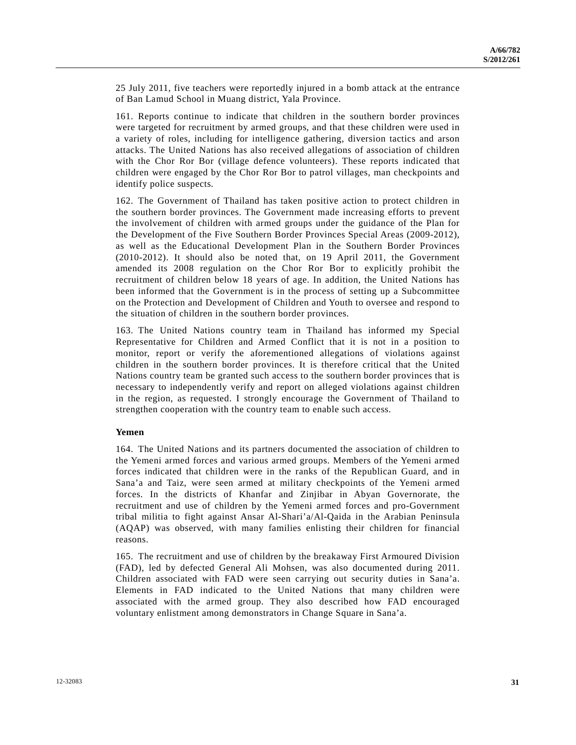25 July 2011, five teachers were reportedly injured in a bomb attack at the entrance of Ban Lamud School in Muang district, Yala Province.

161. Reports continue to indicate that children in the southern border provinces were targeted for recruitment by armed groups, and that these children were used in a variety of roles, including for intelligence gathering, diversion tactics and arson attacks. The United Nations has also received allegations of association of children with the Chor Ror Bor (village defence volunteers). These reports indicated that children were engaged by the Chor Ror Bor to patrol villages, man checkpoints and identify police suspects.

162. The Government of Thailand has taken positive action to protect children in the southern border provinces. The Government made increasing efforts to prevent the involvement of children with armed groups under the guidance of the Plan for the Development of the Five Southern Border Provinces Special Areas (2009-2012), as well as the Educational Development Plan in the Southern Border Provinces (2010-2012). It should also be noted that, on 19 April 2011, the Government amended its 2008 regulation on the Chor Ror Bor to explicitly prohibit the recruitment of children below 18 years of age. In addition, the United Nations has been informed that the Government is in the process of setting up a Subcommittee on the Protection and Development of Children and Youth to oversee and respond to the situation of children in the southern border provinces.

163. The United Nations country team in Thailand has informed my Special Representative for Children and Armed Conflict that it is not in a position to monitor, report or verify the aforementioned allegations of violations against children in the southern border provinces. It is therefore critical that the United Nations country team be granted such access to the southern border provinces that is necessary to independently verify and report on alleged violations against children in the region, as requested. I strongly encourage the Government of Thailand to strengthen cooperation with the country team to enable such access.

**Yemen**

164. The United Nations and its partners documented the association of children to the Yemeni armed forces and various armed groups. Members of the Yemeni armed forces indicated that children were in the ranks of the Republican Guard, and in Sana'a and Taiz, were seen armed at military checkpoints of the Yemeni armed forces. In the districts of Khanfar and Zinjibar in Abyan Governorate, the recruitment and use of children by the Yemeni armed forces and pro-Government tribal militia to fight against Ansar Al-Shari'a/Al-Qaida in the Arabian Peninsula (AQAP) was observed, with many families enlisting their children for financial reasons.

165. The recruitment and use of children by the breakaway First Armoured Division (FAD), led by defected General Ali Mohsen, was also documented during 2011. Children associated with FAD were seen carrying out security duties in Sana'a. Elements in FAD indicated to the United Nations that many children were associated with the armed group. They also described how FAD encouraged voluntary enlistment among demonstrators in Change Square in Sana'a.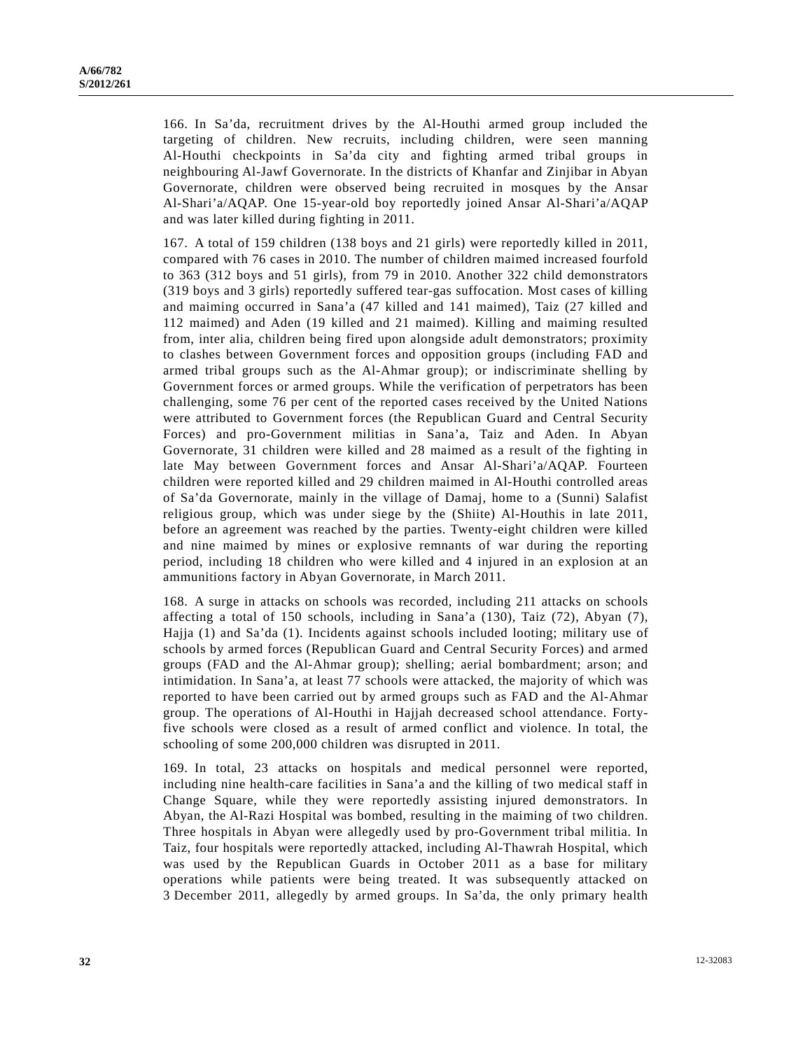166. In Sa'da, recruitment drives by the Al-Houthi armed group included the targeting of children. New recruits, including children, were seen manning Al-Houthi checkpoints in Sa'da city and fighting armed tribal groups in neighbouring Al-Jawf Governorate. In the districts of Khanfar and Zinjibar in Abyan Governorate, children were observed being recruited in mosques by the Ansar Al-Shari'a/AQAP. One 15-year-old boy reportedly joined Ansar Al-Shari'a/AQAP and was later killed during fighting in 2011.

167. A total of 159 children (138 boys and 21 girls) were reportedly killed in 2011, compared with 76 cases in 2010. The number of children maimed increased fourfold to 363 (312 boys and 51 girls), from 79 in 2010. Another 322 child demonstrators (319 boys and 3 girls) reportedly suffered tear-gas suffocation. Most cases of killing and maiming occurred in Sana'a (47 killed and 141 maimed), Taiz (27 killed and 112 maimed) and Aden (19 killed and 21 maimed). Killing and maiming resulted from, inter alia, children being fired upon alongside adult demonstrators; proximity to clashes between Government forces and opposition groups (including FAD and armed tribal groups such as the Al-Ahmar group); or indiscriminate shelling by Government forces or armed groups. While the verification of perpetrators has been challenging, some 76 per cent of the reported cases received by the United Nations were attributed to Government forces (the Republican Guard and Central Security Forces) and pro-Government militias in Sana'a, Taiz and Aden. In Abyan Governorate, 31 children were killed and 28 maimed as a result of the fighting in late May between Government forces and Ansar Al-Shari'a/AQAP. Fourteen children were reported killed and 29 children maimed in Al-Houthi controlled areas of Sa'da Governorate, mainly in the village of Damaj, home to a (Sunni) Salafist religious group, which was under siege by the (Shiite) Al-Houthis in late 2011, before an agreement was reached by the parties. Twenty-eight children were killed and nine maimed by mines or explosive remnants of war during the reporting period, including 18 children who were killed and 4 injured in an explosion at an ammunitions factory in Abyan Governorate, in March 2011.

168. A surge in attacks on schools was recorded, including 211 attacks on schools affecting a total of 150 schools, including in Sana'a (130), Taiz (72), Abyan (7), Hajja (1) and Sa'da (1). Incidents against schools included looting; military use of schools by armed forces (Republican Guard and Central Security Forces) and armed groups (FAD and the Al-Ahmar group); shelling; aerial bombardment; arson; and intimidation. In Sana'a, at least 77 schools were attacked, the majority of which was reported to have been carried out by armed groups such as FAD and the Al-Ahmar group. The operations of Al-Houthi in Hajjah decreased school attendance. Forty-five schools were closed as a result of armed conflict and violence. In total, the schooling of some 200,000 children was disrupted in 2011.

169. In total, 23 attacks on hospitals and medical personnel were reported, including nine health-care facilities in Sana'a and the killing of two medical staff in Change Square, while they were reportedly assisting injured demonstrators. In Abyan, the Al-Razi Hospital was bombed, resulting in the maiming of two children. Three hospitals in Abyan were allegedly used by pro-Government tribal militia. In Taiz, four hospitals were reportedly attacked, including Al-Thawrah Hospital, which was used by the Republican Guards in October 2011 as a base for military operations while patients were being treated. It was subsequently attacked on 3 December 2011, allegedly by armed groups. In Sa'da, the only primary health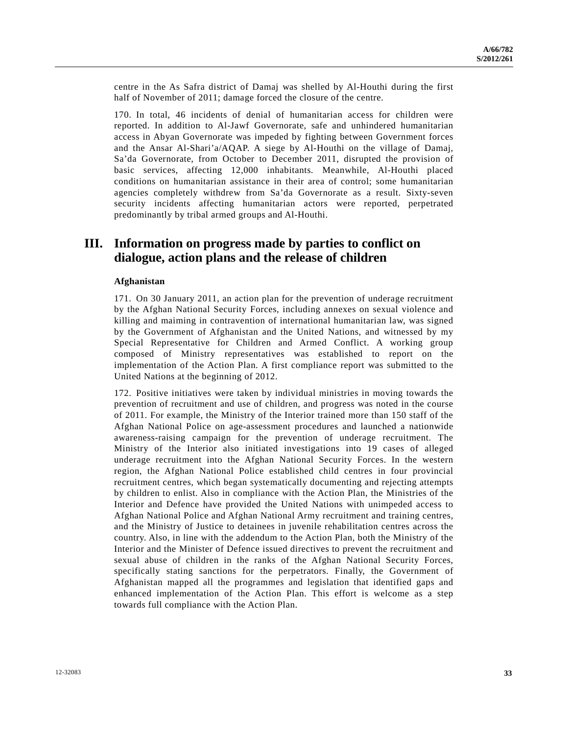centre in the As Safra district of Damaj was shelled by Al-Houthi during the first half of November of 2011; damage forced the closure of the centre.

170. In total, 46 incidents of denial of humanitarian access for children were reported. In addition to Al-Jawf Governorate, safe and unhindered humanitarian access in Abyan Governorate was impeded by fighting between Government forces and the Ansar Al-Shari'a/AQAP. A siege by Al-Houthi on the village of Damaj, Sa'da Governorate, from October to December 2011, disrupted the provision of basic services, affecting 12,000 inhabitants. Meanwhile, Al-Houthi placed conditions on humanitarian assistance in their area of control; some humanitarian agencies completely withdrew from Sa'da Governorate as a result. Sixty-seven security incidents affecting humanitarian actors were reported, perpetrated predominantly by tribal armed groups and Al-Houthi.

# III. Information on progress made by parties to conflict on dialogue, action plans and the release of children

### Afghanistan

171. On 30 January 2011, an action plan for the prevention of underage recruitment by the Afghan National Security Forces, including annexes on sexual violence and killing and maiming in contravention of international humanitarian law, was signed by the Government of Afghanistan and the United Nations, and witnessed by my Special Representative for Children and Armed Conflict. A working group composed of Ministry representatives was established to report on the implementation of the Action Plan. A first compliance report was submitted to the United Nations at the beginning of 2012.

172. Positive initiatives were taken by individual ministries in moving towards the prevention of recruitment and use of children, and progress was noted in the course of 2011. For example, the Ministry of the Interior trained more than 150 staff of the Afghan National Police on age-assessment procedures and launched a nationwide awareness-raising campaign for the prevention of underage recruitment. The Ministry of the Interior also initiated investigations into 19 cases of alleged underage recruitment into the Afghan National Security Forces. In the western region, the Afghan National Police established child centres in four provincial recruitment centres, which began systematically documenting and rejecting attempts by children to enlist. Also in compliance with the Action Plan, the Ministries of the Interior and Defence have provided the United Nations with unimpeded access to Afghan National Police and Afghan National Army recruitment and training centres, and the Ministry of Justice to detainees in juvenile rehabilitation centres across the country. Also, in line with the addendum to the Action Plan, both the Ministry of the Interior and the Minister of Defence issued directives to prevent the recruitment and sexual abuse of children in the ranks of the Afghan National Security Forces, specifically stating sanctions for the perpetrators. Finally, the Government of Afghanistan mapped all the programmes and legislation that identified gaps and enhanced implementation of the Action Plan. This effort is welcome as a step towards full compliance with the Action Plan.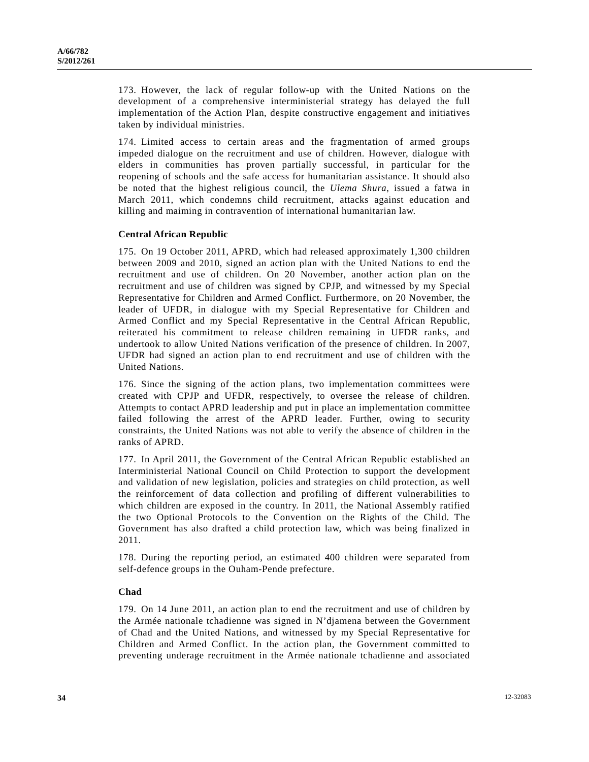173. However, the lack of regular follow-up with the United Nations on the development of a comprehensive interministerial strategy has delayed the full implementation of the Action Plan, despite constructive engagement and initiatives taken by individual ministries.

174. Limited access to certain areas and the fragmentation of armed groups impeded dialogue on the recruitment and use of children. However, dialogue with elders in communities has proven partially successful, in particular for the reopening of schools and the safe access for humanitarian assistance. It should also be noted that the highest religious council, the *Ulema Shura*, issued a fatwa in March 2011, which condemns child recruitment, attacks against education and killing and maiming in contravention of international humanitarian law.

### Central African Republic

175. On 19 October 2011, APRD, which had released approximately 1,300 children between 2009 and 2010, signed an action plan with the United Nations to end the recruitment and use of children. On 20 November, another action plan on the recruitment and use of children was signed by CPJP, and witnessed by my Special Representative for Children and Armed Conflict. Furthermore, on 20 November, the leader of UFDR, in dialogue with my Special Representative for Children and Armed Conflict and my Special Representative in the Central African Republic, reiterated his commitment to release children remaining in UFDR ranks, and undertook to allow United Nations verification of the presence of children. In 2007, UFDR had signed an action plan to end recruitment and use of children with the United Nations.

176. Since the signing of the action plans, two implementation committees were created with CPJP and UFDR, respectively, to oversee the release of children. Attempts to contact APRD leadership and put in place an implementation committee failed following the arrest of the APRD leader. Further, owing to security constraints, the United Nations was not able to verify the absence of children in the ranks of APRD.

177. In April 2011, the Government of the Central African Republic established an Interministerial National Council on Child Protection to support the development and validation of new legislation, policies and strategies on child protection, as well the reinforcement of data collection and profiling of different vulnerabilities to which children are exposed in the country. In 2011, the National Assembly ratified the two Optional Protocols to the Convention on the Rights of the Child. The Government has also drafted a child protection law, which was being finalized in 2011.

178. During the reporting period, an estimated 400 children were separated from self-defence groups in the Ouham-Pende prefecture.

### Chad

179. On 14 June 2011, an action plan to end the recruitment and use of children by the Armée nationale tchadienne was signed in N'djamena between the Government of Chad and the United Nations, and witnessed by my Special Representative for Children and Armed Conflict. In the action plan, the Government committed to preventing underage recruitment in the Armée nationale tchadienne and associated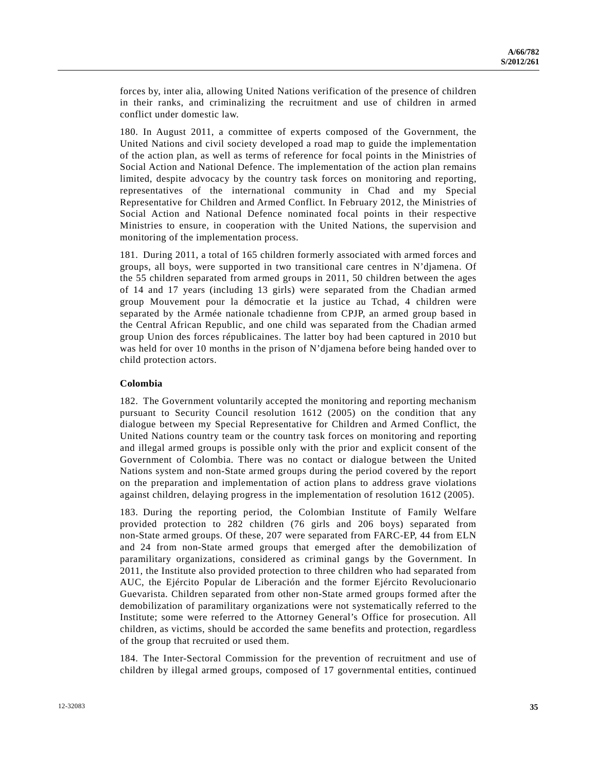forces by, inter alia, allowing United Nations verification of the presence of children in their ranks, and criminalizing the recruitment and use of children in armed conflict under domestic law.

180. In August 2011, a committee of experts composed of the Government, the United Nations and civil society developed a road map to guide the implementation of the action plan, as well as terms of reference for focal points in the Ministries of Social Action and National Defence. The implementation of the action plan remains limited, despite advocacy by the country task forces on monitoring and reporting, representatives of the international community in Chad and my Special Representative for Children and Armed Conflict. In February 2012, the Ministries of Social Action and National Defence nominated focal points in their respective Ministries to ensure, in cooperation with the United Nations, the supervision and monitoring of the implementation process.

181. During 2011, a total of 165 children formerly associated with armed forces and groups, all boys, were supported in two transitional care centres in N'djamena. Of the 55 children separated from armed groups in 2011, 50 children between the ages of 14 and 17 years (including 13 girls) were separated from the Chadian armed group Mouvement pour la démocratie et la justice au Tchad, 4 children were separated by the Armée nationale tchadienne from CPJP, an armed group based in the Central African Republic, and one child was separated from the Chadian armed group Union des forces républicaines. The latter boy had been captured in 2010 but was held for over 10 months in the prison of N'djamena before being handed over to child protection actors.

### Colombia

182. The Government voluntarily accepted the monitoring and reporting mechanism pursuant to Security Council resolution 1612 (2005) on the condition that any dialogue between my Special Representative for Children and Armed Conflict, the United Nations country team or the country task forces on monitoring and reporting and illegal armed groups is possible only with the prior and explicit consent of the Government of Colombia. There was no contact or dialogue between the United Nations system and non-State armed groups during the period covered by the report on the preparation and implementation of action plans to address grave violations against children, delaying progress in the implementation of resolution 1612 (2005).

183. During the reporting period, the Colombian Institute of Family Welfare provided protection to 282 children (76 girls and 206 boys) separated from non-State armed groups. Of these, 207 were separated from FARC-EP, 44 from ELN and 24 from non-State armed groups that emerged after the demobilization of paramilitary organizations, considered as criminal gangs by the Government. In 2011, the Institute also provided protection to three children who had separated from AUC, the Ejército Popular de Liberación and the former Ejército Revolucionario Guevarista. Children separated from other non-State armed groups formed after the demobilization of paramilitary organizations were not systematically referred to the Institute; some were referred to the Attorney General's Office for prosecution. All children, as victims, should be accorded the same benefits and protection, regardless of the group that recruited or used them.

184. The Inter-Sectoral Commission for the prevention of recruitment and use of children by illegal armed groups, composed of 17 governmental entities, continued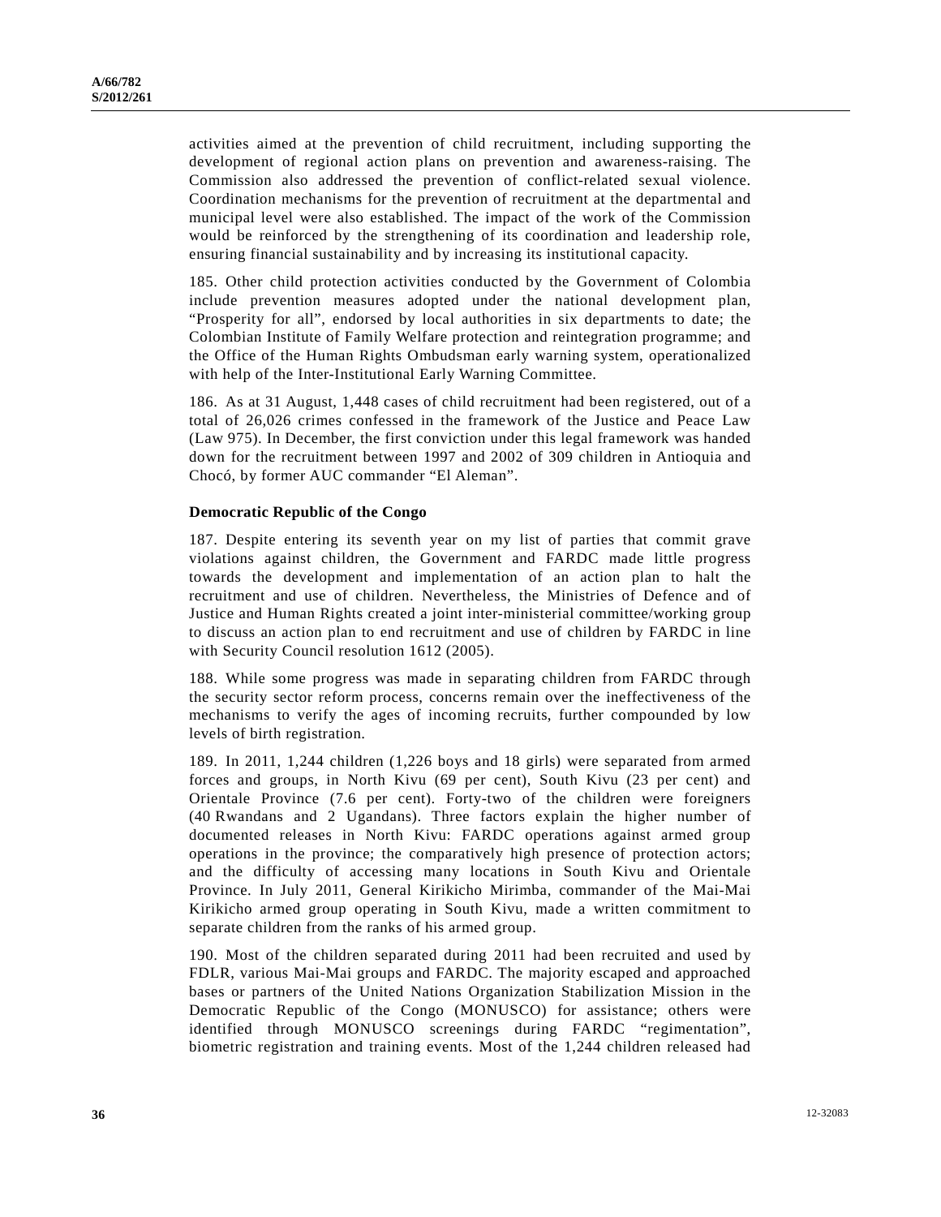activities aimed at the prevention of child recruitment, including supporting the development of regional action plans on prevention and awareness-raising. The Commission also addressed the prevention of conflict-related sexual violence. Coordination mechanisms for the prevention of recruitment at the departmental and municipal level were also established. The impact of the work of the Commission would be reinforced by the strengthening of its coordination and leadership role, ensuring financial sustainability and by increasing its institutional capacity.

185. Other child protection activities conducted by the Government of Colombia include prevention measures adopted under the national development plan, "Prosperity for all", endorsed by local authorities in six departments to date; the Colombian Institute of Family Welfare protection and reintegration programme; and the Office of the Human Rights Ombudsman early warning system, operationalized with help of the Inter-Institutional Early Warning Committee.

186. As at 31 August, 1,448 cases of child recruitment had been registered, out of a total of 26,026 crimes confessed in the framework of the Justice and Peace Law (Law 975). In December, the first conviction under this legal framework was handed down for the recruitment between 1997 and 2002 of 309 children in Antioquia and Chocó, by former AUC commander "El Aleman".

**Democratic Republic of the Congo**

187. Despite entering its seventh year on my list of parties that commit grave violations against children, the Government and FARDC made little progress towards the development and implementation of an action plan to halt the recruitment and use of children. Nevertheless, the Ministries of Defence and of Justice and Human Rights created a joint inter-ministerial committee/working group to discuss an action plan to end recruitment and use of children by FARDC in line with Security Council resolution 1612 (2005).

188. While some progress was made in separating children from FARDC through the security sector reform process, concerns remain over the ineffectiveness of the mechanisms to verify the ages of incoming recruits, further compounded by low levels of birth registration.

189. In 2011, 1,244 children (1,226 boys and 18 girls) were separated from armed forces and groups, in North Kivu (69 per cent), South Kivu (23 per cent) and Orientale Province (7.6 per cent). Forty-two of the children were foreigners (40 Rwandans and 2 Ugandans). Three factors explain the higher number of documented releases in North Kivu: FARDC operations against armed group operations in the province; the comparatively high presence of protection actors; and the difficulty of accessing many locations in South Kivu and Orientale Province. In July 2011, General Kirikicho Mirimba, commander of the Mai-Mai Kirikicho armed group operating in South Kivu, made a written commitment to separate children from the ranks of his armed group.

190. Most of the children separated during 2011 had been recruited and used by FDLR, various Mai-Mai groups and FARDC. The majority escaped and approached bases or partners of the United Nations Organization Stabilization Mission in the Democratic Republic of the Congo (MONUSCO) for assistance; others were identified through MONUSCO screenings during FARDC "regimentation", biometric registration and training events. Most of the 1,244 children released had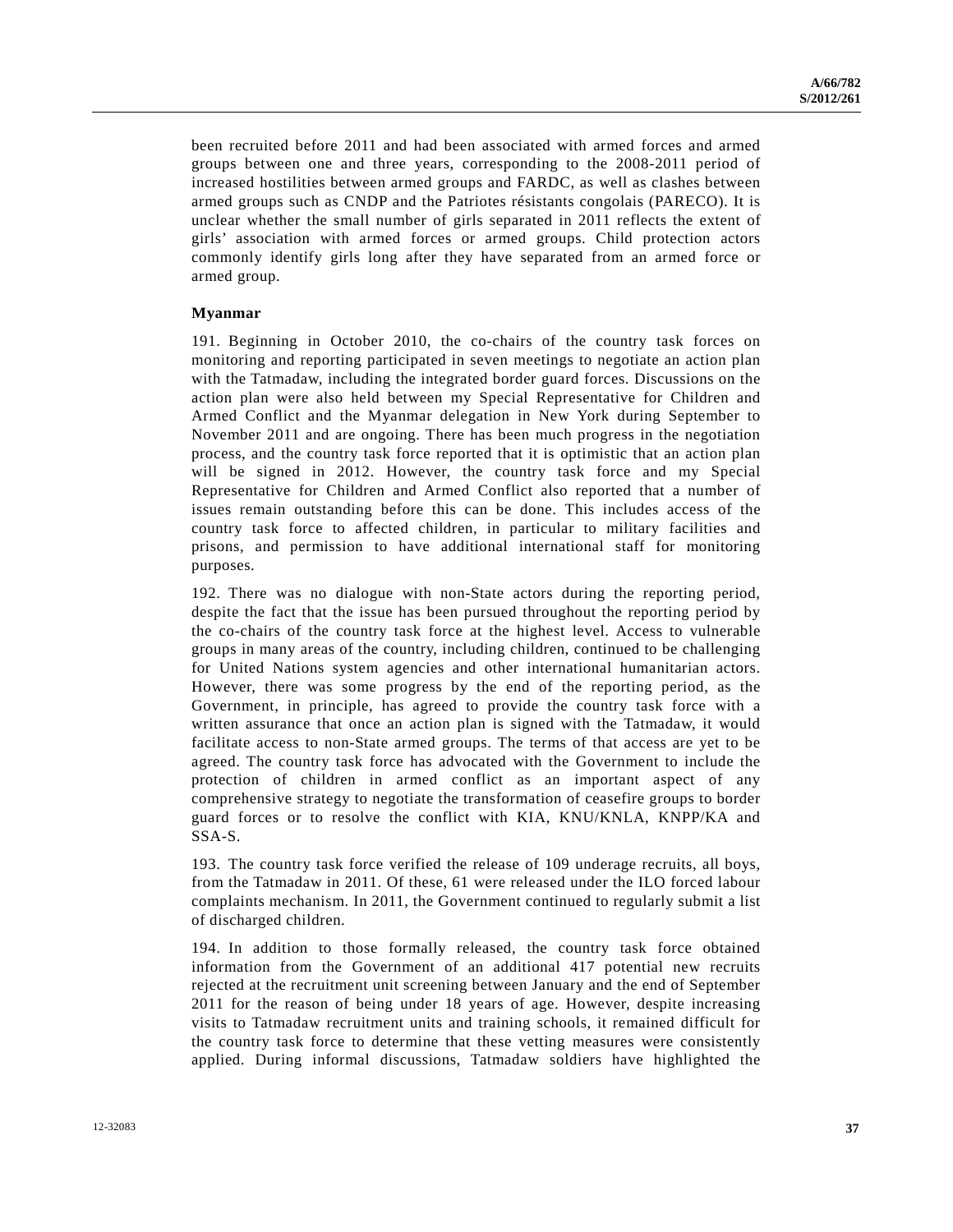been recruited before 2011 and had been associated with armed forces and armed groups between one and three years, corresponding to the 2008-2011 period of increased hostilities between armed groups and FARDC, as well as clashes between armed groups such as CNDP and the Patriotes résistants congolais (PARECO). It is unclear whether the small number of girls separated in 2011 reflects the extent of girls' association with armed forces or armed groups. Child protection actors commonly identify girls long after they have separated from an armed force or armed group.

**Myanmar**

191. Beginning in October 2010, the co-chairs of the country task forces on monitoring and reporting participated in seven meetings to negotiate an action plan with the Tatmadaw, including the integrated border guard forces. Discussions on the action plan were also held between my Special Representative for Children and Armed Conflict and the Myanmar delegation in New York during September to November 2011 and are ongoing. There has been much progress in the negotiation process, and the country task force reported that it is optimistic that an action plan will be signed in 2012. However, the country task force and my Special Representative for Children and Armed Conflict also reported that a number of issues remain outstanding before this can be done. This includes access of the country task force to affected children, in particular to military facilities and prisons, and permission to have additional international staff for monitoring purposes.

192. There was no dialogue with non-State actors during the reporting period, despite the fact that the issue has been pursued throughout the reporting period by the co-chairs of the country task force at the highest level. Access to vulnerable groups in many areas of the country, including children, continued to be challenging for United Nations system agencies and other international humanitarian actors. However, there was some progress by the end of the reporting period, as the Government, in principle, has agreed to provide the country task force with a written assurance that once an action plan is signed with the Tatmadaw, it would facilitate access to non-State armed groups. The terms of that access are yet to be agreed. The country task force has advocated with the Government to include the protection of children in armed conflict as an important aspect of any comprehensive strategy to negotiate the transformation of ceasefire groups to border guard forces or to resolve the conflict with KIA, KNU/KNLA, KNPP/KA and SSA-S.

193. The country task force verified the release of 109 underage recruits, all boys, from the Tatmadaw in 2011. Of these, 61 were released under the ILO forced labour complaints mechanism. In 2011, the Government continued to regularly submit a list of discharged children.

194. In addition to those formally released, the country task force obtained information from the Government of an additional 417 potential new recruits rejected at the recruitment unit screening between January and the end of September 2011 for the reason of being under 18 years of age. However, despite increasing visits to Tatmadaw recruitment units and training schools, it remained difficult for the country task force to determine that these vetting measures were consistently applied. During informal discussions, Tatmadaw soldiers have highlighted the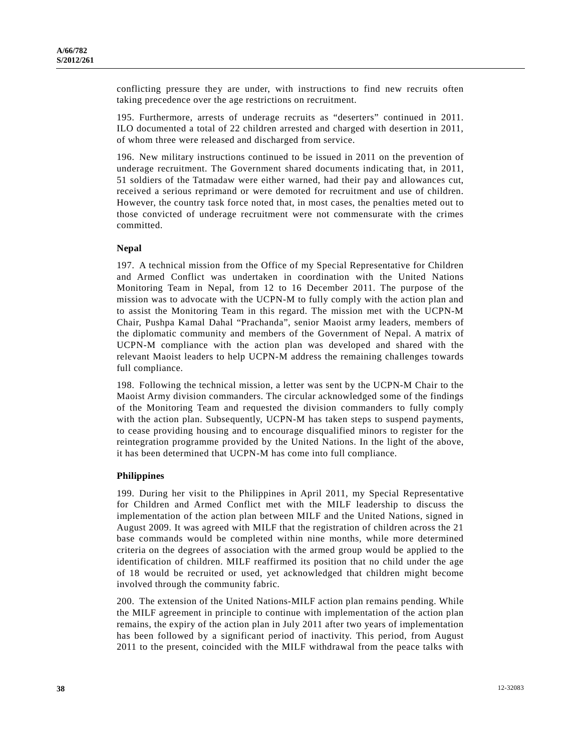conflicting pressure they are under, with instructions to find new recruits often taking precedence over the age restrictions on recruitment.

195. Furthermore, arrests of underage recruits as "deserters" continued in 2011. ILO documented a total of 22 children arrested and charged with desertion in 2011, of whom three were released and discharged from service.

196. New military instructions continued to be issued in 2011 on the prevention of underage recruitment. The Government shared documents indicating that, in 2011, 51 soldiers of the Tatmadaw were either warned, had their pay and allowances cut, received a serious reprimand or were demoted for recruitment and use of children. However, the country task force noted that, in most cases, the penalties meted out to those convicted of underage recruitment were not commensurate with the crimes committed.

### Nepal

197. A technical mission from the Office of my Special Representative for Children and Armed Conflict was undertaken in coordination with the United Nations Monitoring Team in Nepal, from 12 to 16 December 2011. The purpose of the mission was to advocate with the UCPN-M to fully comply with the action plan and to assist the Monitoring Team in this regard. The mission met with the UCPN-M Chair, Pushpa Kamal Dahal "Prachanda", senior Maoist army leaders, members of the diplomatic community and members of the Government of Nepal. A matrix of UCPN-M compliance with the action plan was developed and shared with the relevant Maoist leaders to help UCPN-M address the remaining challenges towards full compliance.

198. Following the technical mission, a letter was sent by the UCPN-M Chair to the Maoist Army division commanders. The circular acknowledged some of the findings of the Monitoring Team and requested the division commanders to fully comply with the action plan. Subsequently, UCPN-M has taken steps to suspend payments, to cease providing housing and to encourage disqualified minors to register for the reintegration programme provided by the United Nations. In the light of the above, it has been determined that UCPN-M has come into full compliance.

### Philippines

199. During her visit to the Philippines in April 2011, my Special Representative for Children and Armed Conflict met with the MILF leadership to discuss the implementation of the action plan between MILF and the United Nations, signed in August 2009. It was agreed with MILF that the registration of children across the 21 base commands would be completed within nine months, while more determined criteria on the degrees of association with the armed group would be applied to the identification of children. MILF reaffirmed its position that no child under the age of 18 would be recruited or used, yet acknowledged that children might become involved through the community fabric.

200. The extension of the United Nations-MILF action plan remains pending. While the MILF agreement in principle to continue with implementation of the action plan remains, the expiry of the action plan in July 2011 after two years of implementation has been followed by a significant period of inactivity. This period, from August 2011 to the present, coincided with the MILF withdrawal from the peace talks with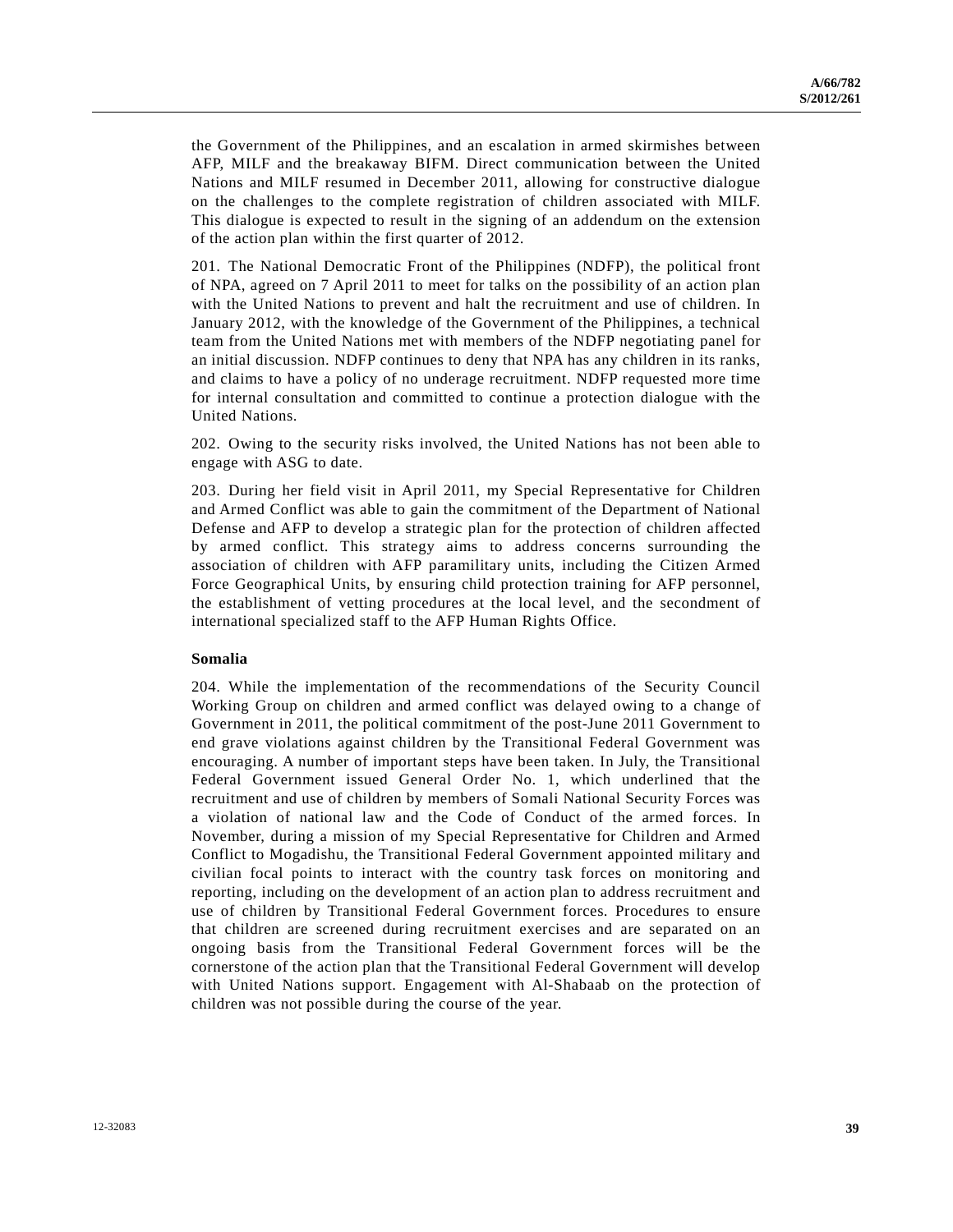the Government of the Philippines, and an escalation in armed skirmishes between AFP, MILF and the breakaway BIFM. Direct communication between the United Nations and MILF resumed in December 2011, allowing for constructive dialogue on the challenges to the complete registration of children associated with MILF. This dialogue is expected to result in the signing of an addendum on the extension of the action plan within the first quarter of 2012.

201. The National Democratic Front of the Philippines (NDFP), the political front of NPA, agreed on 7 April 2011 to meet for talks on the possibility of an action plan with the United Nations to prevent and halt the recruitment and use of children. In January 2012, with the knowledge of the Government of the Philippines, a technical team from the United Nations met with members of the NDFP negotiating panel for an initial discussion. NDFP continues to deny that NPA has any children in its ranks, and claims to have a policy of no underage recruitment. NDFP requested more time for internal consultation and committed to continue a protection dialogue with the United Nations.

202. Owing to the security risks involved, the United Nations has not been able to engage with ASG to date.

203. During her field visit in April 2011, my Special Representative for Children and Armed Conflict was able to gain the commitment of the Department of National Defense and AFP to develop a strategic plan for the protection of children affected by armed conflict. This strategy aims to address concerns surrounding the association of children with AFP paramilitary units, including the Citizen Armed Force Geographical Units, by ensuring child protection training for AFP personnel, the establishment of vetting procedures at the local level, and the secondment of international specialized staff to the AFP Human Rights Office.

### Somalia

204. While the implementation of the recommendations of the Security Council Working Group on children and armed conflict was delayed owing to a change of Government in 2011, the political commitment of the post-June 2011 Government to end grave violations against children by the Transitional Federal Government was encouraging. A number of important steps have been taken. In July, the Transitional Federal Government issued General Order No. 1, which underlined that the recruitment and use of children by members of Somali National Security Forces was a violation of national law and the Code of Conduct of the armed forces. In November, during a mission of my Special Representative for Children and Armed Conflict to Mogadishu, the Transitional Federal Government appointed military and civilian focal points to interact with the country task forces on monitoring and reporting, including on the development of an action plan to address recruitment and use of children by Transitional Federal Government forces. Procedures to ensure that children are screened during recruitment exercises and are separated on an ongoing basis from the Transitional Federal Government forces will be the cornerstone of the action plan that the Transitional Federal Government will develop with United Nations support. Engagement with Al-Shabaab on the protection of children was not possible during the course of the year.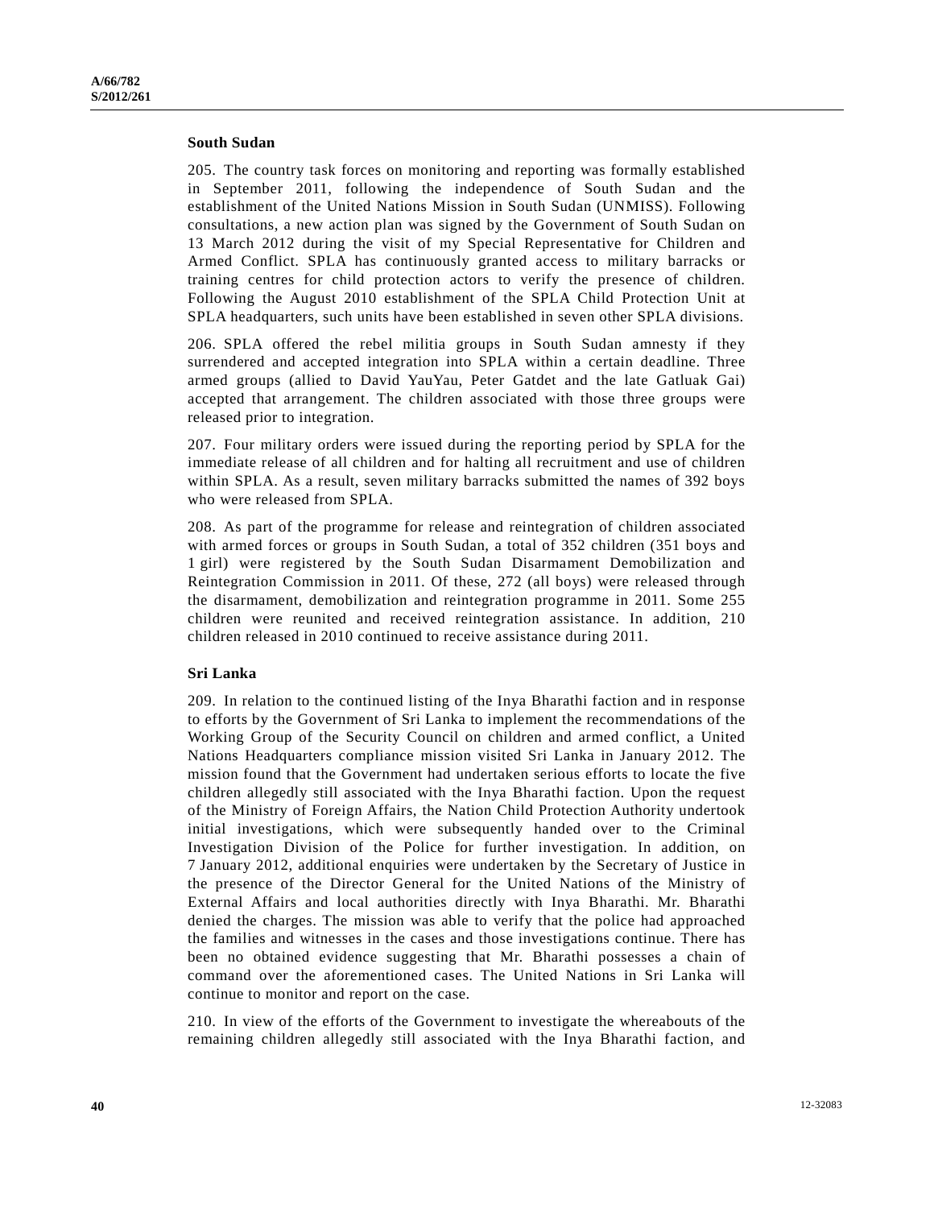### South Sudan

205. The country task forces on monitoring and reporting was formally established in September 2011, following the independence of South Sudan and the establishment of the United Nations Mission in South Sudan (UNMISS). Following consultations, a new action plan was signed by the Government of South Sudan on 13 March 2012 during the visit of my Special Representative for Children and Armed Conflict. SPLA has continuously granted access to military barracks or training centres for child protection actors to verify the presence of children. Following the August 2010 establishment of the SPLA Child Protection Unit at SPLA headquarters, such units have been established in seven other SPLA divisions.

206. SPLA offered the rebel militia groups in South Sudan amnesty if they surrendered and accepted integration into SPLA within a certain deadline. Three armed groups (allied to David YauYau, Peter Gatdet and the late Gatluak Gai) accepted that arrangement. The children associated with those three groups were released prior to integration.

207. Four military orders were issued during the reporting period by SPLA for the immediate release of all children and for halting all recruitment and use of children within SPLA. As a result, seven military barracks submitted the names of 392 boys who were released from SPLA.

208. As part of the programme for release and reintegration of children associated with armed forces or groups in South Sudan, a total of 352 children (351 boys and 1 girl) were registered by the South Sudan Disarmament Demobilization and Reintegration Commission in 2011. Of these, 272 (all boys) were released through the disarmament, demobilization and reintegration programme in 2011. Some 255 children were reunited and received reintegration assistance. In addition, 210 children released in 2010 continued to receive assistance during 2011.

### Sri Lanka

209. In relation to the continued listing of the Inya Bharathi faction and in response to efforts by the Government of Sri Lanka to implement the recommendations of the Working Group of the Security Council on children and armed conflict, a United Nations Headquarters compliance mission visited Sri Lanka in January 2012. The mission found that the Government had undertaken serious efforts to locate the five children allegedly still associated with the Inya Bharathi faction. Upon the request of the Ministry of Foreign Affairs, the Nation Child Protection Authority undertook initial investigations, which were subsequently handed over to the Criminal Investigation Division of the Police for further investigation. In addition, on 7 January 2012, additional enquiries were undertaken by the Secretary of Justice in the presence of the Director General for the United Nations of the Ministry of External Affairs and local authorities directly with Inya Bharathi. Mr. Bharathi denied the charges. The mission was able to verify that the police had approached the families and witnesses in the cases and those investigations continue. There has been no obtained evidence suggesting that Mr. Bharathi possesses a chain of command over the aforementioned cases. The United Nations in Sri Lanka will continue to monitor and report on the case.

210. In view of the efforts of the Government to investigate the whereabouts of the remaining children allegedly still associated with the Inya Bharathi faction, and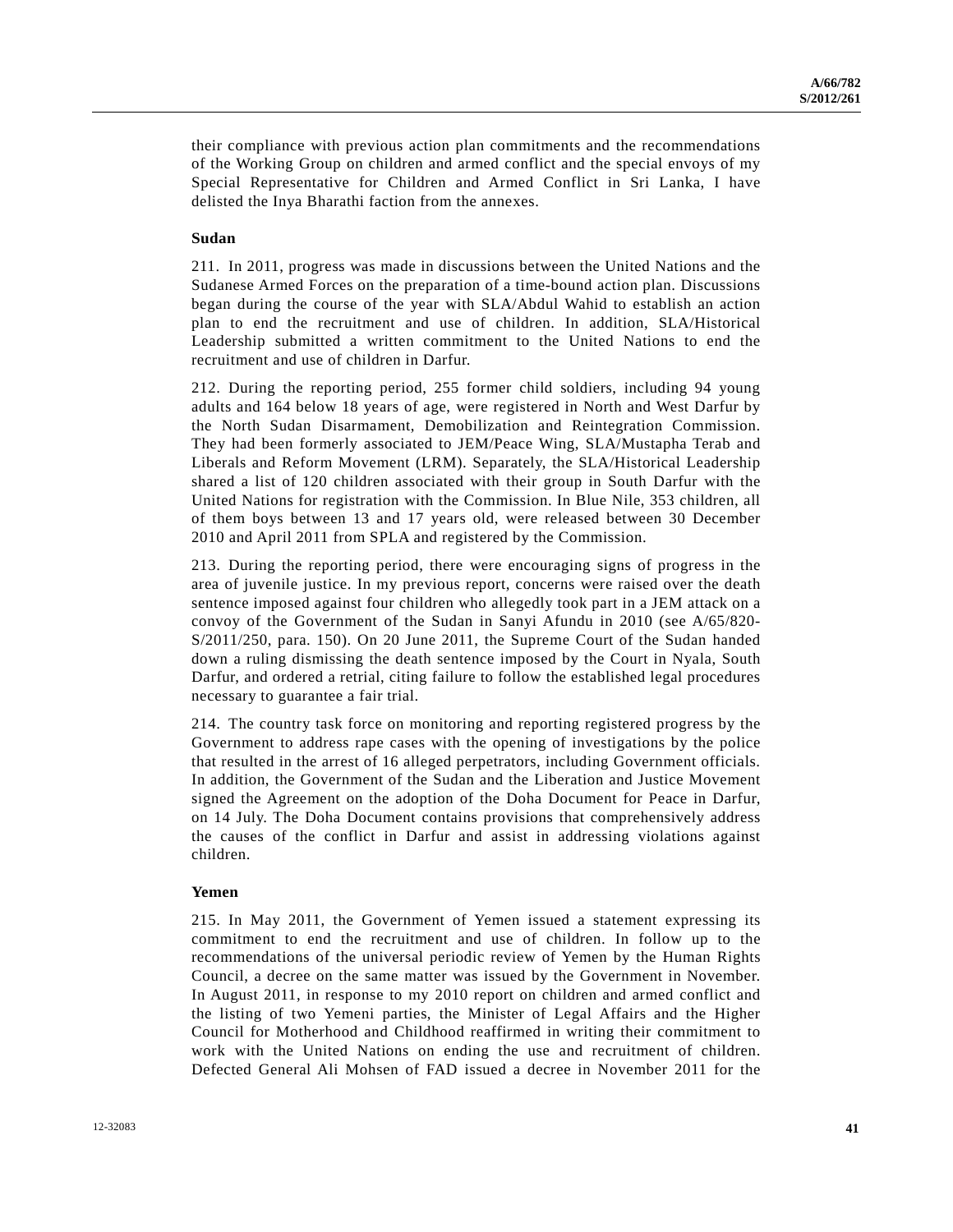their compliance with previous action plan commitments and the recommendations of the Working Group on children and armed conflict and the special envoys of my Special Representative for Children and Armed Conflict in Sri Lanka, I have delisted the Inya Bharathi faction from the annexes.

### Sudan

211. In 2011, progress was made in discussions between the United Nations and the Sudanese Armed Forces on the preparation of a time-bound action plan. Discussions began during the course of the year with SLA/Abdul Wahid to establish an action plan to end the recruitment and use of children. In addition, SLA/Historical Leadership submitted a written commitment to the United Nations to end the recruitment and use of children in Darfur.

212. During the reporting period, 255 former child soldiers, including 94 young adults and 164 below 18 years of age, were registered in North and West Darfur by the North Sudan Disarmament, Demobilization and Reintegration Commission. They had been formerly associated to JEM/Peace Wing, SLA/Mustapha Terab and Liberals and Reform Movement (LRM). Separately, the SLA/Historical Leadership shared a list of 120 children associated with their group in South Darfur with the United Nations for registration with the Commission. In Blue Nile, 353 children, all of them boys between 13 and 17 years old, were released between 30 December 2010 and April 2011 from SPLA and registered by the Commission.

213. During the reporting period, there were encouraging signs of progress in the area of juvenile justice. In my previous report, concerns were raised over the death sentence imposed against four children who allegedly took part in a JEM attack on a convoy of the Government of the Sudan in Sanyi Afundu in 2010 (see A/65/820-S/2011/250, para. 150). On 20 June 2011, the Supreme Court of the Sudan handed down a ruling dismissing the death sentence imposed by the Court in Nyala, South Darfur, and ordered a retrial, citing failure to follow the established legal procedures necessary to guarantee a fair trial.

214. The country task force on monitoring and reporting registered progress by the Government to address rape cases with the opening of investigations by the police that resulted in the arrest of 16 alleged perpetrators, including Government officials. In addition, the Government of the Sudan and the Liberation and Justice Movement signed the Agreement on the adoption of the Doha Document for Peace in Darfur, on 14 July. The Doha Document contains provisions that comprehensively address the causes of the conflict in Darfur and assist in addressing violations against children.

### Yemen

215. In May 2011, the Government of Yemen issued a statement expressing its commitment to end the recruitment and use of children. In follow up to the recommendations of the universal periodic review of Yemen by the Human Rights Council, a decree on the same matter was issued by the Government in November. In August 2011, in response to my 2010 report on children and armed conflict and the listing of two Yemeni parties, the Minister of Legal Affairs and the Higher Council for Motherhood and Childhood reaffirmed in writing their commitment to work with the United Nations on ending the use and recruitment of children. Defected General Ali Mohsen of FAD issued a decree in November 2011 for the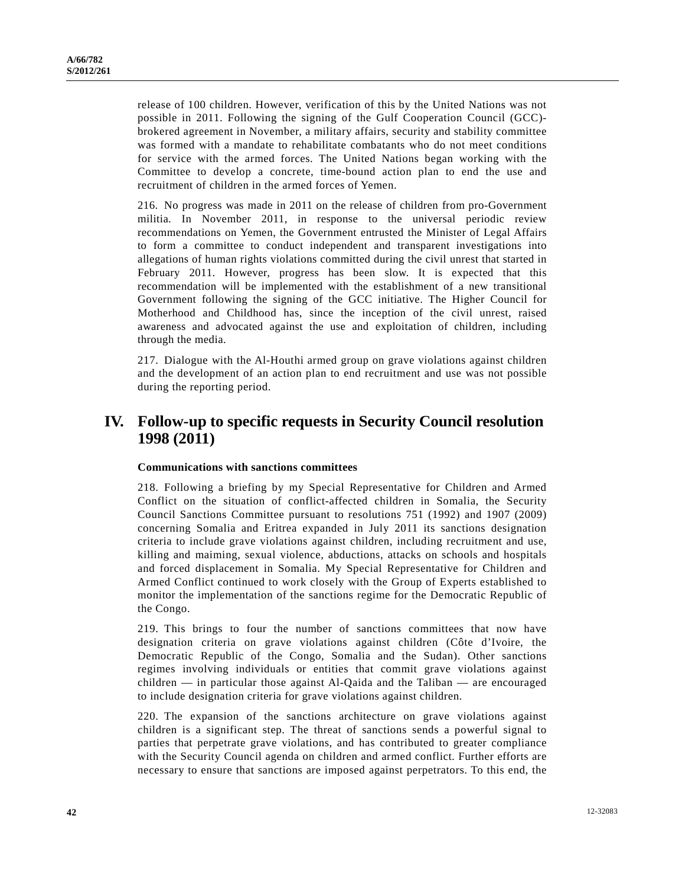release of 100 children. However, verification of this by the United Nations was not possible in 2011. Following the signing of the Gulf Cooperation Council (GCC)-brokered agreement in November, a military affairs, security and stability committee was formed with a mandate to rehabilitate combatants who do not meet conditions for service with the armed forces. The United Nations began working with the Committee to develop a concrete, time-bound action plan to end the use and recruitment of children in the armed forces of Yemen.

216. No progress was made in 2011 on the release of children from pro-Government militia. In November 2011, in response to the universal periodic review recommendations on Yemen, the Government entrusted the Minister of Legal Affairs to form a committee to conduct independent and transparent investigations into allegations of human rights violations committed during the civil unrest that started in February 2011. However, progress has been slow. It is expected that this recommendation will be implemented with the establishment of a new transitional Government following the signing of the GCC initiative. The Higher Council for Motherhood and Childhood has, since the inception of the civil unrest, raised awareness and advocated against the use and exploitation of children, including through the media.

217. Dialogue with the Al-Houthi armed group on grave violations against children and the development of an action plan to end recruitment and use was not possible during the reporting period.

# IV. Follow-up to specific requests in Security Council resolution 1998 (2011)

### Communications with sanctions committees

218. Following a briefing by my Special Representative for Children and Armed Conflict on the situation of conflict-affected children in Somalia, the Security Council Sanctions Committee pursuant to resolutions 751 (1992) and 1907 (2009) concerning Somalia and Eritrea expanded in July 2011 its sanctions designation criteria to include grave violations against children, including recruitment and use, killing and maiming, sexual violence, abductions, attacks on schools and hospitals and forced displacement in Somalia. My Special Representative for Children and Armed Conflict continued to work closely with the Group of Experts established to monitor the implementation of the sanctions regime for the Democratic Republic of the Congo.

219. This brings to four the number of sanctions committees that now have designation criteria on grave violations against children (Côte d'Ivoire, the Democratic Republic of the Congo, Somalia and the Sudan). Other sanctions regimes involving individuals or entities that commit grave violations against children — in particular those against Al-Qaida and the Taliban — are encouraged to include designation criteria for grave violations against children.

220. The expansion of the sanctions architecture on grave violations against children is a significant step. The threat of sanctions sends a powerful signal to parties that perpetrate grave violations, and has contributed to greater compliance with the Security Council agenda on children and armed conflict. Further efforts are necessary to ensure that sanctions are imposed against perpetrators. To this end, the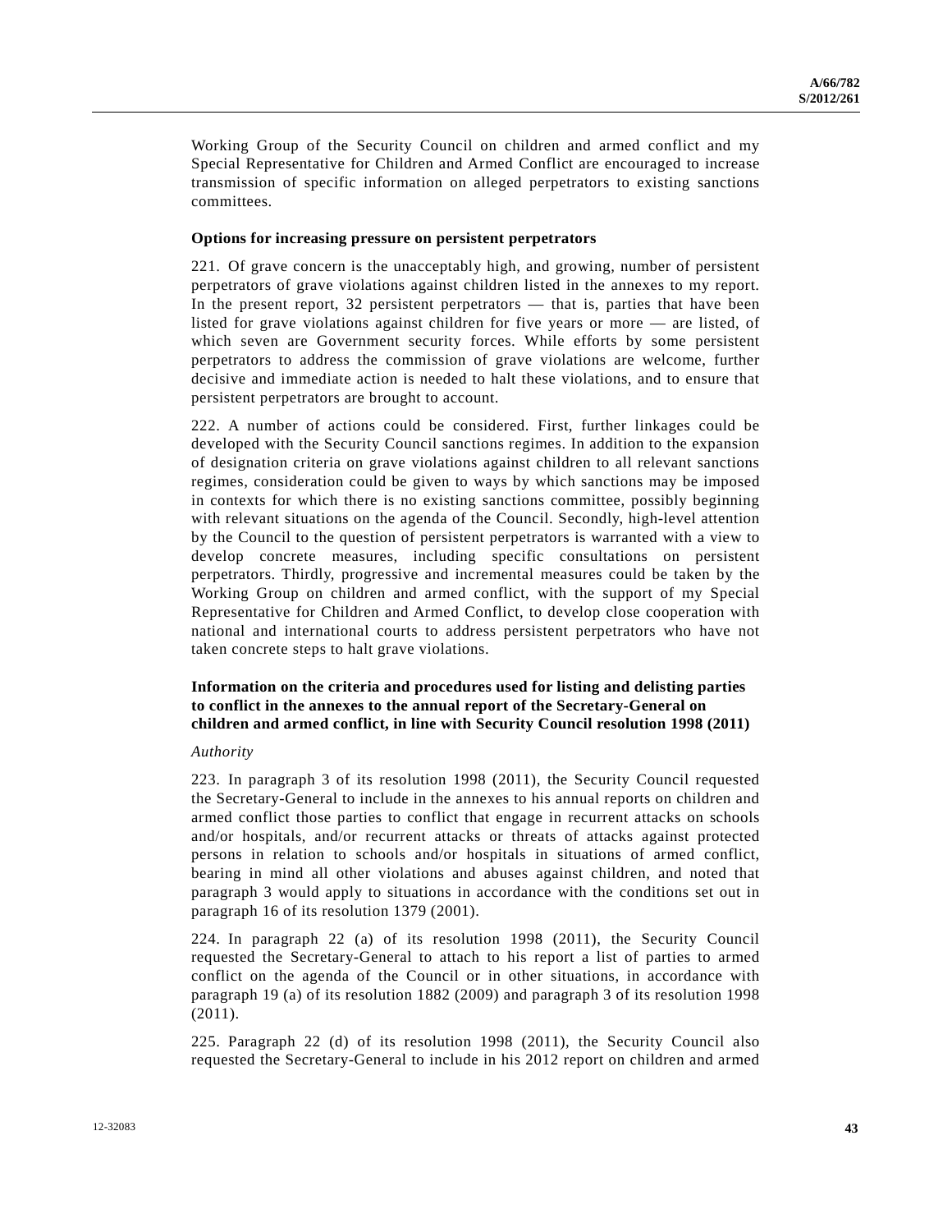Working Group of the Security Council on children and armed conflict and my Special Representative for Children and Armed Conflict are encouraged to increase transmission of specific information on alleged perpetrators to existing sanctions committees.

**Options for increasing pressure on persistent perpetrators**

221. Of grave concern is the unacceptably high, and growing, number of persistent perpetrators of grave violations against children listed in the annexes to my report. In the present report, 32 persistent perpetrators — that is, parties that have been listed for grave violations against children for five years or more — are listed, of which seven are Government security forces. While efforts by some persistent perpetrators to address the commission of grave violations are welcome, further decisive and immediate action is needed to halt these violations, and to ensure that persistent perpetrators are brought to account.

222. A number of actions could be considered. First, further linkages could be developed with the Security Council sanctions regimes. In addition to the expansion of designation criteria on grave violations against children to all relevant sanctions regimes, consideration could be given to ways by which sanctions may be imposed in contexts for which there is no existing sanctions committee, possibly beginning with relevant situations on the agenda of the Council. Secondly, high-level attention by the Council to the question of persistent perpetrators is warranted with a view to develop concrete measures, including specific consultations on persistent perpetrators. Thirdly, progressive and incremental measures could be taken by the Working Group on children and armed conflict, with the support of my Special Representative for Children and Armed Conflict, to develop close cooperation with national and international courts to address persistent perpetrators who have not taken concrete steps to halt grave violations.

**Information on the criteria and procedures used for listing and delisting parties to conflict in the annexes to the annual report of the Secretary-General on children and armed conflict, in line with Security Council resolution 1998 (2011)**

*Authority*

223. In paragraph 3 of its resolution 1998 (2011), the Security Council requested the Secretary-General to include in the annexes to his annual reports on children and armed conflict those parties to conflict that engage in recurrent attacks on schools and/or hospitals, and/or recurrent attacks or threats of attacks against protected persons in relation to schools and/or hospitals in situations of armed conflict, bearing in mind all other violations and abuses against children, and noted that paragraph 3 would apply to situations in accordance with the conditions set out in paragraph 16 of its resolution 1379 (2001).

224. In paragraph 22 (a) of its resolution 1998 (2011), the Security Council requested the Secretary-General to attach to his report a list of parties to armed conflict on the agenda of the Council or in other situations, in accordance with paragraph 19 (a) of its resolution 1882 (2009) and paragraph 3 of its resolution 1998 (2011).

225. Paragraph 22 (d) of its resolution 1998 (2011), the Security Council also requested the Secretary-General to include in his 2012 report on children and armed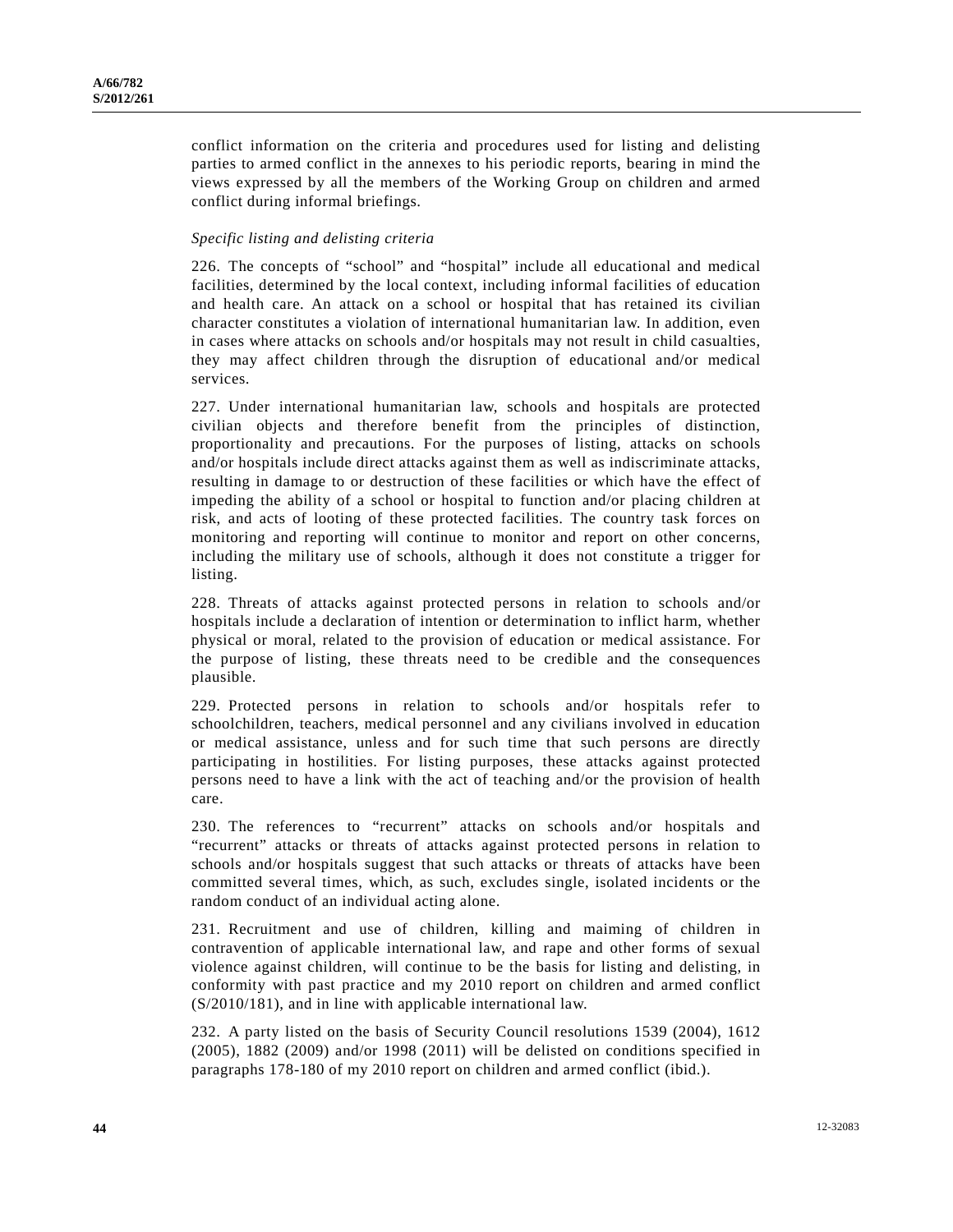conflict information on the criteria and procedures used for listing and delisting parties to armed conflict in the annexes to his periodic reports, bearing in mind the views expressed by all the members of the Working Group on children and armed conflict during informal briefings.

*Specific listing and delisting criteria*

226. The concepts of "school" and "hospital" include all educational and medical facilities, determined by the local context, including informal facilities of education and health care. An attack on a school or hospital that has retained its civilian character constitutes a violation of international humanitarian law. In addition, even in cases where attacks on schools and/or hospitals may not result in child casualties, they may affect children through the disruption of educational and/or medical services.

227. Under international humanitarian law, schools and hospitals are protected civilian objects and therefore benefit from the principles of distinction, proportionality and precautions. For the purposes of listing, attacks on schools and/or hospitals include direct attacks against them as well as indiscriminate attacks, resulting in damage to or destruction of these facilities or which have the effect of impeding the ability of a school or hospital to function and/or placing children at risk, and acts of looting of these protected facilities. The country task forces on monitoring and reporting will continue to monitor and report on other concerns, including the military use of schools, although it does not constitute a trigger for listing.

228. Threats of attacks against protected persons in relation to schools and/or hospitals include a declaration of intention or determination to inflict harm, whether physical or moral, related to the provision of education or medical assistance. For the purpose of listing, these threats need to be credible and the consequences plausible.

229. Protected persons in relation to schools and/or hospitals refer to schoolchildren, teachers, medical personnel and any civilians involved in education or medical assistance, unless and for such time that such persons are directly participating in hostilities. For listing purposes, these attacks against protected persons need to have a link with the act of teaching and/or the provision of health care.

230. The references to "recurrent" attacks on schools and/or hospitals and "recurrent" attacks or threats of attacks against protected persons in relation to schools and/or hospitals suggest that such attacks or threats of attacks have been committed several times, which, as such, excludes single, isolated incidents or the random conduct of an individual acting alone.

231. Recruitment and use of children, killing and maiming of children in contravention of applicable international law, and rape and other forms of sexual violence against children, will continue to be the basis for listing and delisting, in conformity with past practice and my 2010 report on children and armed conflict (S/2010/181), and in line with applicable international law.

232. A party listed on the basis of Security Council resolutions 1539 (2004), 1612 (2005), 1882 (2009) and/or 1998 (2011) will be delisted on conditions specified in paragraphs 178-180 of my 2010 report on children and armed conflict (ibid.).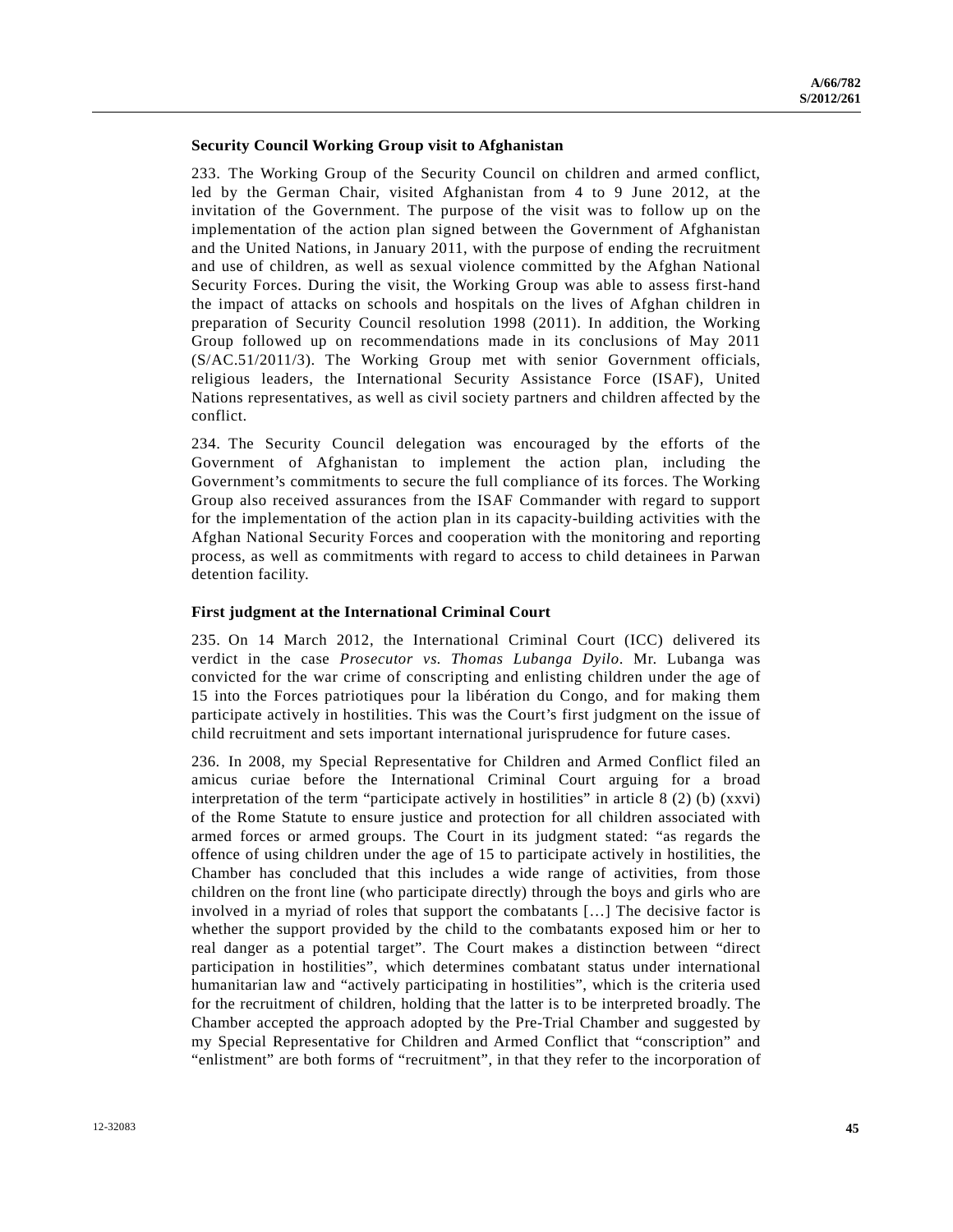### Security Council Working Group visit to Afghanistan

233. The Working Group of the Security Council on children and armed conflict, led by the German Chair, visited Afghanistan from 4 to 9 June 2012, at the invitation of the Government. The purpose of the visit was to follow up on the implementation of the action plan signed between the Government of Afghanistan and the United Nations, in January 2011, with the purpose of ending the recruitment and use of children, as well as sexual violence committed by the Afghan National Security Forces. During the visit, the Working Group was able to assess first-hand the impact of attacks on schools and hospitals on the lives of Afghan children in preparation of Security Council resolution 1998 (2011). In addition, the Working Group followed up on recommendations made in its conclusions of May 2011 (S/AC.51/2011/3). The Working Group met with senior Government officials, religious leaders, the International Security Assistance Force (ISAF), United Nations representatives, as well as civil society partners and children affected by the conflict.

234. The Security Council delegation was encouraged by the efforts of the Government of Afghanistan to implement the action plan, including the Government's commitments to secure the full compliance of its forces. The Working Group also received assurances from the ISAF Commander with regard to support for the implementation of the action plan in its capacity-building activities with the Afghan National Security Forces and cooperation with the monitoring and reporting process, as well as commitments with regard to access to child detainees in Parwan detention facility.

### First judgment at the International Criminal Court

235. On 14 March 2012, the International Criminal Court (ICC) delivered its verdict in the case *Prosecutor vs. Thomas Lubanga Dyilo*. Mr. Lubanga was convicted for the war crime of conscripting and enlisting children under the age of 15 into the Forces patriotiques pour la libération du Congo, and for making them participate actively in hostilities. This was the Court's first judgment on the issue of child recruitment and sets important international jurisprudence for future cases.

236. In 2008, my Special Representative for Children and Armed Conflict filed an amicus curiae before the International Criminal Court arguing for a broad interpretation of the term "participate actively in hostilities" in article 8 (2) (b) (xxvi) of the Rome Statute to ensure justice and protection for all children associated with armed forces or armed groups. The Court in its judgment stated: "as regards the offence of using children under the age of 15 to participate actively in hostilities, the Chamber has concluded that this includes a wide range of activities, from those children on the front line (who participate directly) through the boys and girls who are involved in a myriad of roles that support the combatants […] The decisive factor is whether the support provided by the child to the combatants exposed him or her to real danger as a potential target". The Court makes a distinction between "direct participation in hostilities", which determines combatant status under international humanitarian law and "actively participating in hostilities", which is the criteria used for the recruitment of children, holding that the latter is to be interpreted broadly. The Chamber accepted the approach adopted by the Pre-Trial Chamber and suggested by my Special Representative for Children and Armed Conflict that "conscription" and "enlistment" are both forms of "recruitment", in that they refer to the incorporation of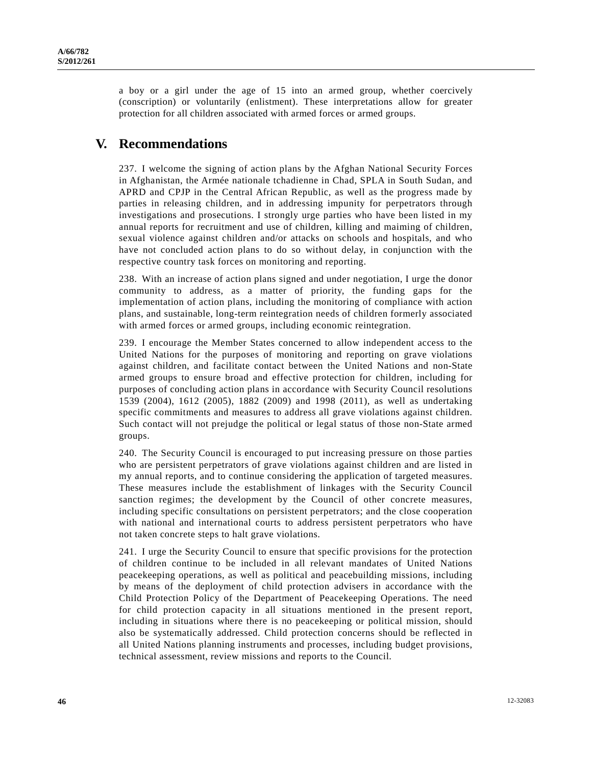a boy or a girl under the age of 15 into an armed group, whether coercively (conscription) or voluntarily (enlistment). These interpretations allow for greater protection for all children associated with armed forces or armed groups.

# V. Recommendations

237. I welcome the signing of action plans by the Afghan National Security Forces in Afghanistan, the Armée nationale tchadienne in Chad, SPLA in South Sudan, and APRD and CPJP in the Central African Republic, as well as the progress made by parties in releasing children, and in addressing impunity for perpetrators through investigations and prosecutions. I strongly urge parties who have been listed in my annual reports for recruitment and use of children, killing and maiming of children, sexual violence against children and/or attacks on schools and hospitals, and who have not concluded action plans to do so without delay, in conjunction with the respective country task forces on monitoring and reporting.

238. With an increase of action plans signed and under negotiation, I urge the donor community to address, as a matter of priority, the funding gaps for the implementation of action plans, including the monitoring of compliance with action plans, and sustainable, long-term reintegration needs of children formerly associated with armed forces or armed groups, including economic reintegration.

239. I encourage the Member States concerned to allow independent access to the United Nations for the purposes of monitoring and reporting on grave violations against children, and facilitate contact between the United Nations and non-State armed groups to ensure broad and effective protection for children, including for purposes of concluding action plans in accordance with Security Council resolutions 1539 (2004), 1612 (2005), 1882 (2009) and 1998 (2011), as well as undertaking specific commitments and measures to address all grave violations against children. Such contact will not prejudge the political or legal status of those non-State armed groups.

240. The Security Council is encouraged to put increasing pressure on those parties who are persistent perpetrators of grave violations against children and are listed in my annual reports, and to continue considering the application of targeted measures. These measures include the establishment of linkages with the Security Council sanction regimes; the development by the Council of other concrete measures, including specific consultations on persistent perpetrators; and the close cooperation with national and international courts to address persistent perpetrators who have not taken concrete steps to halt grave violations.

241. I urge the Security Council to ensure that specific provisions for the protection of children continue to be included in all relevant mandates of United Nations peacekeeping operations, as well as political and peacebuilding missions, including by means of the deployment of child protection advisers in accordance with the Child Protection Policy of the Department of Peacekeeping Operations. The need for child protection capacity in all situations mentioned in the present report, including in situations where there is no peacekeeping or political mission, should also be systematically addressed. Child protection concerns should be reflected in all United Nations planning instruments and processes, including budget provisions, technical assessment, review missions and reports to the Council.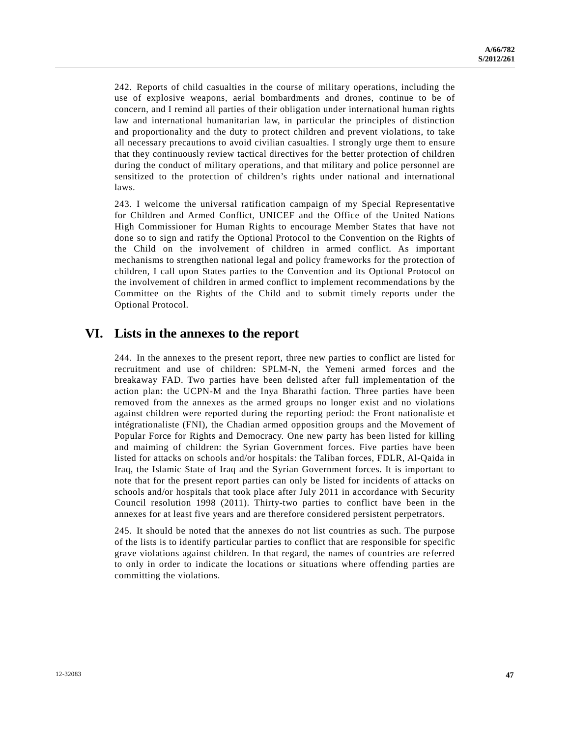242. Reports of child casualties in the course of military operations, including the use of explosive weapons, aerial bombardments and drones, continue to be of concern, and I remind all parties of their obligation under international human rights law and international humanitarian law, in particular the principles of distinction and proportionality and the duty to protect children and prevent violations, to take all necessary precautions to avoid civilian casualties. I strongly urge them to ensure that they continuously review tactical directives for the better protection of children during the conduct of military operations, and that military and police personnel are sensitized to the protection of children's rights under national and international laws.

243. I welcome the universal ratification campaign of my Special Representative for Children and Armed Conflict, UNICEF and the Office of the United Nations High Commissioner for Human Rights to encourage Member States that have not done so to sign and ratify the Optional Protocol to the Convention on the Rights of the Child on the involvement of children in armed conflict. As important mechanisms to strengthen national legal and policy frameworks for the protection of children, I call upon States parties to the Convention and its Optional Protocol on the involvement of children in armed conflict to implement recommendations by the Committee on the Rights of the Child and to submit timely reports under the Optional Protocol.

# VI. Lists in the annexes to the report

244. In the annexes to the present report, three new parties to conflict are listed for recruitment and use of children: SPLM-N, the Yemeni armed forces and the breakaway FAD. Two parties have been delisted after full implementation of the action plan: the UCPN-M and the Inya Bharathi faction. Three parties have been removed from the annexes as the armed groups no longer exist and no violations against children were reported during the reporting period: the Front nationaliste et intégrationaliste (FNI), the Chadian armed opposition groups and the Movement of Popular Force for Rights and Democracy. One new party has been listed for killing and maiming of children: the Syrian Government forces. Five parties have been listed for attacks on schools and/or hospitals: the Taliban forces, FDLR, Al-Qaida in Iraq, the Islamic State of Iraq and the Syrian Government forces. It is important to note that for the present report parties can only be listed for incidents of attacks on schools and/or hospitals that took place after July 2011 in accordance with Security Council resolution 1998 (2011). Thirty-two parties to conflict have been in the annexes for at least five years and are therefore considered persistent perpetrators.

245. It should be noted that the annexes do not list countries as such. The purpose of the lists is to identify particular parties to conflict that are responsible for specific grave violations against children. In that regard, the names of countries are referred to only in order to indicate the locations or situations where offending parties are committing the violations.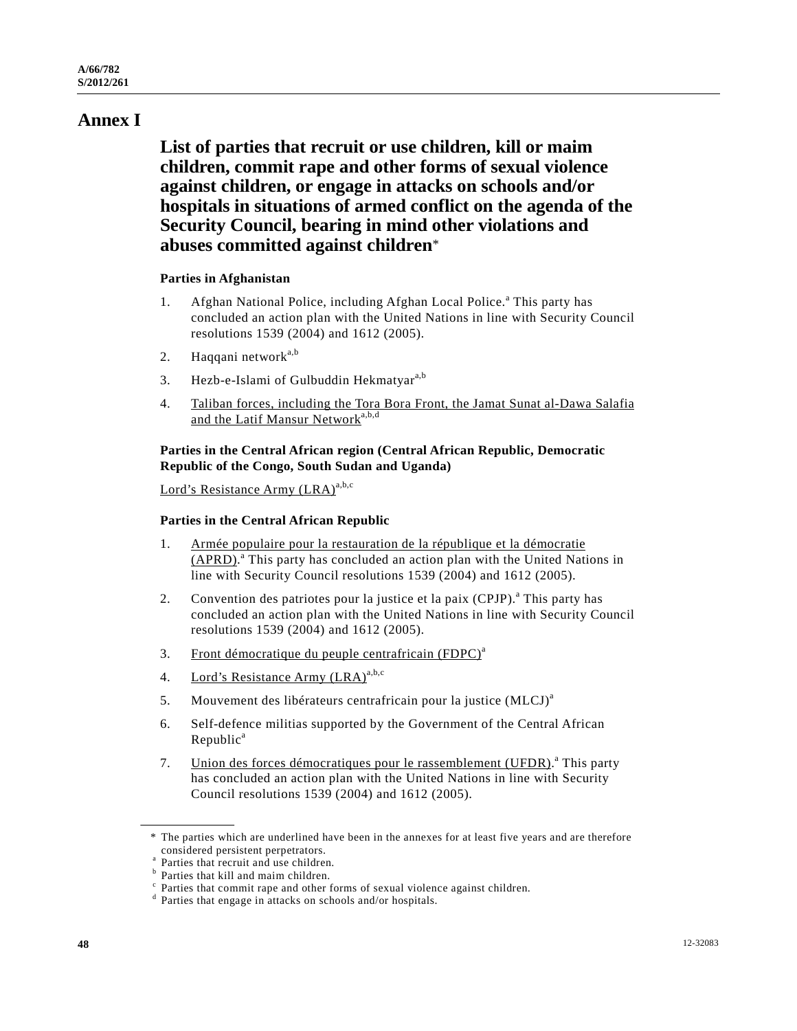# Annex I

## List of parties that recruit or use children, kill or maim children, commit rape and other forms of sexual violence against children, or engage in attacks on schools and/or hospitals in situations of armed conflict on the agenda of the Security Council, bearing in mind other violations and abuses committed against children*

**Parties in Afghanistan**

1. Afghan National Police, including Afghan Local Police.[a] This party has concluded an action plan with the United Nations in line with Security Council resolutions 1539 (2004) and 1612 (2005).
2. Haqqani network[a,b]
3. Hezb-e-Islami of Gulbuddin Hekmatyar[a,b]
4. <u>Taliban forces, including the Tora Bora Front, the Jamat Sunat al-Dawa Salafia and the Latif Mansur Network</u>[a,b,d]

**Parties in the Central African region (Central African Republic, Democratic Republic of the Congo, South Sudan and Uganda)**

<u>Lord's Resistance Army (LRA)</u>[a,b,c]

**Parties in the Central African Republic**

1. <u>Armée populaire pour la restauration de la république et la démocratie (APRD)</u>.[a] This party has concluded an action plan with the United Nations in line with Security Council resolutions 1539 (2004) and 1612 (2005).
2. Convention des patriotes pour la justice et la paix (CPJP).[a] This party has concluded an action plan with the United Nations in line with Security Council resolutions 1539 (2004) and 1612 (2005).
3. <u>Front démocratique du peuple centrafricain (FDPC)</u>[a]
4. <u>Lord's Resistance Army (LRA)</u>[a,b,c]
5. Mouvement des libérateurs centrafricain pour la justice (MLCJ)[a]
6. Self-defence militias supported by the Government of the Central African Republic[a]
7. <u>Union des forces démocratiques pour le rassemblement (UFDR)</u>.[a] This party has concluded an action plan with the United Nations in line with Security Council resolutions 1539 (2004) and 1612 (2005).

---

\* The parties which are underlined have been in the annexes for at least five years and are therefore considered persistent perpetrators.

[a] Parties that recruit and use children.

[b] Parties that kill and maim children.

[c] Parties that commit rape and other forms of sexual violence against children.

[d] Parties that engage in attacks on schools and/or hospitals.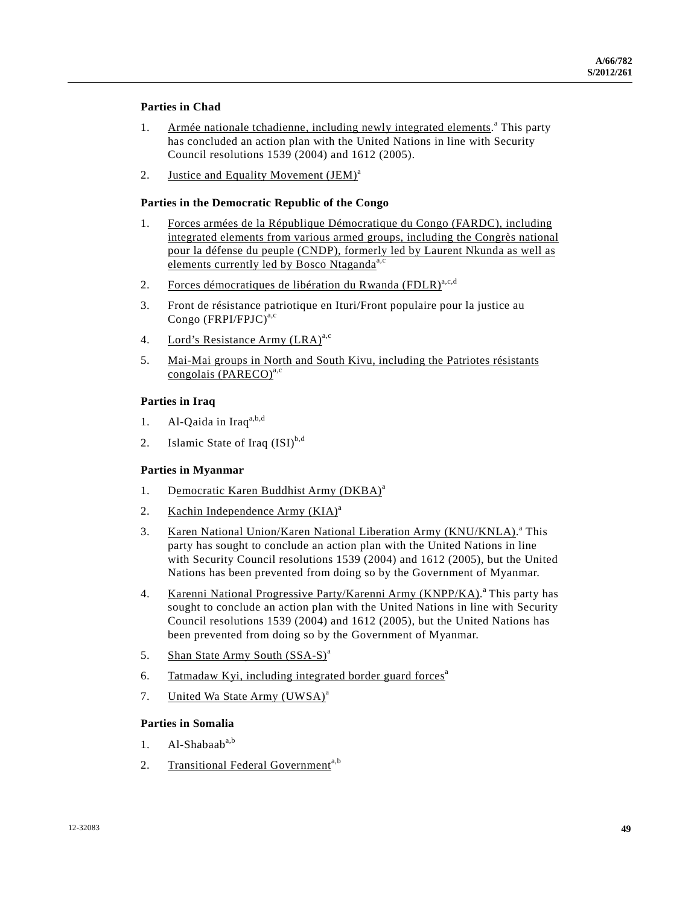**Parties in Chad**

1. Armée nationale tchadienne, including newly integrated elements.[a] This party has concluded an action plan with the United Nations in line with Security Council resolutions 1539 (2004) and 1612 (2005).

2. Justice and Equality Movement (JEM)[a]

**Parties in the Democratic Republic of the Congo**

1. Forces armées de la République Démocratique du Congo (FARDC), including integrated elements from various armed groups, including the Congrès national pour la défense du peuple (CNDP), formerly led by Laurent Nkunda as well as elements currently led by Bosco Ntaganda[a,c]

2. Forces démocratiques de libération du Rwanda (FDLR)[a,c,d]

3. Front de résistance patriotique en Ituri/Front populaire pour la justice au Congo (FRPI/FPJC)[a,c]

4. Lord's Resistance Army (LRA)[a,c]

5. Mai-Mai groups in North and South Kivu, including the Patriotes résistants congolais (PARECO)[a,c]

**Parties in Iraq**

1. Al-Qaida in Iraq[a,b,d]

2. Islamic State of Iraq (ISI)[b,d]

**Parties in Myanmar**

1. Democratic Karen Buddhist Army (DKBA)[a]

2. Kachin Independence Army (KIA)[a]

3. Karen National Union/Karen National Liberation Army (KNU/KNLA).[a] This party has sought to conclude an action plan with the United Nations in line with Security Council resolutions 1539 (2004) and 1612 (2005), but the United Nations has been prevented from doing so by the Government of Myanmar.

4. Karenni National Progressive Party/Karenni Army (KNPP/KA).[a] This party has sought to conclude an action plan with the United Nations in line with Security Council resolutions 1539 (2004) and 1612 (2005), but the United Nations has been prevented from doing so by the Government of Myanmar.

5. Shan State Army South (SSA-S)[a]

6. Tatmadaw Kyi, including integrated border guard forces[a]

7. United Wa State Army (UWSA)[a]

**Parties in Somalia**

1. Al-Shabaab[a,b]

2. Transitional Federal Government[a,b]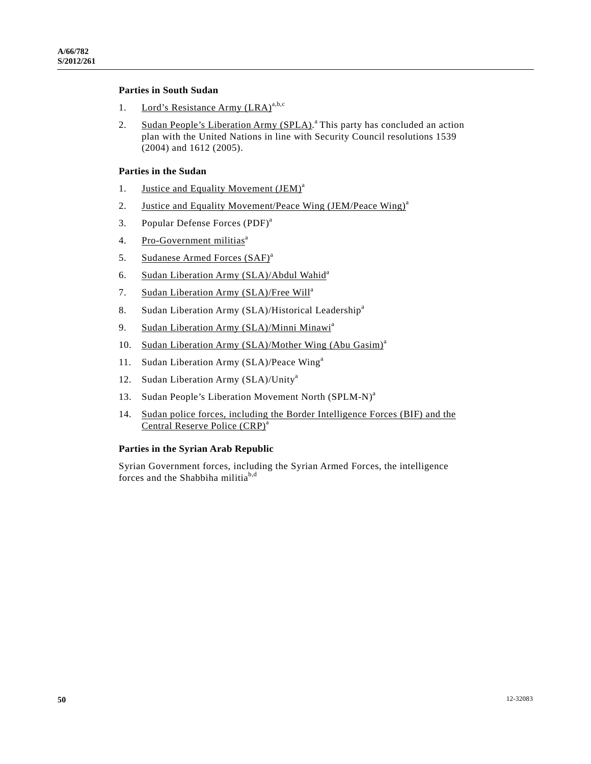**Parties in South Sudan**

1. Lord's Resistance Army (LRA)[a,b,c]
2. Sudan People's Liberation Army (SPLA).[a] This party has concluded an action plan with the United Nations in line with Security Council resolutions 1539 (2004) and 1612 (2005).

**Parties in the Sudan**

1. Justice and Equality Movement (JEM)[a]
2. Justice and Equality Movement/Peace Wing (JEM/Peace Wing)[a]
3. Popular Defense Forces (PDF)[a]
4. Pro-Government militias[a]
5. Sudanese Armed Forces (SAF)[a]
6. Sudan Liberation Army (SLA)/Abdul Wahid[a]
7. Sudan Liberation Army (SLA)/Free Will[a]
8. Sudan Liberation Army (SLA)/Historical Leadership[a]
9. Sudan Liberation Army (SLA)/Minni Minawi[a]
10. Sudan Liberation Army (SLA)/Mother Wing (Abu Gasim)[a]
11. Sudan Liberation Army (SLA)/Peace Wing[a]
12. Sudan Liberation Army (SLA)/Unity[a]
13. Sudan People's Liberation Movement North (SPLM-N)[a]
14. Sudan police forces, including the Border Intelligence Forces (BIF) and the Central Reserve Police (CRP)[a]

**Parties in the Syrian Arab Republic**

Syrian Government forces, including the Syrian Armed Forces, the intelligence forces and the Shabbiha militia[b,d]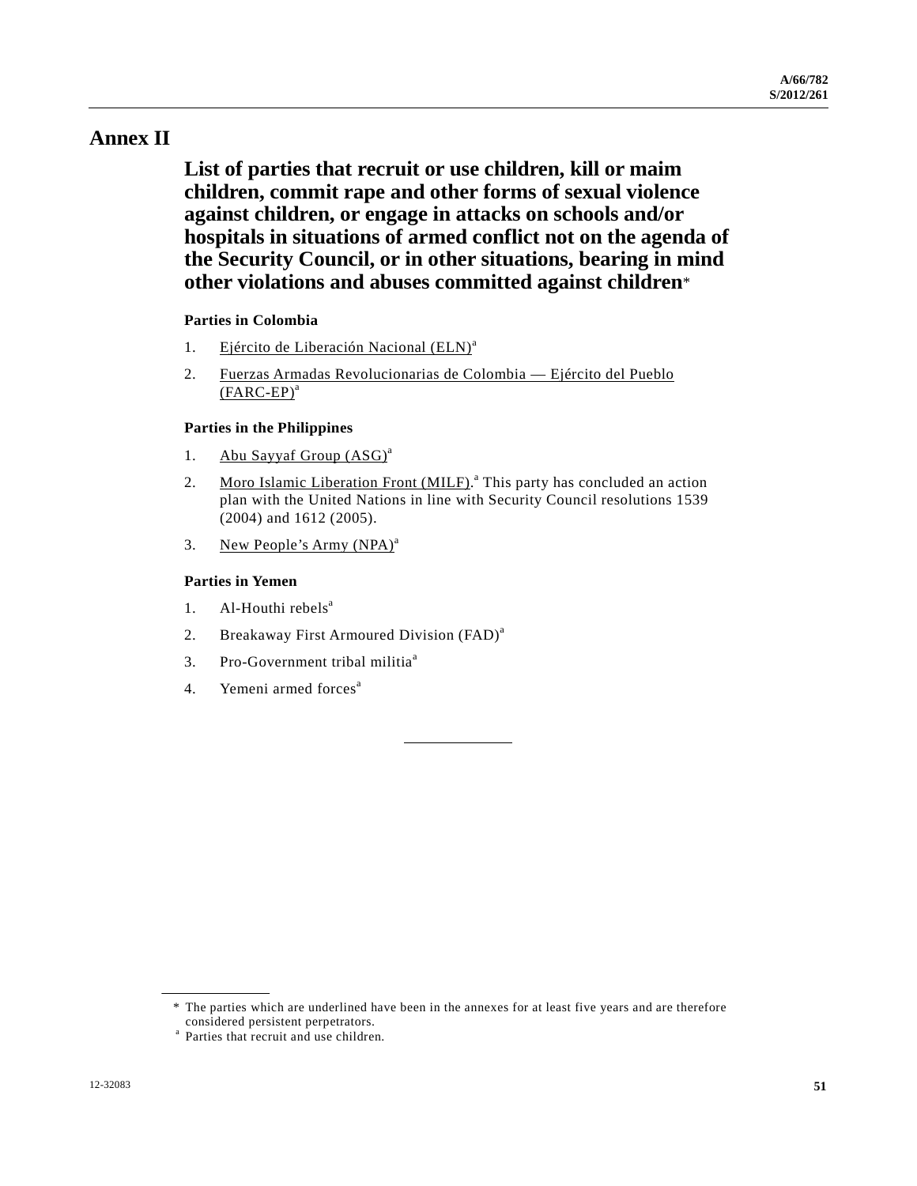# Annex II

## List of parties that recruit or use children, kill or maim children, commit rape and other forms of sexual violence against children, or engage in attacks on schools and/or hospitals in situations of armed conflict not on the agenda of the Security Council, or in other situations, bearing in mind other violations and abuses committed against children*

**Parties in Colombia**

1. Ejército de Liberación Nacional (ELN)[a]
2. Fuerzas Armadas Revolucionarias de Colombia — Ejército del Pueblo (FARC-EP)[a]

**Parties in the Philippines**

1. Abu Sayyaf Group (ASG)[a]
2. Moro Islamic Liberation Front (MILF).[a] This party has concluded an action plan with the United Nations in line with Security Council resolutions 1539 (2004) and 1612 (2005).
3. New People's Army (NPA)[a]

**Parties in Yemen**

1. Al-Houthi rebels[a]
2. Breakaway First Armoured Division (FAD)[a]
3. Pro-Government tribal militia[a]
4. Yemeni armed forces[a]

---

\* The parties which are underlined have been in the annexes for at least five years and are therefore considered persistent perpetrators.

[a] Parties that recruit and use children.